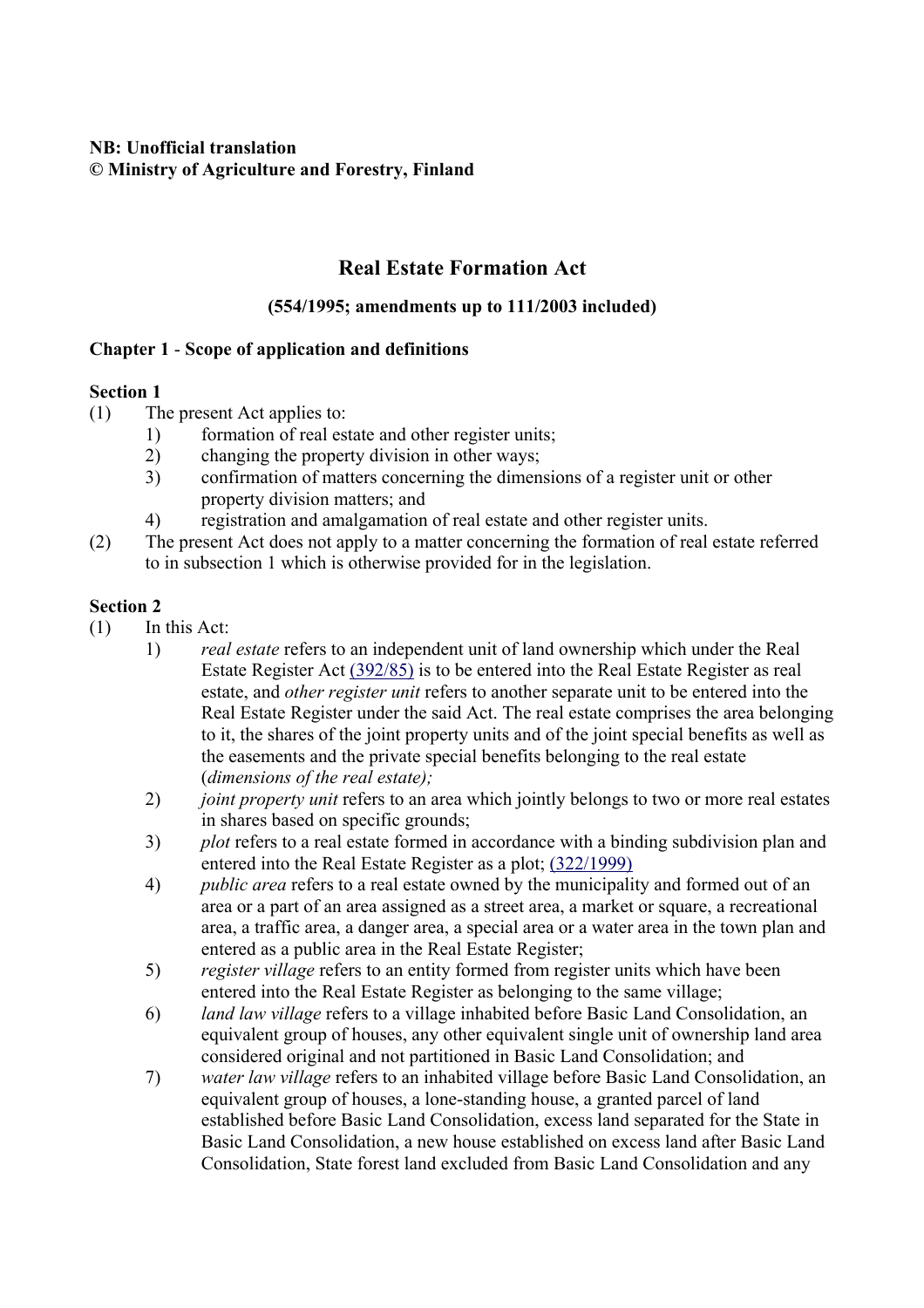**NB: Unofficial translation**
**© Ministry of Agriculture and Forestry, Finland**

# Real Estate Formation Act

**(554/1995; amendments up to 111/2003 included)**

## Chapter 1 - Scope of application and definitions

### Section 1

(1) The present Act applies to:

1) formation of real estate and other register units;
2) changing the property division in other ways;
3) confirmation of matters concerning the dimensions of a register unit or other property division matters; and
4) registration and amalgamation of real estate and other register units.

(2) The present Act does not apply to a matter concerning the formation of real estate referred to in subsection 1 which is otherwise provided for in the legislation.

### Section 2

(1) In this Act:

1) *real estate* refers to an independent unit of land ownership which under the Real Estate Register Act (392/85) is to be entered into the Real Estate Register as real estate, and *other register unit* refers to another separate unit to be entered into the Real Estate Register under the said Act. The real estate comprises the area belonging to it, the shares of the joint property units and of the joint special benefits as well as the easements and the private special benefits belonging to the real estate (*dimensions of the real estate);*
2) *joint property unit* refers to an area which jointly belongs to two or more real estates in shares based on specific grounds;
3) *plot* refers to a real estate formed in accordance with a binding subdivision plan and entered into the Real Estate Register as a plot; (322/1999)
4) *public area* refers to a real estate owned by the municipality and formed out of an area or a part of an area assigned as a street area, a market or square, a recreational area, a traffic area, a danger area, a special area or a water area in the town plan and entered as a public area in the Real Estate Register;
5) *register village* refers to an entity formed from register units which have been entered into the Real Estate Register as belonging to the same village;
6) *land law village* refers to a village inhabited before Basic Land Consolidation, an equivalent group of houses, any other equivalent single unit of ownership land area considered original and not partitioned in Basic Land Consolidation; and
7) *water law village* refers to an inhabited village before Basic Land Consolidation, an equivalent group of houses, a lone-standing house, a granted parcel of land established before Basic Land Consolidation, excess land separated for the State in Basic Land Consolidation, a new house established on excess land after Basic Land Consolidation, State forest land excluded from Basic Land Consolidation and any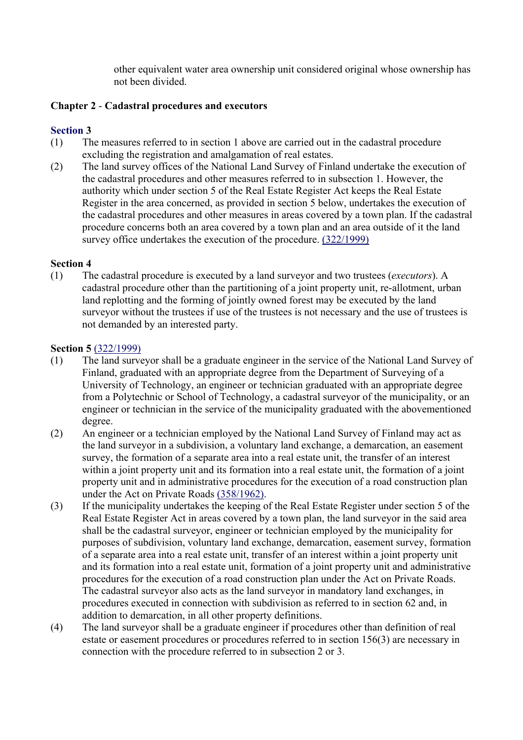other equivalent water area ownership unit considered original whose ownership has not been divided.

## Chapter 2 - Cadastral procedures and executors

### Section 3

(1) The measures referred to in section 1 above are carried out in the cadastral procedure excluding the registration and amalgamation of real estates.

(2) The land survey offices of the National Land Survey of Finland undertake the execution of the cadastral procedures and other measures referred to in subsection 1. However, the authority which under section 5 of the Real Estate Register Act keeps the Real Estate Register in the area concerned, as provided in section 5 below, undertakes the execution of the cadastral procedures and other measures in areas covered by a town plan. If the cadastral procedure concerns both an area covered by a town plan and an area outside of it the land survey office undertakes the execution of the procedure. (322/1999)

### Section 4

(1) The cadastral procedure is executed by a land surveyor and two trustees (*executors*). A cadastral procedure other than the partitioning of a joint property unit, re-allotment, urban land replotting and the forming of jointly owned forest may be executed by the land surveyor without the trustees if use of the trustees is not necessary and the use of trustees is not demanded by an interested party.

### Section 5 (322/1999)

(1) The land surveyor shall be a graduate engineer in the service of the National Land Survey of Finland, graduated with an appropriate degree from the Department of Surveying of a University of Technology, an engineer or technician graduated with an appropriate degree from a Polytechnic or School of Technology, a cadastral surveyor of the municipality, or an engineer or technician in the service of the municipality graduated with the abovementioned degree.

(2) An engineer or a technician employed by the National Land Survey of Finland may act as the land surveyor in a subdivision, a voluntary land exchange, a demarcation, an easement survey, the formation of a separate area into a real estate unit, the transfer of an interest within a joint property unit and its formation into a real estate unit, the formation of a joint property unit and in administrative procedures for the execution of a road construction plan under the Act on Private Roads (358/1962).

(3) If the municipality undertakes the keeping of the Real Estate Register under section 5 of the Real Estate Register Act in areas covered by a town plan, the land surveyor in the said area shall be the cadastral surveyor, engineer or technician employed by the municipality for purposes of subdivision, voluntary land exchange, demarcation, easement survey, formation of a separate area into a real estate unit, transfer of an interest within a joint property unit and its formation into a real estate unit, formation of a joint property unit and administrative procedures for the execution of a road construction plan under the Act on Private Roads. The cadastral surveyor also acts as the land surveyor in mandatory land exchanges, in procedures executed in connection with subdivision as referred to in section 62 and, in addition to demarcation, in all other property definitions.

(4) The land surveyor shall be a graduate engineer if procedures other than definition of real estate or easement procedures or procedures referred to in section 156(3) are necessary in connection with the procedure referred to in subsection 2 or 3.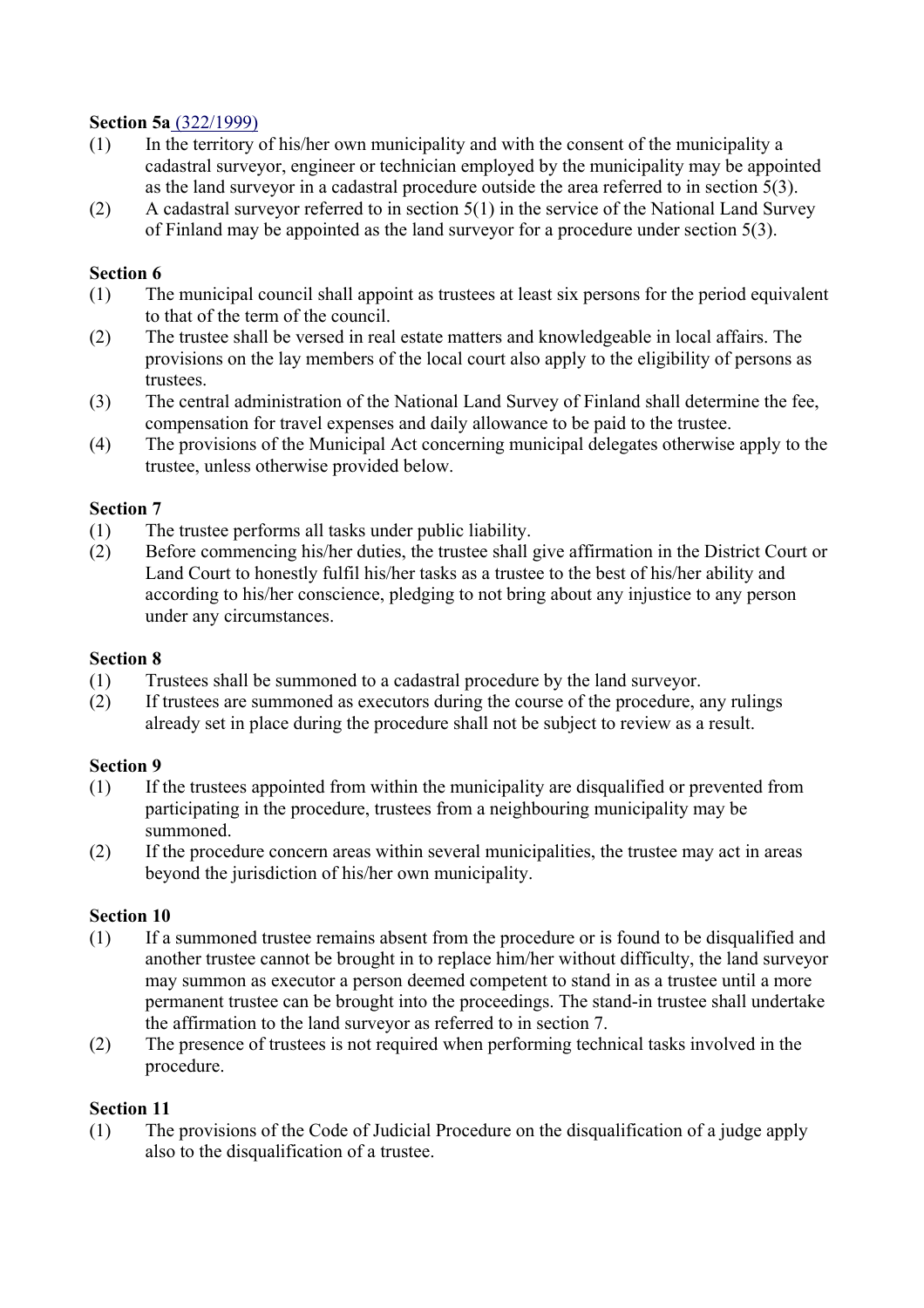**Section 5a** (322/1999)

(1) In the territory of his/her own municipality and with the consent of the municipality a cadastral surveyor, engineer or technician employed by the municipality may be appointed as the land surveyor in a cadastral procedure outside the area referred to in section 5(3).

(2) A cadastral surveyor referred to in section 5(1) in the service of the National Land Survey of Finland may be appointed as the land surveyor for a procedure under section 5(3).

**Section 6**

(1) The municipal council shall appoint as trustees at least six persons for the period equivalent to that of the term of the council.

(2) The trustee shall be versed in real estate matters and knowledgeable in local affairs. The provisions on the lay members of the local court also apply to the eligibility of persons as trustees.

(3) The central administration of the National Land Survey of Finland shall determine the fee, compensation for travel expenses and daily allowance to be paid to the trustee.

(4) The provisions of the Municipal Act concerning municipal delegates otherwise apply to the trustee, unless otherwise provided below.

**Section 7**

(1) The trustee performs all tasks under public liability.

(2) Before commencing his/her duties, the trustee shall give affirmation in the District Court or Land Court to honestly fulfil his/her tasks as a trustee to the best of his/her ability and according to his/her conscience, pledging to not bring about any injustice to any person under any circumstances.

**Section 8**

(1) Trustees shall be summoned to a cadastral procedure by the land surveyor.

(2) If trustees are summoned as executors during the course of the procedure, any rulings already set in place during the procedure shall not be subject to review as a result.

**Section 9**

(1) If the trustees appointed from within the municipality are disqualified or prevented from participating in the procedure, trustees from a neighbouring municipality may be summoned.

(2) If the procedure concern areas within several municipalities, the trustee may act in areas beyond the jurisdiction of his/her own municipality.

**Section 10**

(1) If a summoned trustee remains absent from the procedure or is found to be disqualified and another trustee cannot be brought in to replace him/her without difficulty, the land surveyor may summon as executor a person deemed competent to stand in as a trustee until a more permanent trustee can be brought into the proceedings. The stand-in trustee shall undertake the affirmation to the land surveyor as referred to in section 7.

(2) The presence of trustees is not required when performing technical tasks involved in the procedure.

**Section 11**

(1) The provisions of the Code of Judicial Procedure on the disqualification of a judge apply also to the disqualification of a trustee.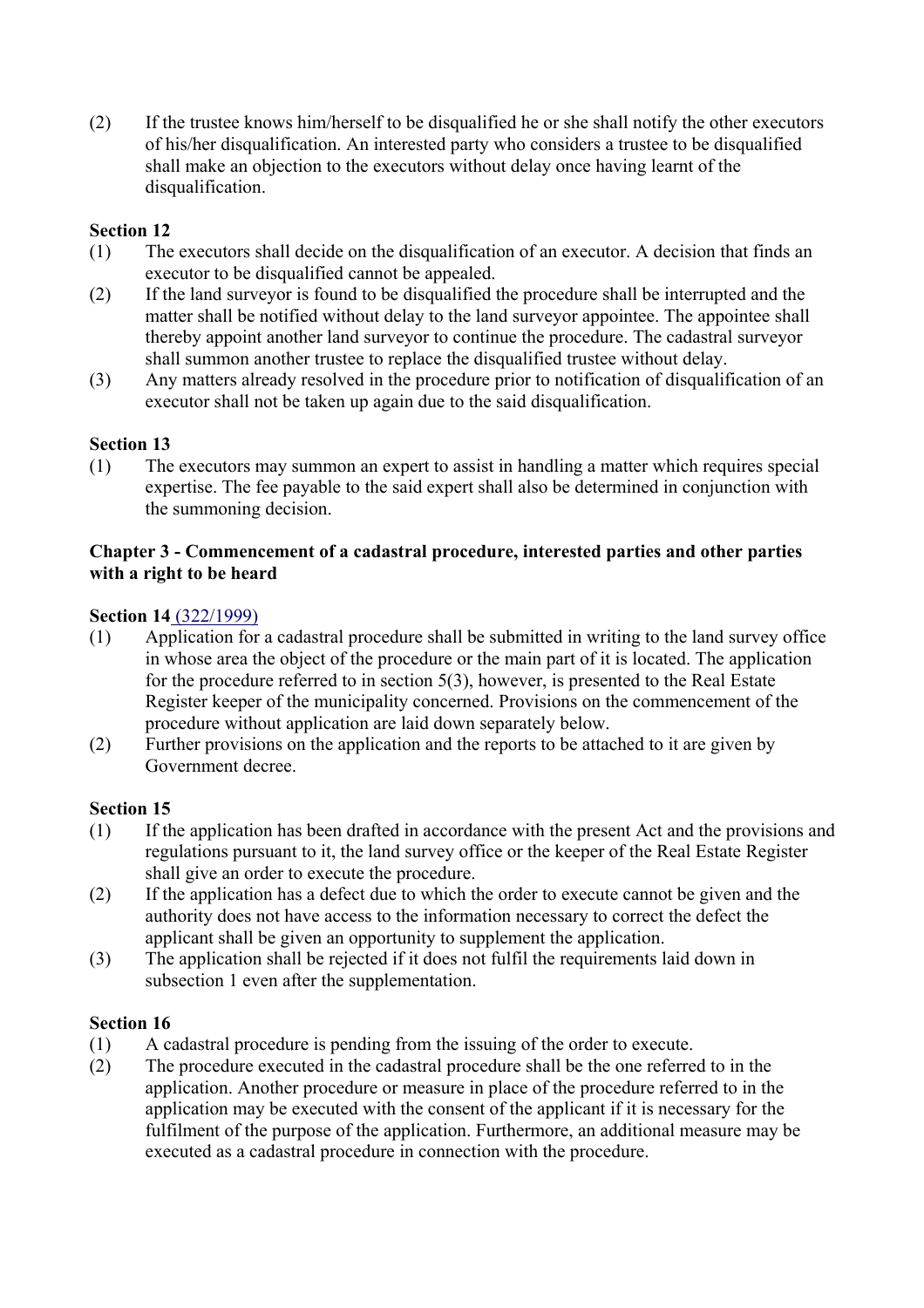(2) If the trustee knows him/herself to be disqualified he or she shall notify the other executors of his/her disqualification. An interested party who considers a trustee to be disqualified shall make an objection to the executors without delay once having learnt of the disqualification.

**Section 12**

(1) The executors shall decide on the disqualification of an executor. A decision that finds an executor to be disqualified cannot be appealed.

(2) If the land surveyor is found to be disqualified the procedure shall be interrupted and the matter shall be notified without delay to the land surveyor appointee. The appointee shall thereby appoint another land surveyor to continue the procedure. The cadastral surveyor shall summon another trustee to replace the disqualified trustee without delay.

(3) Any matters already resolved in the procedure prior to notification of disqualification of an executor shall not be taken up again due to the said disqualification.

**Section 13**

(1) The executors may summon an expert to assist in handling a matter which requires special expertise. The fee payable to the said expert shall also be determined in conjunction with the summoning decision.

## Chapter 3 - Commencement of a cadastral procedure, interested parties and other parties with a right to be heard

**Section 14** (322/1999)

(1) Application for a cadastral procedure shall be submitted in writing to the land survey office in whose area the object of the procedure or the main part of it is located. The application for the procedure referred to in section 5(3), however, is presented to the Real Estate Register keeper of the municipality concerned. Provisions on the commencement of the procedure without application are laid down separately below.

(2) Further provisions on the application and the reports to be attached to it are given by Government decree.

**Section 15**

(1) If the application has been drafted in accordance with the present Act and the provisions and regulations pursuant to it, the land survey office or the keeper of the Real Estate Register shall give an order to execute the procedure.

(2) If the application has a defect due to which the order to execute cannot be given and the authority does not have access to the information necessary to correct the defect the applicant shall be given an opportunity to supplement the application.

(3) The application shall be rejected if it does not fulfil the requirements laid down in subsection 1 even after the supplementation.

**Section 16**

(1) A cadastral procedure is pending from the issuing of the order to execute.

(2) The procedure executed in the cadastral procedure shall be the one referred to in the application. Another procedure or measure in place of the procedure referred to in the application may be executed with the consent of the applicant if it is necessary for the fulfilment of the purpose of the application. Furthermore, an additional measure may be executed as a cadastral procedure in connection with the procedure.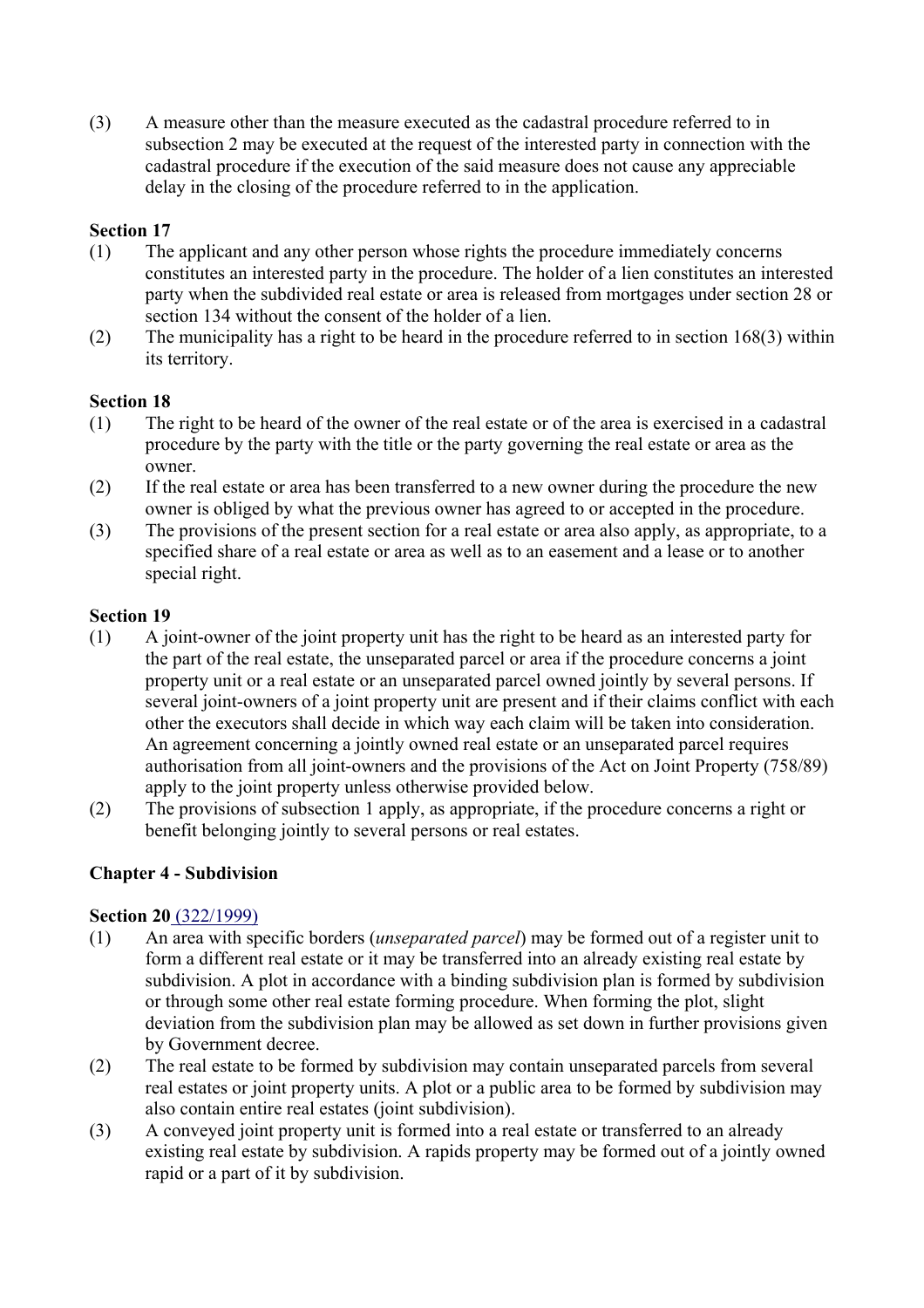(3) A measure other than the measure executed as the cadastral procedure referred to in subsection 2 may be executed at the request of the interested party in connection with the cadastral procedure if the execution of the said measure does not cause any appreciable delay in the closing of the procedure referred to in the application.

**Section 17**

(1) The applicant and any other person whose rights the procedure immediately concerns constitutes an interested party in the procedure. The holder of a lien constitutes an interested party when the subdivided real estate or area is released from mortgages under section 28 or section 134 without the consent of the holder of a lien.

(2) The municipality has a right to be heard in the procedure referred to in section 168(3) within its territory.

**Section 18**

(1) The right to be heard of the owner of the real estate or of the area is exercised in a cadastral procedure by the party with the title or the party governing the real estate or area as the owner.

(2) If the real estate or area has been transferred to a new owner during the procedure the new owner is obliged by what the previous owner has agreed to or accepted in the procedure.

(3) The provisions of the present section for a real estate or area also apply, as appropriate, to a specified share of a real estate or area as well as to an easement and a lease or to another special right.

**Section 19**

(1) A joint-owner of the joint property unit has the right to be heard as an interested party for the part of the real estate, the unseparated parcel or area if the procedure concerns a joint property unit or a real estate or an unseparated parcel owned jointly by several persons. If several joint-owners of a joint property unit are present and if their claims conflict with each other the executors shall decide in which way each claim will be taken into consideration. An agreement concerning a jointly owned real estate or an unseparated parcel requires authorisation from all joint-owners and the provisions of the Act on Joint Property (758/89) apply to the joint property unless otherwise provided below.

(2) The provisions of subsection 1 apply, as appropriate, if the procedure concerns a right or benefit belonging jointly to several persons or real estates.

## Chapter 4 - Subdivision

**Section 20** (322/1999)

(1) An area with specific borders (*unseparated parcel*) may be formed out of a register unit to form a different real estate or it may be transferred into an already existing real estate by subdivision. A plot in accordance with a binding subdivision plan is formed by subdivision or through some other real estate forming procedure. When forming the plot, slight deviation from the subdivision plan may be allowed as set down in further provisions given by Government decree.

(2) The real estate to be formed by subdivision may contain unseparated parcels from several real estates or joint property units. A plot or a public area to be formed by subdivision may also contain entire real estates (joint subdivision).

(3) A conveyed joint property unit is formed into a real estate or transferred to an already existing real estate by subdivision. A rapids property may be formed out of a jointly owned rapid or a part of it by subdivision.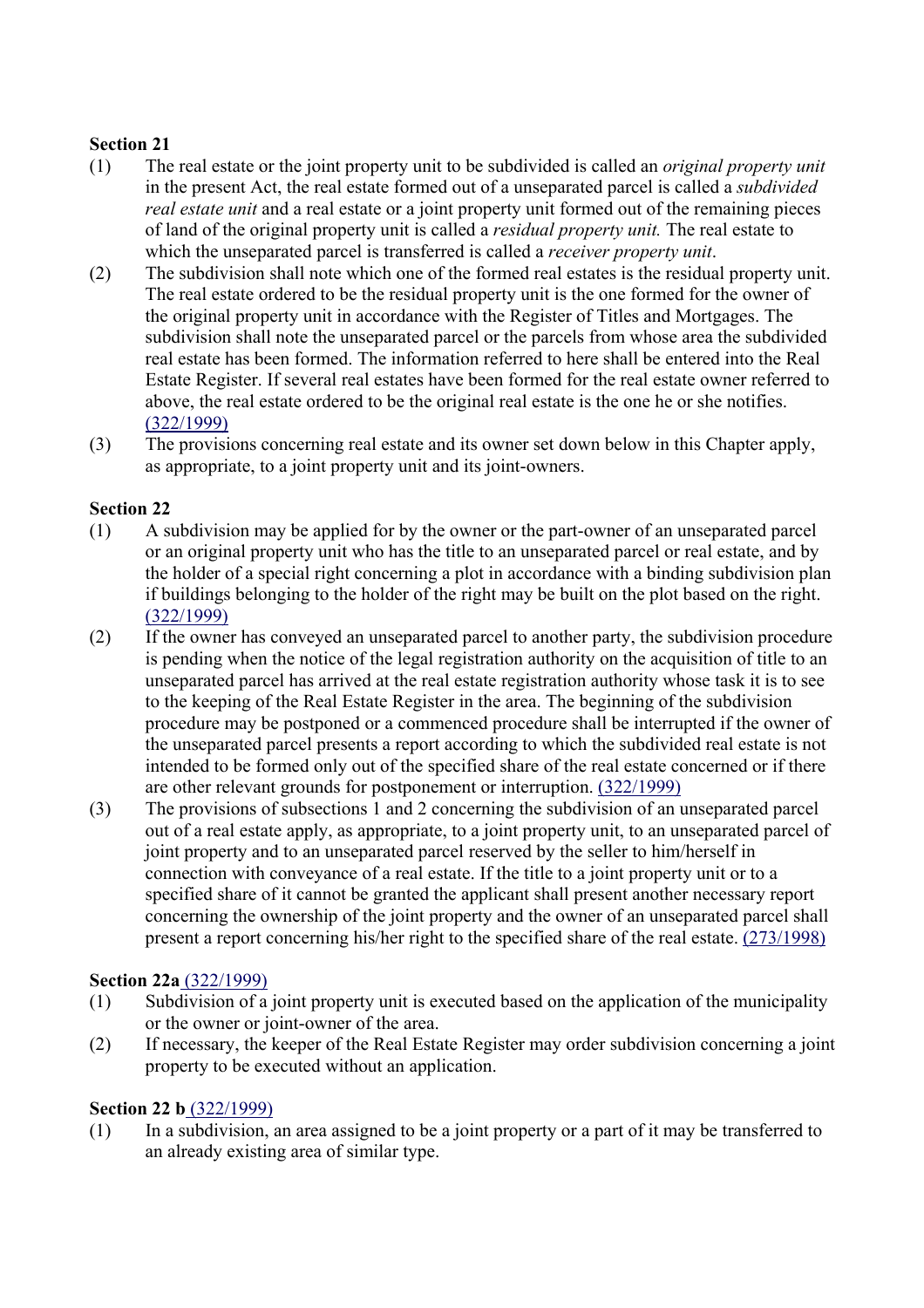**Section 21**

(1) The real estate or the joint property unit to be subdivided is called an *original property unit* in the present Act, the real estate formed out of a unseparated parcel is called a *subdivided real estate unit* and a real estate or a joint property unit formed out of the remaining pieces of land of the original property unit is called a *residual property unit.* The real estate to which the unseparated parcel is transferred is called a *receiver property unit*.

(2) The subdivision shall note which one of the formed real estates is the residual property unit. The real estate ordered to be the residual property unit is the one formed for the owner of the original property unit in accordance with the Register of Titles and Mortgages. The subdivision shall note the unseparated parcel or the parcels from whose area the subdivided real estate has been formed. The information referred to here shall be entered into the Real Estate Register. If several real estates have been formed for the real estate owner referred to above, the real estate ordered to be the original real estate is the one he or she notifies. (322/1999)

(3) The provisions concerning real estate and its owner set down below in this Chapter apply, as appropriate, to a joint property unit and its joint-owners.

**Section 22**

(1) A subdivision may be applied for by the owner or the part-owner of an unseparated parcel or an original property unit who has the title to an unseparated parcel or real estate, and by the holder of a special right concerning a plot in accordance with a binding subdivision plan if buildings belonging to the holder of the right may be built on the plot based on the right. (322/1999)

(2) If the owner has conveyed an unseparated parcel to another party, the subdivision procedure is pending when the notice of the legal registration authority on the acquisition of title to an unseparated parcel has arrived at the real estate registration authority whose task it is to see to the keeping of the Real Estate Register in the area. The beginning of the subdivision procedure may be postponed or a commenced procedure shall be interrupted if the owner of the unseparated parcel presents a report according to which the subdivided real estate is not intended to be formed only out of the specified share of the real estate concerned or if there are other relevant grounds for postponement or interruption. (322/1999)

(3) The provisions of subsections 1 and 2 concerning the subdivision of an unseparated parcel out of a real estate apply, as appropriate, to a joint property unit, to an unseparated parcel of joint property and to an unseparated parcel reserved by the seller to him/herself in connection with conveyance of a real estate. If the title to a joint property unit or to a specified share of it cannot be granted the applicant shall present another necessary report concerning the ownership of the joint property and the owner of an unseparated parcel shall present a report concerning his/her right to the specified share of the real estate. (273/1998)

**Section 22a** (322/1999)

(1) Subdivision of a joint property unit is executed based on the application of the municipality or the owner or joint-owner of the area.

(2) If necessary, the keeper of the Real Estate Register may order subdivision concerning a joint property to be executed without an application.

**Section 22 b** (322/1999)

(1) In a subdivision, an area assigned to be a joint property or a part of it may be transferred to an already existing area of similar type.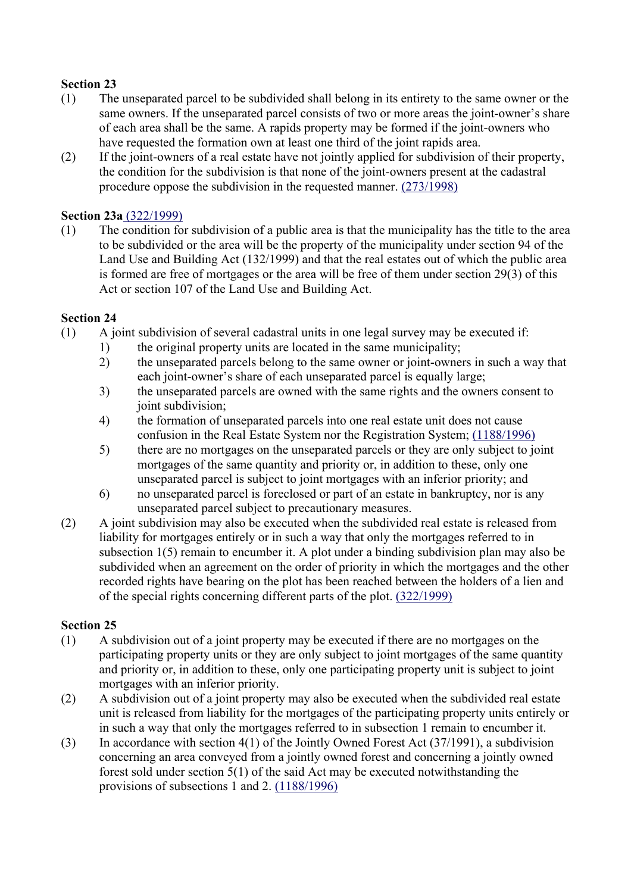**Section 23**

(1) The unseparated parcel to be subdivided shall belong in its entirety to the same owner or the same owners. If the unseparated parcel consists of two or more areas the joint-owner's share of each area shall be the same. A rapids property may be formed if the joint-owners who have requested the formation own at least one third of the joint rapids area.

(2) If the joint-owners of a real estate have not jointly applied for subdivision of their property, the condition for the subdivision is that none of the joint-owners present at the cadastral procedure oppose the subdivision in the requested manner. (273/1998)

**Section 23a** (322/1999)

(1) The condition for subdivision of a public area is that the municipality has the title to the area to be subdivided or the area will be the property of the municipality under section 94 of the Land Use and Building Act (132/1999) and that the real estates out of which the public area is formed are free of mortgages or the area will be free of them under section 29(3) of this Act or section 107 of the Land Use and Building Act.

**Section 24**

(1) A joint subdivision of several cadastral units in one legal survey may be executed if:
   1) the original property units are located in the same municipality;
   2) the unseparated parcels belong to the same owner or joint-owners in such a way that each joint-owner's share of each unseparated parcel is equally large;
   3) the unseparated parcels are owned with the same rights and the owners consent to joint subdivision;
   4) the formation of unseparated parcels into one real estate unit does not cause confusion in the Real Estate System nor the Registration System; (1188/1996)
   5) there are no mortgages on the unseparated parcels or they are only subject to joint mortgages of the same quantity and priority or, in addition to these, only one unseparated parcel is subject to joint mortgages with an inferior priority; and
   6) no unseparated parcel is foreclosed or part of an estate in bankruptcy, nor is any unseparated parcel subject to precautionary measures.

(2) A joint subdivision may also be executed when the subdivided real estate is released from liability for mortgages entirely or in such a way that only the mortgages referred to in subsection 1(5) remain to encumber it. A plot under a binding subdivision plan may also be subdivided when an agreement on the order of priority in which the mortgages and the other recorded rights have bearing on the plot has been reached between the holders of a lien and of the special rights concerning different parts of the plot. (322/1999)

**Section 25**

(1) A subdivision out of a joint property may be executed if there are no mortgages on the participating property units or they are only subject to joint mortgages of the same quantity and priority or, in addition to these, only one participating property unit is subject to joint mortgages with an inferior priority.

(2) A subdivision out of a joint property may also be executed when the subdivided real estate unit is released from liability for the mortgages of the participating property units entirely or in such a way that only the mortgages referred to in subsection 1 remain to encumber it.

(3) In accordance with section 4(1) of the Jointly Owned Forest Act (37/1991), a subdivision concerning an area conveyed from a jointly owned forest and concerning a jointly owned forest sold under section 5(1) of the said Act may be executed notwithstanding the provisions of subsections 1 and 2. (1188/1996)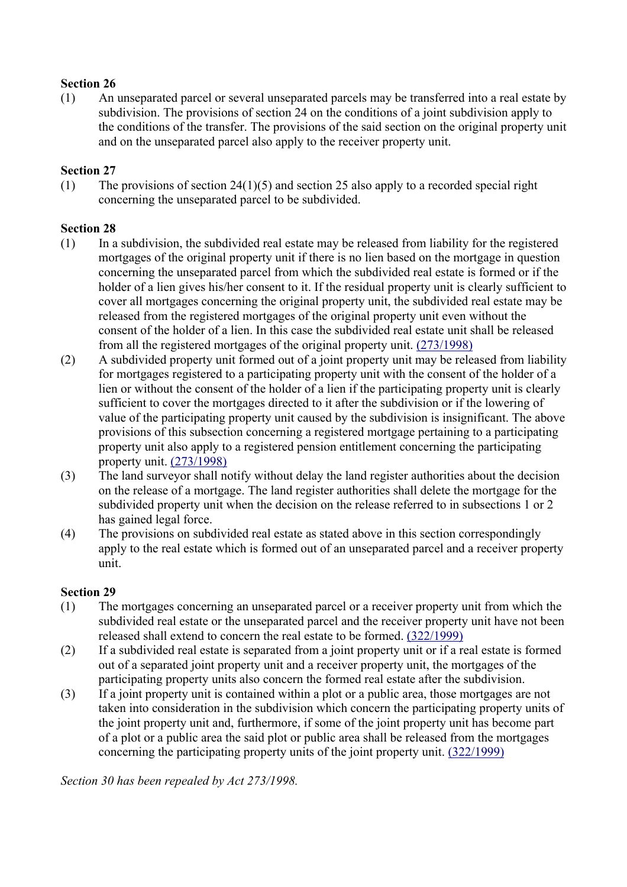**Section 26**

(1) An unseparated parcel or several unseparated parcels may be transferred into a real estate by subdivision. The provisions of section 24 on the conditions of a joint subdivision apply to the conditions of the transfer. The provisions of the said section on the original property unit and on the unseparated parcel also apply to the receiver property unit.

**Section 27**

(1) The provisions of section 24(1)(5) and section 25 also apply to a recorded special right concerning the unseparated parcel to be subdivided.

**Section 28**

(1) In a subdivision, the subdivided real estate may be released from liability for the registered mortgages of the original property unit if there is no lien based on the mortgage in question concerning the unseparated parcel from which the subdivided real estate is formed or if the holder of a lien gives his/her consent to it. If the residual property unit is clearly sufficient to cover all mortgages concerning the original property unit, the subdivided real estate may be released from the registered mortgages of the original property unit even without the consent of the holder of a lien. In this case the subdivided real estate unit shall be released from all the registered mortgages of the original property unit. (273/1998)

(2) A subdivided property unit formed out of a joint property unit may be released from liability for mortgages registered to a participating property unit with the consent of the holder of a lien or without the consent of the holder of a lien if the participating property unit is clearly sufficient to cover the mortgages directed to it after the subdivision or if the lowering of value of the participating property unit caused by the subdivision is insignificant. The above provisions of this subsection concerning a registered mortgage pertaining to a participating property unit also apply to a registered pension entitlement concerning the participating property unit. (273/1998)

(3) The land surveyor shall notify without delay the land register authorities about the decision on the release of a mortgage. The land register authorities shall delete the mortgage for the subdivided property unit when the decision on the release referred to in subsections 1 or 2 has gained legal force.

(4) The provisions on subdivided real estate as stated above in this section correspondingly apply to the real estate which is formed out of an unseparated parcel and a receiver property unit.

**Section 29**

(1) The mortgages concerning an unseparated parcel or a receiver property unit from which the subdivided real estate or the unseparated parcel and the receiver property unit have not been released shall extend to concern the real estate to be formed. (322/1999)

(2) If a subdivided real estate is separated from a joint property unit or if a real estate is formed out of a separated joint property unit and a receiver property unit, the mortgages of the participating property units also concern the formed real estate after the subdivision.

(3) If a joint property unit is contained within a plot or a public area, those mortgages are not taken into consideration in the subdivision which concern the participating property units of the joint property unit and, furthermore, if some of the joint property unit has become part of a plot or a public area the said plot or public area shall be released from the mortgages concerning the participating property units of the joint property unit. (322/1999)

*Section 30 has been repealed by Act 273/1998.*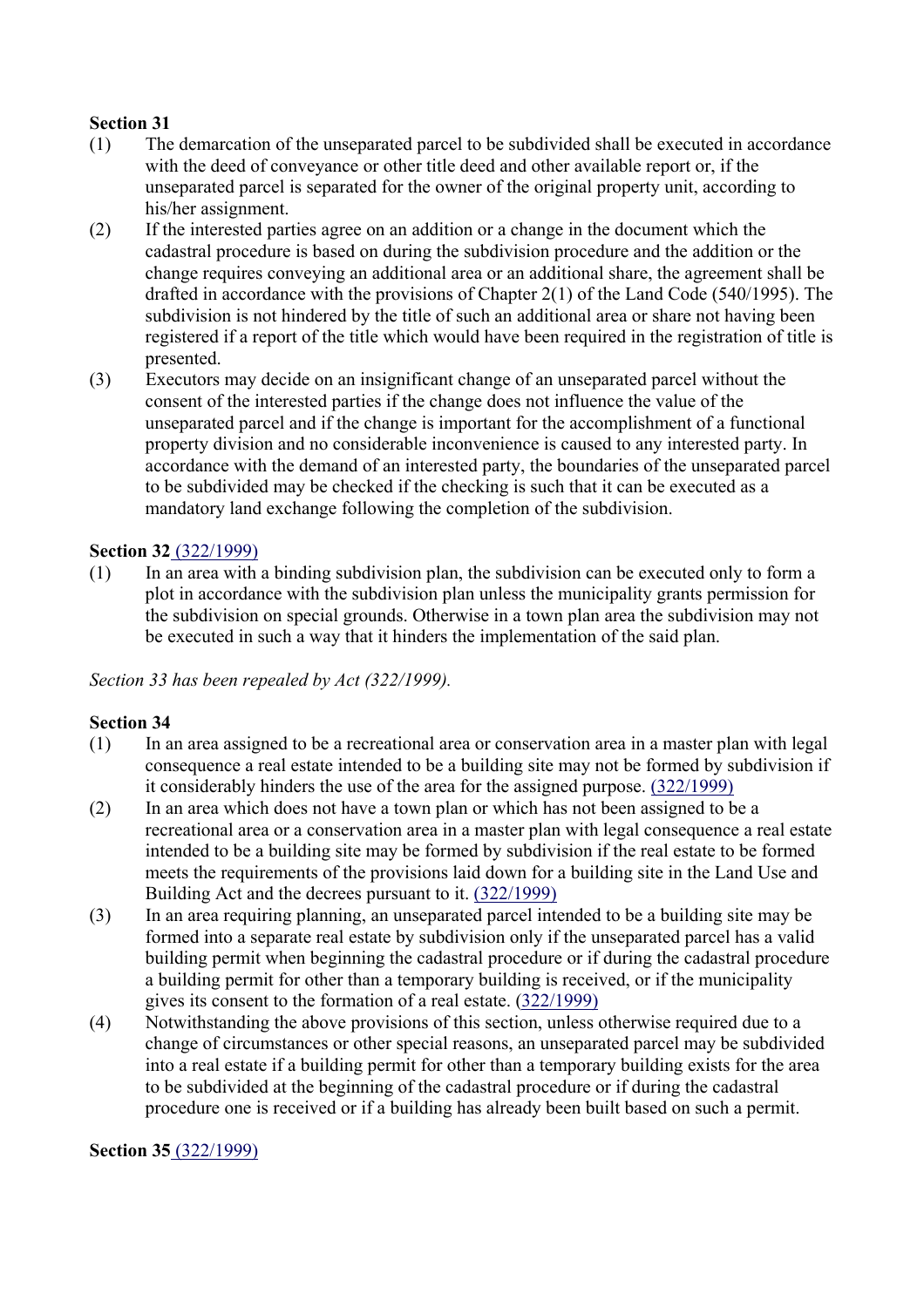**Section 31**

(1) The demarcation of the unseparated parcel to be subdivided shall be executed in accordance with the deed of conveyance or other title deed and other available report or, if the unseparated parcel is separated for the owner of the original property unit, according to his/her assignment.

(2) If the interested parties agree on an addition or a change in the document which the cadastral procedure is based on during the subdivision procedure and the addition or the change requires conveying an additional area or an additional share, the agreement shall be drafted in accordance with the provisions of Chapter 2(1) of the Land Code (540/1995). The subdivision is not hindered by the title of such an additional area or share not having been registered if a report of the title which would have been required in the registration of title is presented.

(3) Executors may decide on an insignificant change of an unseparated parcel without the consent of the interested parties if the change does not influence the value of the unseparated parcel and if the change is important for the accomplishment of a functional property division and no considerable inconvenience is caused to any interested party. In accordance with the demand of an interested party, the boundaries of the unseparated parcel to be subdivided may be checked if the checking is such that it can be executed as a mandatory land exchange following the completion of the subdivision.

**Section 32** (322/1999)

(1) In an area with a binding subdivision plan, the subdivision can be executed only to form a plot in accordance with the subdivision plan unless the municipality grants permission for the subdivision on special grounds. Otherwise in a town plan area the subdivision may not be executed in such a way that it hinders the implementation of the said plan.

*Section 33 has been repealed by Act (322/1999).*

**Section 34**

(1) In an area assigned to be a recreational area or conservation area in a master plan with legal consequence a real estate intended to be a building site may not be formed by subdivision if it considerably hinders the use of the area for the assigned purpose. (322/1999)

(2) In an area which does not have a town plan or which has not been assigned to be a recreational area or a conservation area in a master plan with legal consequence a real estate intended to be a building site may be formed by subdivision if the real estate to be formed meets the requirements of the provisions laid down for a building site in the Land Use and Building Act and the decrees pursuant to it. (322/1999)

(3) In an area requiring planning, an unseparated parcel intended to be a building site may be formed into a separate real estate by subdivision only if the unseparated parcel has a valid building permit when beginning the cadastral procedure or if during the cadastral procedure a building permit for other than a temporary building is received, or if the municipality gives its consent to the formation of a real estate. (322/1999)

(4) Notwithstanding the above provisions of this section, unless otherwise required due to a change of circumstances or other special reasons, an unseparated parcel may be subdivided into a real estate if a building permit for other than a temporary building exists for the area to be subdivided at the beginning of the cadastral procedure or if during the cadastral procedure one is received or if a building has already been built based on such a permit.

**Section 35** (322/1999)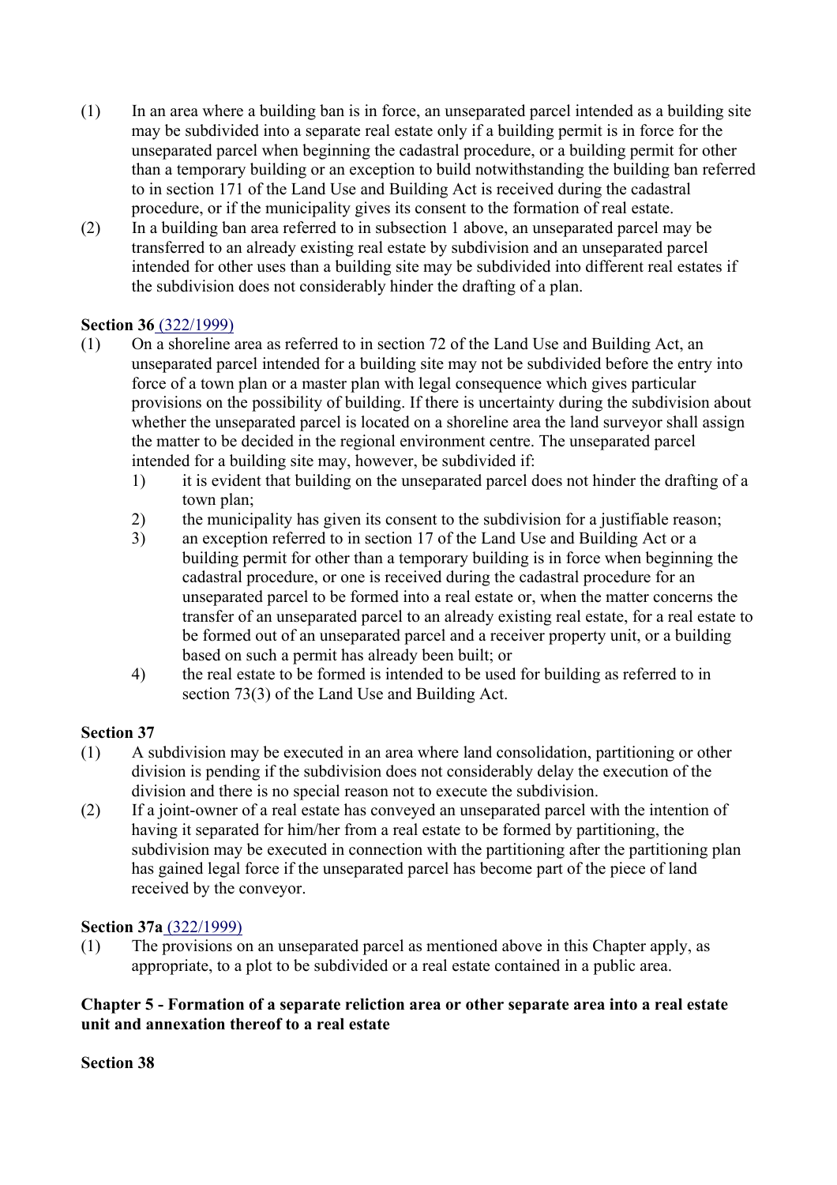(1) In an area where a building ban is in force, an unseparated parcel intended as a building site may be subdivided into a separate real estate only if a building permit is in force for the unseparated parcel when beginning the cadastral procedure, or a building permit for other than a temporary building or an exception to build notwithstanding the building ban referred to in section 171 of the Land Use and Building Act is received during the cadastral procedure, or if the municipality gives its consent to the formation of real estate.

(2) In a building ban area referred to in subsection 1 above, an unseparated parcel may be transferred to an already existing real estate by subdivision and an unseparated parcel intended for other uses than a building site may be subdivided into different real estates if the subdivision does not considerably hinder the drafting of a plan.

**Section 36** (322/1999)

(1) On a shoreline area as referred to in section 72 of the Land Use and Building Act, an unseparated parcel intended for a building site may not be subdivided before the entry into force of a town plan or a master plan with legal consequence which gives particular provisions on the possibility of building. If there is uncertainty during the subdivision about whether the unseparated parcel is located on a shoreline area the land surveyor shall assign the matter to be decided in the regional environment centre. The unseparated parcel intended for a building site may, however, be subdivided if:

1) it is evident that building on the unseparated parcel does not hinder the drafting of a town plan;
2) the municipality has given its consent to the subdivision for a justifiable reason;
3) an exception referred to in section 17 of the Land Use and Building Act or a building permit for other than a temporary building is in force when beginning the cadastral procedure, or one is received during the cadastral procedure for an unseparated parcel to be formed into a real estate or, when the matter concerns the transfer of an unseparated parcel to an already existing real estate, for a real estate to be formed out of an unseparated parcel and a receiver property unit, or a building based on such a permit has already been built; or
4) the real estate to be formed is intended to be used for building as referred to in section 73(3) of the Land Use and Building Act.

**Section 37**

(1) A subdivision may be executed in an area where land consolidation, partitioning or other division is pending if the subdivision does not considerably delay the execution of the division and there is no special reason not to execute the subdivision.

(2) If a joint-owner of a real estate has conveyed an unseparated parcel with the intention of having it separated for him/her from a real estate to be formed by partitioning, the subdivision may be executed in connection with the partitioning after the partitioning plan has gained legal force if the unseparated parcel has become part of the piece of land received by the conveyor.

**Section 37a** (322/1999)

(1) The provisions on an unseparated parcel as mentioned above in this Chapter apply, as appropriate, to a plot to be subdivided or a real estate contained in a public area.

## Chapter 5 - Formation of a separate reliction area or other separate area into a real estate unit and annexation thereof to a real estate

**Section 38**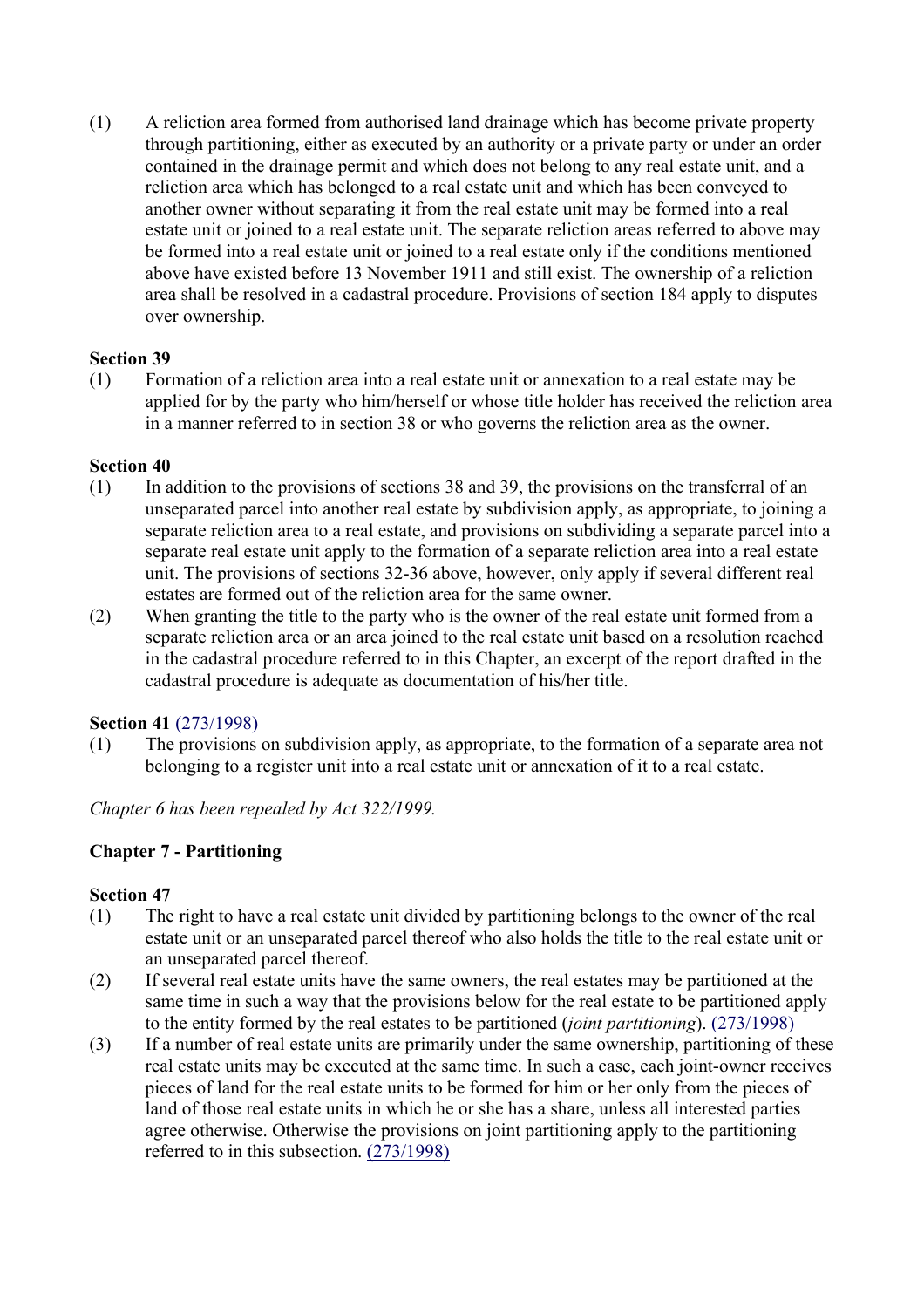(1) A reliction area formed from authorised land drainage which has become private property through partitioning, either as executed by an authority or a private party or under an order contained in the drainage permit and which does not belong to any real estate unit, and a reliction area which has belonged to a real estate unit and which has been conveyed to another owner without separating it from the real estate unit may be formed into a real estate unit or joined to a real estate unit. The separate reliction areas referred to above may be formed into a real estate unit or joined to a real estate only if the conditions mentioned above have existed before 13 November 1911 and still exist. The ownership of a reliction area shall be resolved in a cadastral procedure. Provisions of section 184 apply to disputes over ownership.

**Section 39**

(1) Formation of a reliction area into a real estate unit or annexation to a real estate may be applied for by the party who him/herself or whose title holder has received the reliction area in a manner referred to in section 38 or who governs the reliction area as the owner.

**Section 40**

(1) In addition to the provisions of sections 38 and 39, the provisions on the transferral of an unseparated parcel into another real estate by subdivision apply, as appropriate, to joining a separate reliction area to a real estate, and provisions on subdividing a separate parcel into a separate real estate unit apply to the formation of a separate reliction area into a real estate unit. The provisions of sections 32-36 above, however, only apply if several different real estates are formed out of the reliction area for the same owner.

(2) When granting the title to the party who is the owner of the real estate unit formed from a separate reliction area or an area joined to the real estate unit based on a resolution reached in the cadastral procedure referred to in this Chapter, an excerpt of the report drafted in the cadastral procedure is adequate as documentation of his/her title.

**Section 41** (273/1998)

(1) The provisions on subdivision apply, as appropriate, to the formation of a separate area not belonging to a register unit into a real estate unit or annexation of it to a real estate.

*Chapter 6 has been repealed by Act 322/1999.*

## Chapter 7 - Partitioning

**Section 47**

(1) The right to have a real estate unit divided by partitioning belongs to the owner of the real estate unit or an unseparated parcel thereof who also holds the title to the real estate unit or an unseparated parcel thereof.

(2) If several real estate units have the same owners, the real estates may be partitioned at the same time in such a way that the provisions below for the real estate to be partitioned apply to the entity formed by the real estates to be partitioned (*joint partitioning*). (273/1998)

(3) If a number of real estate units are primarily under the same ownership, partitioning of these real estate units may be executed at the same time. In such a case, each joint-owner receives pieces of land for the real estate units to be formed for him or her only from the pieces of land of those real estate units in which he or she has a share, unless all interested parties agree otherwise. Otherwise the provisions on joint partitioning apply to the partitioning referred to in this subsection. (273/1998)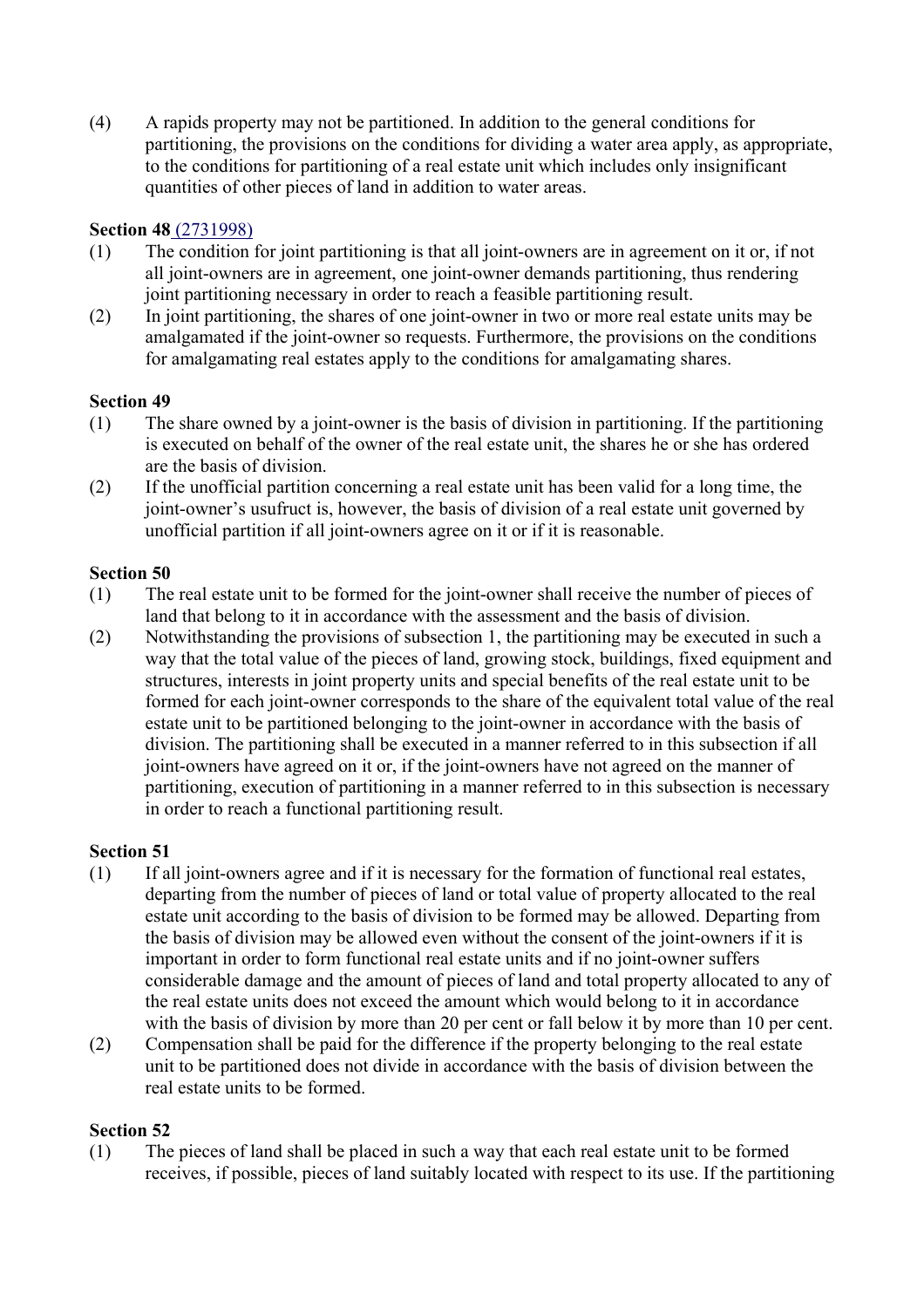(4) A rapids property may not be partitioned. In addition to the general conditions for partitioning, the provisions on the conditions for dividing a water area apply, as appropriate, to the conditions for partitioning of a real estate unit which includes only insignificant quantities of other pieces of land in addition to water areas.

**Section 48** (2731998)

(1) The condition for joint partitioning is that all joint-owners are in agreement on it or, if not all joint-owners are in agreement, one joint-owner demands partitioning, thus rendering joint partitioning necessary in order to reach a feasible partitioning result.

(2) In joint partitioning, the shares of one joint-owner in two or more real estate units may be amalgamated if the joint-owner so requests. Furthermore, the provisions on the conditions for amalgamating real estates apply to the conditions for amalgamating shares.

**Section 49**

(1) The share owned by a joint-owner is the basis of division in partitioning. If the partitioning is executed on behalf of the owner of the real estate unit, the shares he or she has ordered are the basis of division.

(2) If the unofficial partition concerning a real estate unit has been valid for a long time, the joint-owner's usufruct is, however, the basis of division of a real estate unit governed by unofficial partition if all joint-owners agree on it or if it is reasonable.

**Section 50**

(1) The real estate unit to be formed for the joint-owner shall receive the number of pieces of land that belong to it in accordance with the assessment and the basis of division.

(2) Notwithstanding the provisions of subsection 1, the partitioning may be executed in such a way that the total value of the pieces of land, growing stock, buildings, fixed equipment and structures, interests in joint property units and special benefits of the real estate unit to be formed for each joint-owner corresponds to the share of the equivalent total value of the real estate unit to be partitioned belonging to the joint-owner in accordance with the basis of division. The partitioning shall be executed in a manner referred to in this subsection if all joint-owners have agreed on it or, if the joint-owners have not agreed on the manner of partitioning, execution of partitioning in a manner referred to in this subsection is necessary in order to reach a functional partitioning result.

**Section 51**

(1) If all joint-owners agree and if it is necessary for the formation of functional real estates, departing from the number of pieces of land or total value of property allocated to the real estate unit according to the basis of division to be formed may be allowed. Departing from the basis of division may be allowed even without the consent of the joint-owners if it is important in order to form functional real estate units and if no joint-owner suffers considerable damage and the amount of pieces of land and total property allocated to any of the real estate units does not exceed the amount which would belong to it in accordance with the basis of division by more than 20 per cent or fall below it by more than 10 per cent.

(2) Compensation shall be paid for the difference if the property belonging to the real estate unit to be partitioned does not divide in accordance with the basis of division between the real estate units to be formed.

**Section 52**

(1) The pieces of land shall be placed in such a way that each real estate unit to be formed receives, if possible, pieces of land suitably located with respect to its use. If the partitioning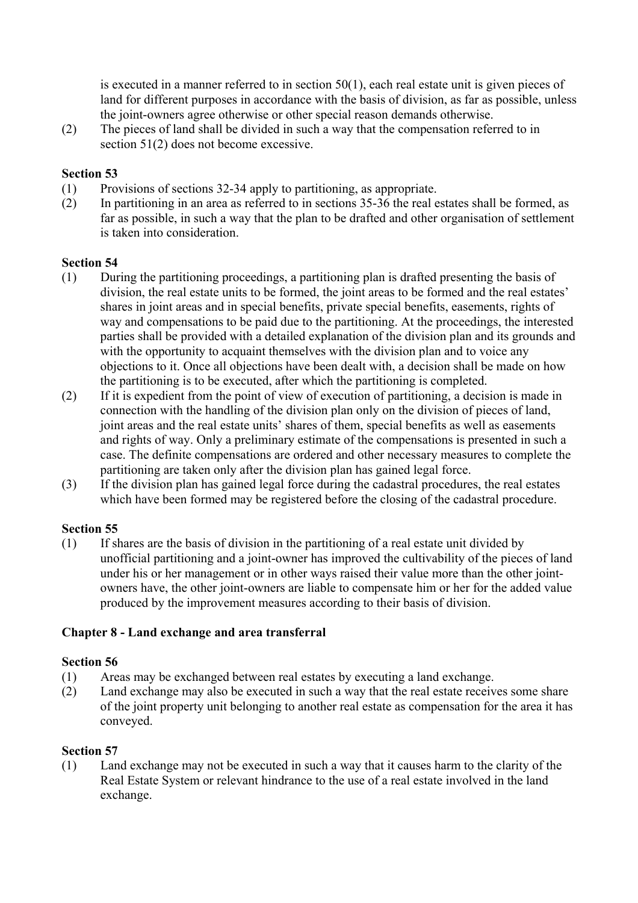is executed in a manner referred to in section 50(1), each real estate unit is given pieces of land for different purposes in accordance with the basis of division, as far as possible, unless the joint-owners agree otherwise or other special reason demands otherwise.

(2) The pieces of land shall be divided in such a way that the compensation referred to in section 51(2) does not become excessive.

**Section 53**

(1) Provisions of sections 32-34 apply to partitioning, as appropriate.

(2) In partitioning in an area as referred to in sections 35-36 the real estates shall be formed, as far as possible, in such a way that the plan to be drafted and other organisation of settlement is taken into consideration.

**Section 54**

(1) During the partitioning proceedings, a partitioning plan is drafted presenting the basis of division, the real estate units to be formed, the joint areas to be formed and the real estates' shares in joint areas and in special benefits, private special benefits, easements, rights of way and compensations to be paid due to the partitioning. At the proceedings, the interested parties shall be provided with a detailed explanation of the division plan and its grounds and with the opportunity to acquaint themselves with the division plan and to voice any objections to it. Once all objections have been dealt with, a decision shall be made on how the partitioning is to be executed, after which the partitioning is completed.

(2) If it is expedient from the point of view of execution of partitioning, a decision is made in connection with the handling of the division plan only on the division of pieces of land, joint areas and the real estate units' shares of them, special benefits as well as easements and rights of way. Only a preliminary estimate of the compensations is presented in such a case. The definite compensations are ordered and other necessary measures to complete the partitioning are taken only after the division plan has gained legal force.

(3) If the division plan has gained legal force during the cadastral procedures, the real estates which have been formed may be registered before the closing of the cadastral procedure.

**Section 55**

(1) If shares are the basis of division in the partitioning of a real estate unit divided by unofficial partitioning and a joint-owner has improved the cultivability of the pieces of land under his or her management or in other ways raised their value more than the other joint-owners have, the other joint-owners are liable to compensate him or her for the added value produced by the improvement measures according to their basis of division.

## Chapter 8 - Land exchange and area transferral

**Section 56**

(1) Areas may be exchanged between real estates by executing a land exchange.

(2) Land exchange may also be executed in such a way that the real estate receives some share of the joint property unit belonging to another real estate as compensation for the area it has conveyed.

**Section 57**

(1) Land exchange may not be executed in such a way that it causes harm to the clarity of the Real Estate System or relevant hindrance to the use of a real estate involved in the land exchange.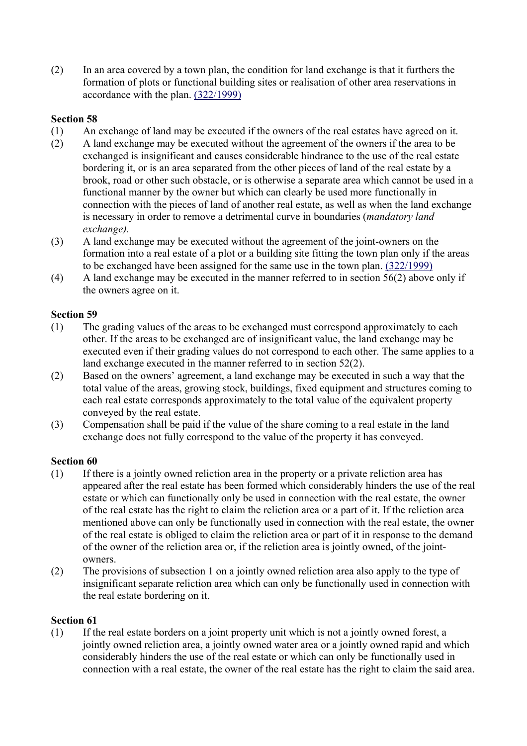(2) In an area covered by a town plan, the condition for land exchange is that it furthers the formation of plots or functional building sites or realisation of other area reservations in accordance with the plan. (322/1999)

**Section 58**

(1) An exchange of land may be executed if the owners of the real estates have agreed on it.

(2) A land exchange may be executed without the agreement of the owners if the area to be exchanged is insignificant and causes considerable hindrance to the use of the real estate bordering it, or is an area separated from the other pieces of land of the real estate by a brook, road or other such obstacle, or is otherwise a separate area which cannot be used in a functional manner by the owner but which can clearly be used more functionally in connection with the pieces of land of another real estate, as well as when the land exchange is necessary in order to remove a detrimental curve in boundaries (*mandatory land exchange).*

(3) A land exchange may be executed without the agreement of the joint-owners on the formation into a real estate of a plot or a building site fitting the town plan only if the areas to be exchanged have been assigned for the same use in the town plan. (322/1999)

(4) A land exchange may be executed in the manner referred to in section 56(2) above only if the owners agree on it.

**Section 59**

(1) The grading values of the areas to be exchanged must correspond approximately to each other. If the areas to be exchanged are of insignificant value, the land exchange may be executed even if their grading values do not correspond to each other. The same applies to a land exchange executed in the manner referred to in section 52(2).

(2) Based on the owners' agreement, a land exchange may be executed in such a way that the total value of the areas, growing stock, buildings, fixed equipment and structures coming to each real estate corresponds approximately to the total value of the equivalent property conveyed by the real estate.

(3) Compensation shall be paid if the value of the share coming to a real estate in the land exchange does not fully correspond to the value of the property it has conveyed.

**Section 60**

(1) If there is a jointly owned reliction area in the property or a private reliction area has appeared after the real estate has been formed which considerably hinders the use of the real estate or which can functionally only be used in connection with the real estate, the owner of the real estate has the right to claim the reliction area or a part of it. If the reliction area mentioned above can only be functionally used in connection with the real estate, the owner of the real estate is obliged to claim the reliction area or part of it in response to the demand of the owner of the reliction area or, if the reliction area is jointly owned, of the joint-owners.

(2) The provisions of subsection 1 on a jointly owned reliction area also apply to the type of insignificant separate reliction area which can only be functionally used in connection with the real estate bordering on it.

**Section 61**

(1) If the real estate borders on a joint property unit which is not a jointly owned forest, a jointly owned reliction area, a jointly owned water area or a jointly owned rapid and which considerably hinders the use of the real estate or which can only be functionally used in connection with a real estate, the owner of the real estate has the right to claim the said area.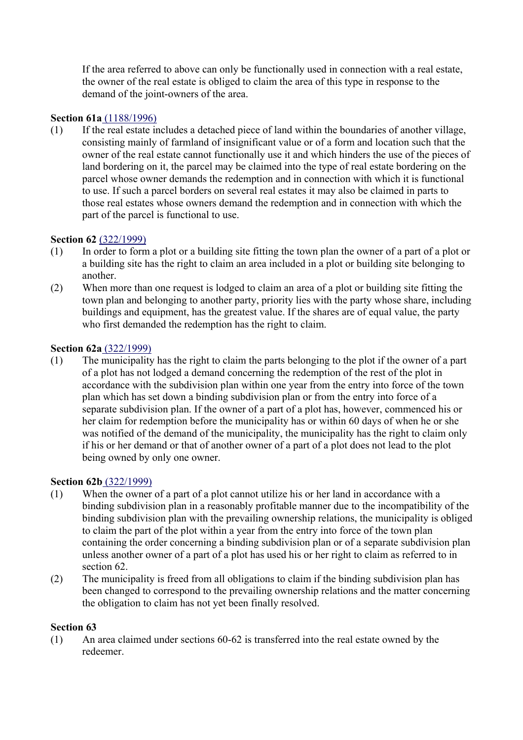If the area referred to above can only be functionally used in connection with a real estate, the owner of the real estate is obliged to claim the area of this type in response to the demand of the joint-owners of the area.

**Section 61a** (1188/1996)

(1) If the real estate includes a detached piece of land within the boundaries of another village, consisting mainly of farmland of insignificant value or of a form and location such that the owner of the real estate cannot functionally use it and which hinders the use of the pieces of land bordering on it, the parcel may be claimed into the type of real estate bordering on the parcel whose owner demands the redemption and in connection with which it is functional to use. If such a parcel borders on several real estates it may also be claimed in parts to those real estates whose owners demand the redemption and in connection with which the part of the parcel is functional to use.

**Section 62** (322/1999)

(1) In order to form a plot or a building site fitting the town plan the owner of a part of a plot or a building site has the right to claim an area included in a plot or building site belonging to another.

(2) When more than one request is lodged to claim an area of a plot or building site fitting the town plan and belonging to another party, priority lies with the party whose share, including buildings and equipment, has the greatest value. If the shares are of equal value, the party who first demanded the redemption has the right to claim.

**Section 62a** (322/1999)

(1) The municipality has the right to claim the parts belonging to the plot if the owner of a part of a plot has not lodged a demand concerning the redemption of the rest of the plot in accordance with the subdivision plan within one year from the entry into force of the town plan which has set down a binding subdivision plan or from the entry into force of a separate subdivision plan. If the owner of a part of a plot has, however, commenced his or her claim for redemption before the municipality has or within 60 days of when he or she was notified of the demand of the municipality, the municipality has the right to claim only if his or her demand or that of another owner of a part of a plot does not lead to the plot being owned by only one owner.

**Section 62b** (322/1999)

(1) When the owner of a part of a plot cannot utilize his or her land in accordance with a binding subdivision plan in a reasonably profitable manner due to the incompatibility of the binding subdivision plan with the prevailing ownership relations, the municipality is obliged to claim the part of the plot within a year from the entry into force of the town plan containing the order concerning a binding subdivision plan or of a separate subdivision plan unless another owner of a part of a plot has used his or her right to claim as referred to in section 62.

(2) The municipality is freed from all obligations to claim if the binding subdivision plan has been changed to correspond to the prevailing ownership relations and the matter concerning the obligation to claim has not yet been finally resolved.

**Section 63**

(1) An area claimed under sections 60-62 is transferred into the real estate owned by the redeemer.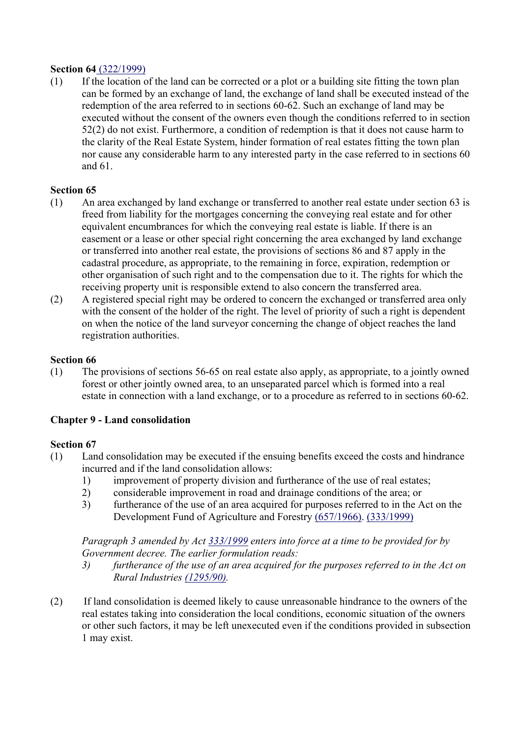**Section 64** (322/1999)

(1) If the location of the land can be corrected or a plot or a building site fitting the town plan can be formed by an exchange of land, the exchange of land shall be executed instead of the redemption of the area referred to in sections 60-62. Such an exchange of land may be executed without the consent of the owners even though the conditions referred to in section 52(2) do not exist. Furthermore, a condition of redemption is that it does not cause harm to the clarity of the Real Estate System, hinder formation of real estates fitting the town plan nor cause any considerable harm to any interested party in the case referred to in sections 60 and 61.

**Section 65**

(1) An area exchanged by land exchange or transferred to another real estate under section 63 is freed from liability for the mortgages concerning the conveying real estate and for other equivalent encumbrances for which the conveying real estate is liable. If there is an easement or a lease or other special right concerning the area exchanged by land exchange or transferred into another real estate, the provisions of sections 86 and 87 apply in the cadastral procedure, as appropriate, to the remaining in force, expiration, redemption or other organisation of such right and to the compensation due to it. The rights for which the receiving property unit is responsible extend to also concern the transferred area.

(2) A registered special right may be ordered to concern the exchanged or transferred area only with the consent of the holder of the right. The level of priority of such a right is dependent on when the notice of the land surveyor concerning the change of object reaches the land registration authorities.

**Section 66**

(1) The provisions of sections 56-65 on real estate also apply, as appropriate, to a jointly owned forest or other jointly owned area, to an unseparated parcel which is formed into a real estate in connection with a land exchange, or to a procedure as referred to in sections 60-62.

## Chapter 9 - Land consolidation

**Section 67**

(1) Land consolidation may be executed if the ensuing benefits exceed the costs and hindrance incurred and if the land consolidation allows:
   1) improvement of property division and furtherance of the use of real estates;
   2) considerable improvement in road and drainage conditions of the area; or
   3) furtherance of the use of an area acquired for purposes referred to in the Act on the Development Fund of Agriculture and Forestry (657/1966). (333/1999)

   *Paragraph 3 amended by Act 333/1999 enters into force at a time to be provided for by Government decree. The earlier formulation reads:*
   *3) furtherance of the use of an area acquired for the purposes referred to in the Act on Rural Industries (1295/90).*

(2) If land consolidation is deemed likely to cause unreasonable hindrance to the owners of the real estates taking into consideration the local conditions, economic situation of the owners or other such factors, it may be left unexecuted even if the conditions provided in subsection 1 may exist.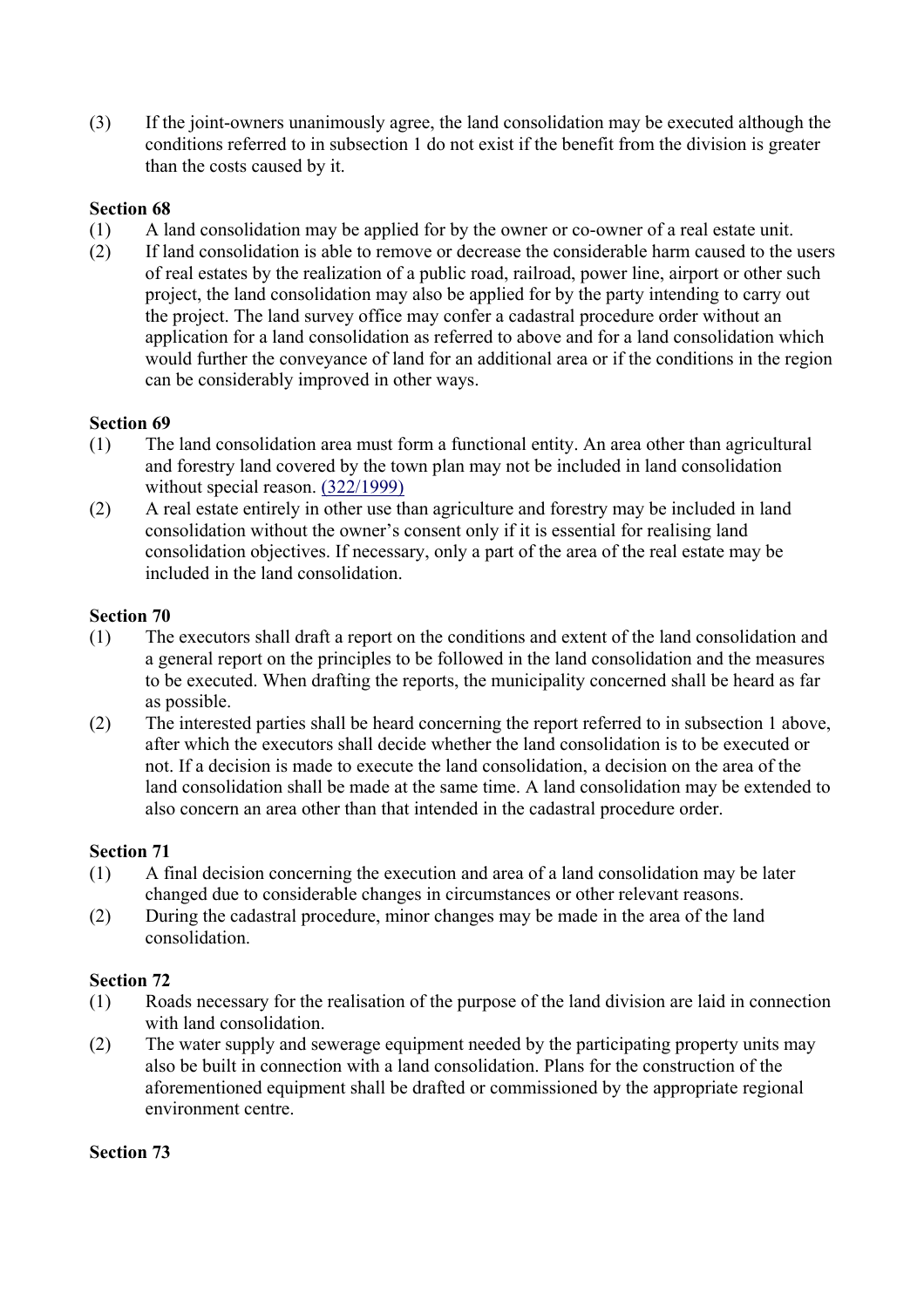(3) If the joint-owners unanimously agree, the land consolidation may be executed although the conditions referred to in subsection 1 do not exist if the benefit from the division is greater than the costs caused by it.

**Section 68**

(1) A land consolidation may be applied for by the owner or co-owner of a real estate unit.

(2) If land consolidation is able to remove or decrease the considerable harm caused to the users of real estates by the realization of a public road, railroad, power line, airport or other such project, the land consolidation may also be applied for by the party intending to carry out the project. The land survey office may confer a cadastral procedure order without an application for a land consolidation as referred to above and for a land consolidation which would further the conveyance of land for an additional area or if the conditions in the region can be considerably improved in other ways.

**Section 69**

(1) The land consolidation area must form a functional entity. An area other than agricultural and forestry land covered by the town plan may not be included in land consolidation without special reason. (322/1999)

(2) A real estate entirely in other use than agriculture and forestry may be included in land consolidation without the owner's consent only if it is essential for realising land consolidation objectives. If necessary, only a part of the area of the real estate may be included in the land consolidation.

**Section 70**

(1) The executors shall draft a report on the conditions and extent of the land consolidation and a general report on the principles to be followed in the land consolidation and the measures to be executed. When drafting the reports, the municipality concerned shall be heard as far as possible.

(2) The interested parties shall be heard concerning the report referred to in subsection 1 above, after which the executors shall decide whether the land consolidation is to be executed or not. If a decision is made to execute the land consolidation, a decision on the area of the land consolidation shall be made at the same time. A land consolidation may be extended to also concern an area other than that intended in the cadastral procedure order.

**Section 71**

(1) A final decision concerning the execution and area of a land consolidation may be later changed due to considerable changes in circumstances or other relevant reasons.

(2) During the cadastral procedure, minor changes may be made in the area of the land consolidation.

**Section 72**

(1) Roads necessary for the realisation of the purpose of the land division are laid in connection with land consolidation.

(2) The water supply and sewerage equipment needed by the participating property units may also be built in connection with a land consolidation. Plans for the construction of the aforementioned equipment shall be drafted or commissioned by the appropriate regional environment centre.

**Section 73**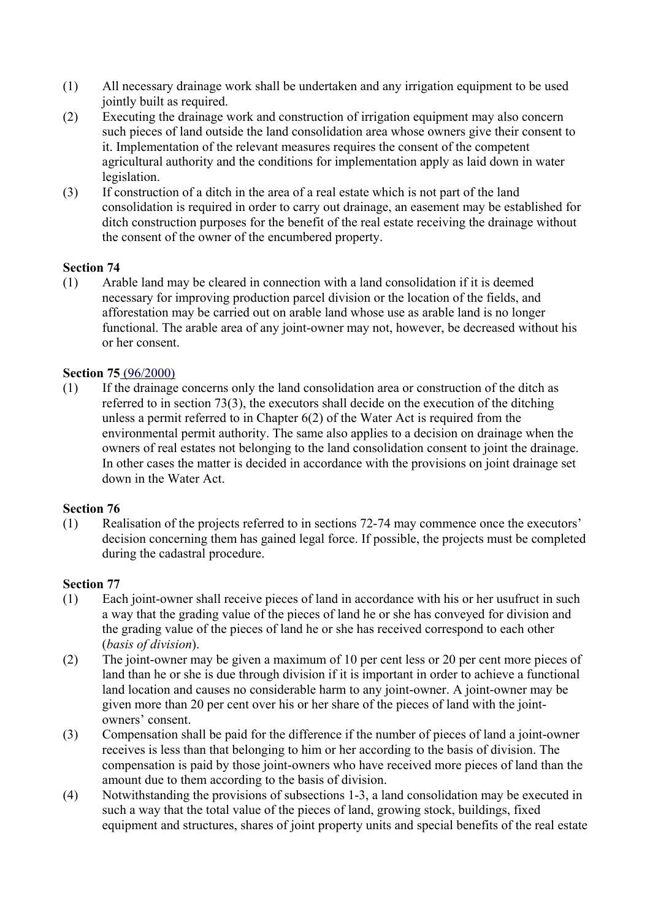(1) All necessary drainage work shall be undertaken and any irrigation equipment to be used jointly built as required.

(2) Executing the drainage work and construction of irrigation equipment may also concern such pieces of land outside the land consolidation area whose owners give their consent to it. Implementation of the relevant measures requires the consent of the competent agricultural authority and the conditions for implementation apply as laid down in water legislation.

(3) If construction of a ditch in the area of a real estate which is not part of the land consolidation is required in order to carry out drainage, an easement may be established for ditch construction purposes for the benefit of the real estate receiving the drainage without the consent of the owner of the encumbered property.

**Section 74**

(1) Arable land may be cleared in connection with a land consolidation if it is deemed necessary for improving production parcel division or the location of the fields, and afforestation may be carried out on arable land whose use as arable land is no longer functional. The arable area of any joint-owner may not, however, be decreased without his or her consent.

**Section 75** (96/2000)

(1) If the drainage concerns only the land consolidation area or construction of the ditch as referred to in section 73(3), the executors shall decide on the execution of the ditching unless a permit referred to in Chapter 6(2) of the Water Act is required from the environmental permit authority. The same also applies to a decision on drainage when the owners of real estates not belonging to the land consolidation consent to joint the drainage. In other cases the matter is decided in accordance with the provisions on joint drainage set down in the Water Act.

**Section 76**

(1) Realisation of the projects referred to in sections 72-74 may commence once the executors' decision concerning them has gained legal force. If possible, the projects must be completed during the cadastral procedure.

**Section 77**

(1) Each joint-owner shall receive pieces of land in accordance with his or her usufruct in such a way that the grading value of the pieces of land he or she has conveyed for division and the grading value of the pieces of land he or she has received correspond to each other (*basis of division*).

(2) The joint-owner may be given a maximum of 10 per cent less or 20 per cent more pieces of land than he or she is due through division if it is important in order to achieve a functional land location and causes no considerable harm to any joint-owner. A joint-owner may be given more than 20 per cent over his or her share of the pieces of land with the joint-owners' consent.

(3) Compensation shall be paid for the difference if the number of pieces of land a joint-owner receives is less than that belonging to him or her according to the basis of division. The compensation is paid by those joint-owners who have received more pieces of land than the amount due to them according to the basis of division.

(4) Notwithstanding the provisions of subsections 1-3, a land consolidation may be executed in such a way that the total value of the pieces of land, growing stock, buildings, fixed equipment and structures, shares of joint property units and special benefits of the real estate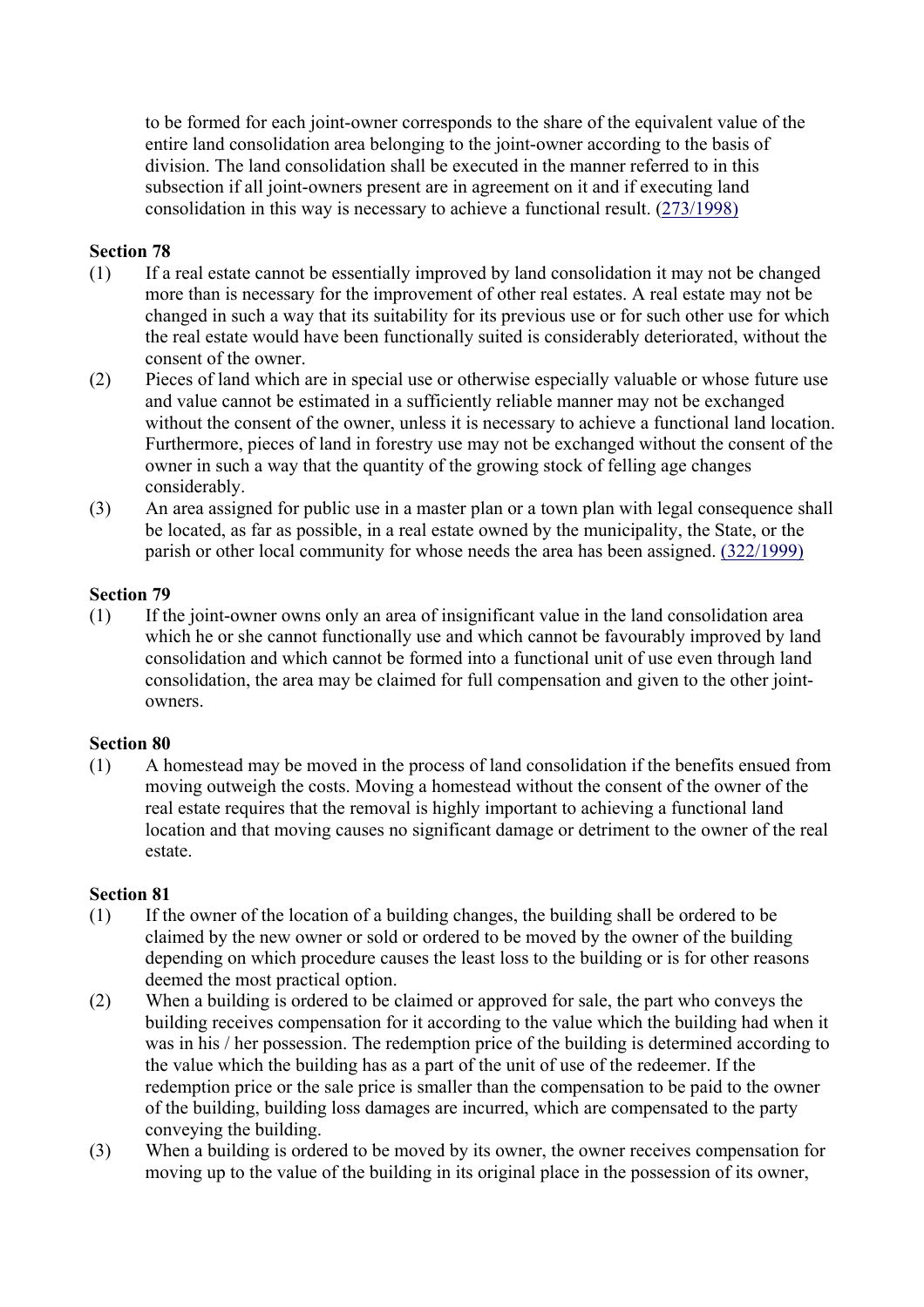to be formed for each joint-owner corresponds to the share of the equivalent value of the entire land consolidation area belonging to the joint-owner according to the basis of division. The land consolidation shall be executed in the manner referred to in this subsection if all joint-owners present are in agreement on it and if executing land consolidation in this way is necessary to achieve a functional result. (273/1998)

**Section 78**

(1) If a real estate cannot be essentially improved by land consolidation it may not be changed more than is necessary for the improvement of other real estates. A real estate may not be changed in such a way that its suitability for its previous use or for such other use for which the real estate would have been functionally suited is considerably deteriorated, without the consent of the owner.

(2) Pieces of land which are in special use or otherwise especially valuable or whose future use and value cannot be estimated in a sufficiently reliable manner may not be exchanged without the consent of the owner, unless it is necessary to achieve a functional land location. Furthermore, pieces of land in forestry use may not be exchanged without the consent of the owner in such a way that the quantity of the growing stock of felling age changes considerably.

(3) An area assigned for public use in a master plan or a town plan with legal consequence shall be located, as far as possible, in a real estate owned by the municipality, the State, or the parish or other local community for whose needs the area has been assigned. (322/1999)

**Section 79**

(1) If the joint-owner owns only an area of insignificant value in the land consolidation area which he or she cannot functionally use and which cannot be favourably improved by land consolidation and which cannot be formed into a functional unit of use even through land consolidation, the area may be claimed for full compensation and given to the other joint-owners.

**Section 80**

(1) A homestead may be moved in the process of land consolidation if the benefits ensued from moving outweigh the costs. Moving a homestead without the consent of the owner of the real estate requires that the removal is highly important to achieving a functional land location and that moving causes no significant damage or detriment to the owner of the real estate.

**Section 81**

(1) If the owner of the location of a building changes, the building shall be ordered to be claimed by the new owner or sold or ordered to be moved by the owner of the building depending on which procedure causes the least loss to the building or is for other reasons deemed the most practical option.

(2) When a building is ordered to be claimed or approved for sale, the part who conveys the building receives compensation for it according to the value which the building had when it was in his / her possession. The redemption price of the building is determined according to the value which the building has as a part of the unit of use of the redeemer. If the redemption price or the sale price is smaller than the compensation to be paid to the owner of the building, building loss damages are incurred, which are compensated to the party conveying the building.

(3) When a building is ordered to be moved by its owner, the owner receives compensation for moving up to the value of the building in its original place in the possession of its owner,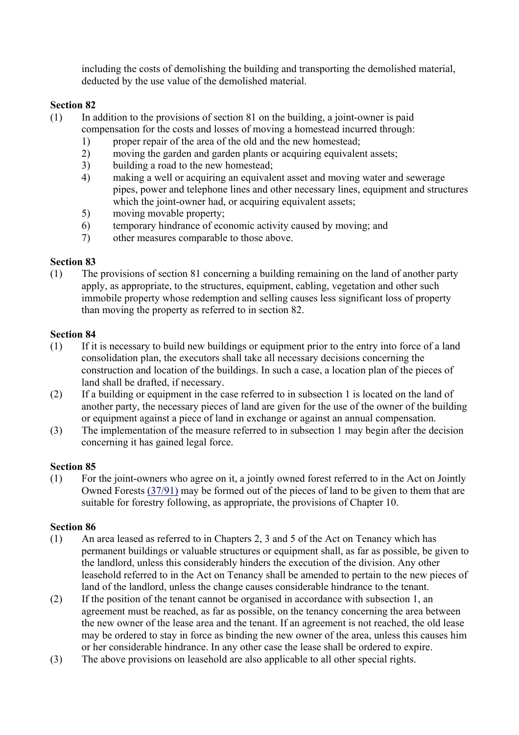including the costs of demolishing the building and transporting the demolished material, deducted by the use value of the demolished material.

**Section 82**

(1) In addition to the provisions of section 81 on the building, a joint-owner is paid compensation for the costs and losses of moving a homestead incurred through:

1) proper repair of the area of the old and the new homestead;
2) moving the garden and garden plants or acquiring equivalent assets;
3) building a road to the new homestead;
4) making a well or acquiring an equivalent asset and moving water and sewerage pipes, power and telephone lines and other necessary lines, equipment and structures which the joint-owner had, or acquiring equivalent assets;
5) moving movable property;
6) temporary hindrance of economic activity caused by moving; and
7) other measures comparable to those above.

**Section 83**

(1) The provisions of section 81 concerning a building remaining on the land of another party apply, as appropriate, to the structures, equipment, cabling, vegetation and other such immobile property whose redemption and selling causes less significant loss of property than moving the property as referred to in section 82.

**Section 84**

(1) If it is necessary to build new buildings or equipment prior to the entry into force of a land consolidation plan, the executors shall take all necessary decisions concerning the construction and location of the buildings. In such a case, a location plan of the pieces of land shall be drafted, if necessary.

(2) If a building or equipment in the case referred to in subsection 1 is located on the land of another party, the necessary pieces of land are given for the use of the owner of the building or equipment against a piece of land in exchange or against an annual compensation.

(3) The implementation of the measure referred to in subsection 1 may begin after the decision concerning it has gained legal force.

**Section 85**

(1) For the joint-owners who agree on it, a jointly owned forest referred to in the Act on Jointly Owned Forests (37/91) may be formed out of the pieces of land to be given to them that are suitable for forestry following, as appropriate, the provisions of Chapter 10.

**Section 86**

(1) An area leased as referred to in Chapters 2, 3 and 5 of the Act on Tenancy which has permanent buildings or valuable structures or equipment shall, as far as possible, be given to the landlord, unless this considerably hinders the execution of the division. Any other leasehold referred to in the Act on Tenancy shall be amended to pertain to the new pieces of land of the landlord, unless the change causes considerable hindrance to the tenant.

(2) If the position of the tenant cannot be organised in accordance with subsection 1, an agreement must be reached, as far as possible, on the tenancy concerning the area between the new owner of the lease area and the tenant. If an agreement is not reached, the old lease may be ordered to stay in force as binding the new owner of the area, unless this causes him or her considerable hindrance. In any other case the lease shall be ordered to expire.

(3) The above provisions on leasehold are also applicable to all other special rights.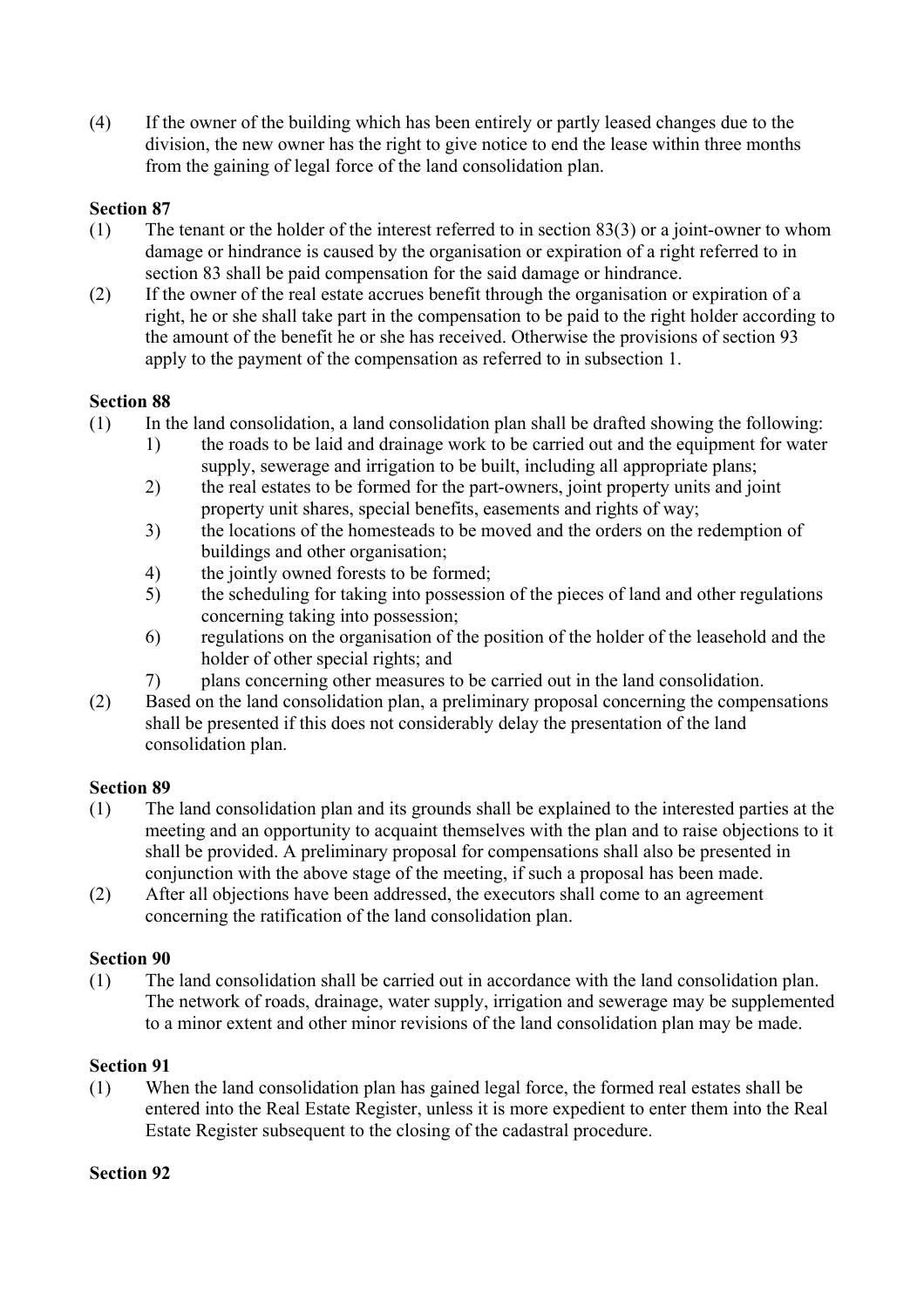(4) If the owner of the building which has been entirely or partly leased changes due to the division, the new owner has the right to give notice to end the lease within three months from the gaining of legal force of the land consolidation plan.

**Section 87**

(1) The tenant or the holder of the interest referred to in section 83(3) or a joint-owner to whom damage or hindrance is caused by the organisation or expiration of a right referred to in section 83 shall be paid compensation for the said damage or hindrance.

(2) If the owner of the real estate accrues benefit through the organisation or expiration of a right, he or she shall take part in the compensation to be paid to the right holder according to the amount of the benefit he or she has received. Otherwise the provisions of section 93 apply to the payment of the compensation as referred to in subsection 1.

**Section 88**

(1) In the land consolidation, a land consolidation plan shall be drafted showing the following:
   1) the roads to be laid and drainage work to be carried out and the equipment for water supply, sewerage and irrigation to be built, including all appropriate plans;
   2) the real estates to be formed for the part-owners, joint property units and joint property unit shares, special benefits, easements and rights of way;
   3) the locations of the homesteads to be moved and the orders on the redemption of buildings and other organisation;
   4) the jointly owned forests to be formed;
   5) the scheduling for taking into possession of the pieces of land and other regulations concerning taking into possession;
   6) regulations on the organisation of the position of the holder of the leasehold and the holder of other special rights; and
   7) plans concerning other measures to be carried out in the land consolidation.

(2) Based on the land consolidation plan, a preliminary proposal concerning the compensations shall be presented if this does not considerably delay the presentation of the land consolidation plan.

**Section 89**

(1) The land consolidation plan and its grounds shall be explained to the interested parties at the meeting and an opportunity to acquaint themselves with the plan and to raise objections to it shall be provided. A preliminary proposal for compensations shall also be presented in conjunction with the above stage of the meeting, if such a proposal has been made.

(2) After all objections have been addressed, the executors shall come to an agreement concerning the ratification of the land consolidation plan.

**Section 90**

(1) The land consolidation shall be carried out in accordance with the land consolidation plan. The network of roads, drainage, water supply, irrigation and sewerage may be supplemented to a minor extent and other minor revisions of the land consolidation plan may be made.

**Section 91**

(1) When the land consolidation plan has gained legal force, the formed real estates shall be entered into the Real Estate Register, unless it is more expedient to enter them into the Real Estate Register subsequent to the closing of the cadastral procedure.

**Section 92**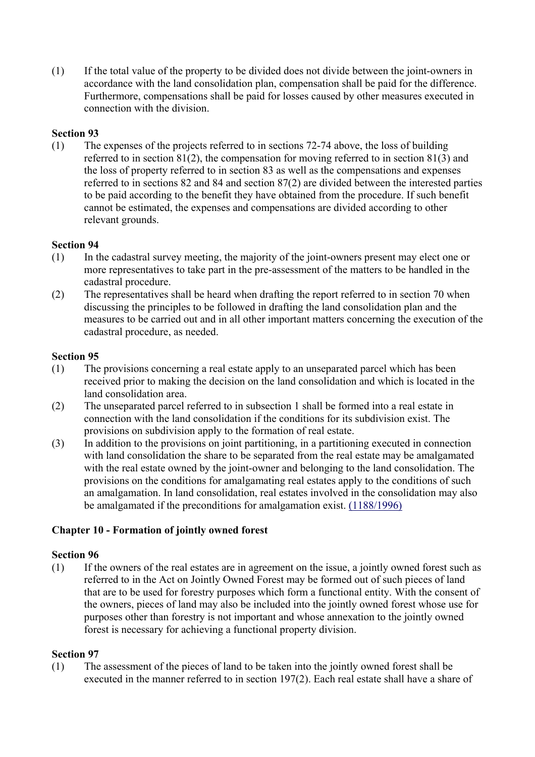(1) If the total value of the property to be divided does not divide between the joint-owners in accordance with the land consolidation plan, compensation shall be paid for the difference. Furthermore, compensations shall be paid for losses caused by other measures executed in connection with the division.

**Section 93**

(1) The expenses of the projects referred to in sections 72-74 above, the loss of building referred to in section 81(2), the compensation for moving referred to in section 81(3) and the loss of property referred to in section 83 as well as the compensations and expenses referred to in sections 82 and 84 and section 87(2) are divided between the interested parties to be paid according to the benefit they have obtained from the procedure. If such benefit cannot be estimated, the expenses and compensations are divided according to other relevant grounds.

**Section 94**

(1) In the cadastral survey meeting, the majority of the joint-owners present may elect one or more representatives to take part in the pre-assessment of the matters to be handled in the cadastral procedure.

(2) The representatives shall be heard when drafting the report referred to in section 70 when discussing the principles to be followed in drafting the land consolidation plan and the measures to be carried out and in all other important matters concerning the execution of the cadastral procedure, as needed.

**Section 95**

(1) The provisions concerning a real estate apply to an unseparated parcel which has been received prior to making the decision on the land consolidation and which is located in the land consolidation area.

(2) The unseparated parcel referred to in subsection 1 shall be formed into a real estate in connection with the land consolidation if the conditions for its subdivision exist. The provisions on subdivision apply to the formation of real estate.

(3) In addition to the provisions on joint partitioning, in a partitioning executed in connection with land consolidation the share to be separated from the real estate may be amalgamated with the real estate owned by the joint-owner and belonging to the land consolidation. The provisions on the conditions for amalgamating real estates apply to the conditions of such an amalgamation. In land consolidation, real estates involved in the consolidation may also be amalgamated if the preconditions for amalgamation exist. (1188/1996)

**Chapter 10 - Formation of jointly owned forest**

**Section 96**

(1) If the owners of the real estates are in agreement on the issue, a jointly owned forest such as referred to in the Act on Jointly Owned Forest may be formed out of such pieces of land that are to be used for forestry purposes which form a functional entity. With the consent of the owners, pieces of land may also be included into the jointly owned forest whose use for purposes other than forestry is not important and whose annexation to the jointly owned forest is necessary for achieving a functional property division.

**Section 97**

(1) The assessment of the pieces of land to be taken into the jointly owned forest shall be executed in the manner referred to in section 197(2). Each real estate shall have a share of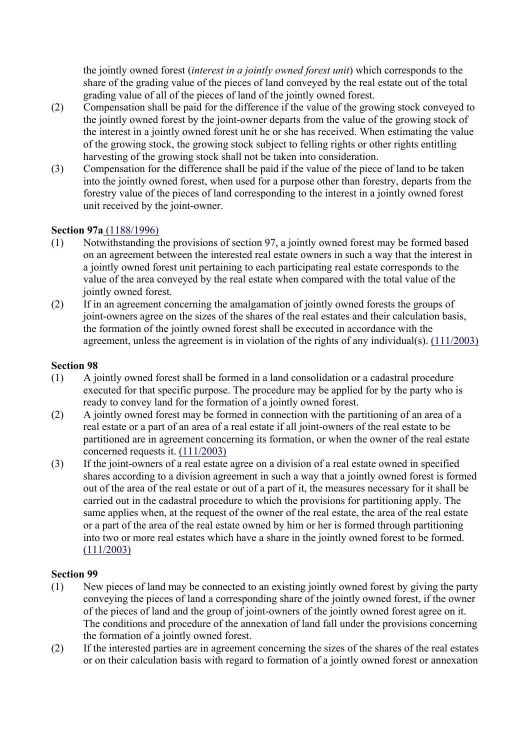the jointly owned forest (*interest in a jointly owned forest unit*) which corresponds to the share of the grading value of the pieces of land conveyed by the real estate out of the total grading value of all of the pieces of land of the jointly owned forest.

(2) Compensation shall be paid for the difference if the value of the growing stock conveyed to the jointly owned forest by the joint-owner departs from the value of the growing stock of the interest in a jointly owned forest unit he or she has received. When estimating the value of the growing stock, the growing stock subject to felling rights or other rights entitling harvesting of the growing stock shall not be taken into consideration.

(3) Compensation for the difference shall be paid if the value of the piece of land to be taken into the jointly owned forest, when used for a purpose other than forestry, departs from the forestry value of the pieces of land corresponding to the interest in a jointly owned forest unit received by the joint-owner.

**Section 97a** (1188/1996)

(1) Notwithstanding the provisions of section 97, a jointly owned forest may be formed based on an agreement between the interested real estate owners in such a way that the interest in a jointly owned forest unit pertaining to each participating real estate corresponds to the value of the area conveyed by the real estate when compared with the total value of the jointly owned forest.

(2) If in an agreement concerning the amalgamation of jointly owned forests the groups of joint-owners agree on the sizes of the shares of the real estates and their calculation basis, the formation of the jointly owned forest shall be executed in accordance with the agreement, unless the agreement is in violation of the rights of any individual(s). (111/2003)

**Section 98**

(1) A jointly owned forest shall be formed in a land consolidation or a cadastral procedure executed for that specific purpose. The procedure may be applied for by the party who is ready to convey land for the formation of a jointly owned forest.

(2) A jointly owned forest may be formed in connection with the partitioning of an area of a real estate or a part of an area of a real estate if all joint-owners of the real estate to be partitioned are in agreement concerning its formation, or when the owner of the real estate concerned requests it. (111/2003)

(3) If the joint-owners of a real estate agree on a division of a real estate owned in specified shares according to a division agreement in such a way that a jointly owned forest is formed out of the area of the real estate or out of a part of it, the measures necessary for it shall be carried out in the cadastral procedure to which the provisions for partitioning apply. The same applies when, at the request of the owner of the real estate, the area of the real estate or a part of the area of the real estate owned by him or her is formed through partitioning into two or more real estates which have a share in the jointly owned forest to be formed. (111/2003)

**Section 99**

(1) New pieces of land may be connected to an existing jointly owned forest by giving the party conveying the pieces of land a corresponding share of the jointly owned forest, if the owner of the pieces of land and the group of joint-owners of the jointly owned forest agree on it. The conditions and procedure of the annexation of land fall under the provisions concerning the formation of a jointly owned forest.

(2) If the interested parties are in agreement concerning the sizes of the shares of the real estates or on their calculation basis with regard to formation of a jointly owned forest or annexation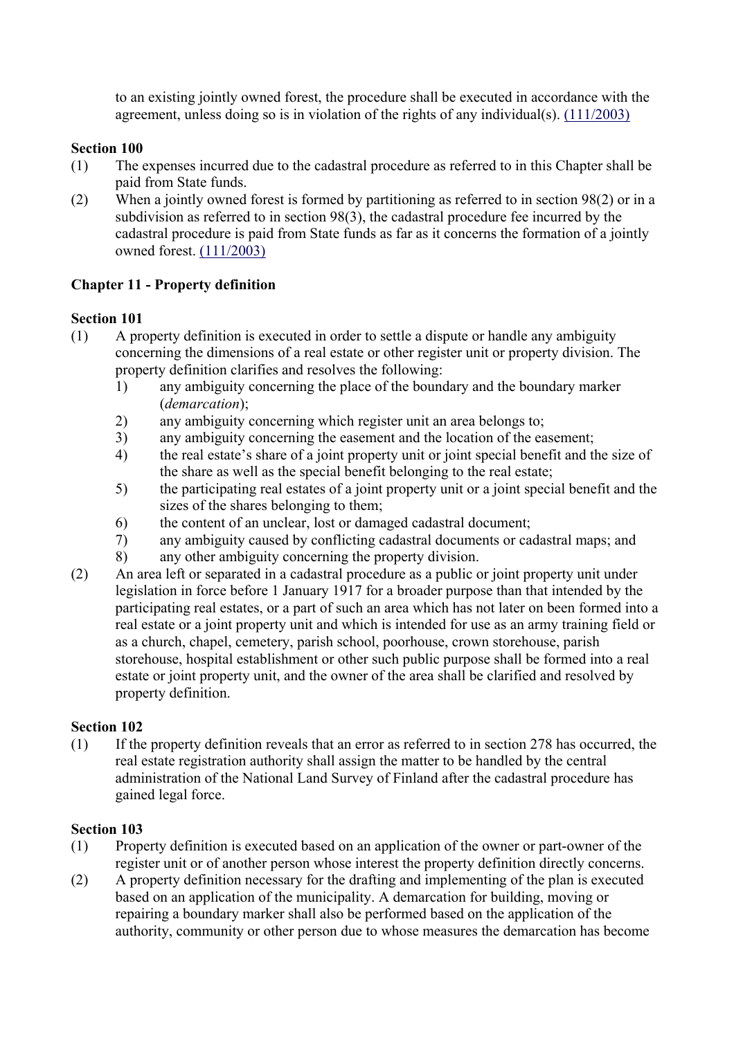to an existing jointly owned forest, the procedure shall be executed in accordance with the agreement, unless doing so is in violation of the rights of any individual(s). (111/2003)

**Section 100**

(1) The expenses incurred due to the cadastral procedure as referred to in this Chapter shall be paid from State funds.

(2) When a jointly owned forest is formed by partitioning as referred to in section 98(2) or in a subdivision as referred to in section 98(3), the cadastral procedure fee incurred by the cadastral procedure is paid from State funds as far as it concerns the formation of a jointly owned forest. (111/2003)

## Chapter 11 - Property definition

**Section 101**

(1) A property definition is executed in order to settle a dispute or handle any ambiguity concerning the dimensions of a real estate or other register unit or property division. The property definition clarifies and resolves the following:

1) any ambiguity concerning the place of the boundary and the boundary marker (*demarcation*);
2) any ambiguity concerning which register unit an area belongs to;
3) any ambiguity concerning the easement and the location of the easement;
4) the real estate's share of a joint property unit or joint special benefit and the size of the share as well as the special benefit belonging to the real estate;
5) the participating real estates of a joint property unit or a joint special benefit and the sizes of the shares belonging to them;
6) the content of an unclear, lost or damaged cadastral document;
7) any ambiguity caused by conflicting cadastral documents or cadastral maps; and
8) any other ambiguity concerning the property division.

(2) An area left or separated in a cadastral procedure as a public or joint property unit under legislation in force before 1 January 1917 for a broader purpose than that intended by the participating real estates, or a part of such an area which has not later on been formed into a real estate or a joint property unit and which is intended for use as an army training field or as a church, chapel, cemetery, parish school, poorhouse, crown storehouse, parish storehouse, hospital establishment or other such public purpose shall be formed into a real estate or joint property unit, and the owner of the area shall be clarified and resolved by property definition.

**Section 102**

(1) If the property definition reveals that an error as referred to in section 278 has occurred, the real estate registration authority shall assign the matter to be handled by the central administration of the National Land Survey of Finland after the cadastral procedure has gained legal force.

**Section 103**

(1) Property definition is executed based on an application of the owner or part-owner of the register unit or of another person whose interest the property definition directly concerns.

(2) A property definition necessary for the drafting and implementing of the plan is executed based on an application of the municipality. A demarcation for building, moving or repairing a boundary marker shall also be performed based on the application of the authority, community or other person due to whose measures the demarcation has become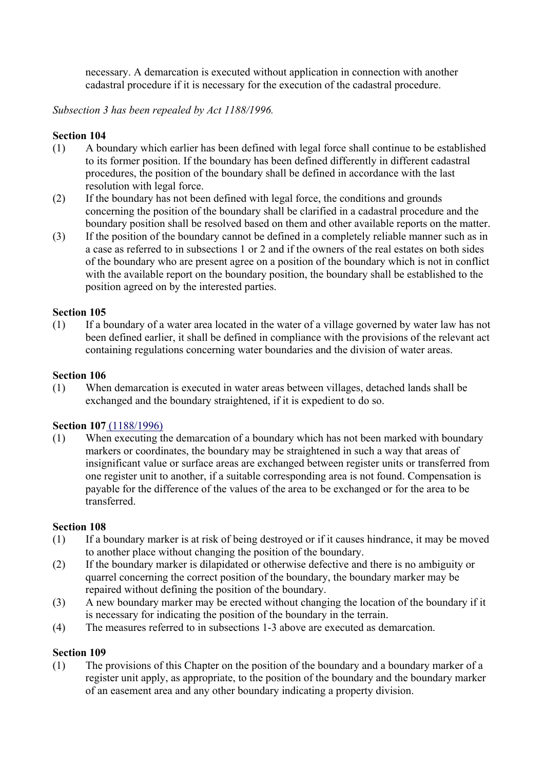necessary. A demarcation is executed without application in connection with another cadastral procedure if it is necessary for the execution of the cadastral procedure.

*Subsection 3 has been repealed by Act 1188/1996.*

**Section 104**

(1) A boundary which earlier has been defined with legal force shall continue to be established to its former position. If the boundary has been defined differently in different cadastral procedures, the position of the boundary shall be defined in accordance with the last resolution with legal force.

(2) If the boundary has not been defined with legal force, the conditions and grounds concerning the position of the boundary shall be clarified in a cadastral procedure and the boundary position shall be resolved based on them and other available reports on the matter.

(3) If the position of the boundary cannot be defined in a completely reliable manner such as in a case as referred to in subsections 1 or 2 and if the owners of the real estates on both sides of the boundary who are present agree on a position of the boundary which is not in conflict with the available report on the boundary position, the boundary shall be established to the position agreed on by the interested parties.

**Section 105**

(1) If a boundary of a water area located in the water of a village governed by water law has not been defined earlier, it shall be defined in compliance with the provisions of the relevant act containing regulations concerning water boundaries and the division of water areas.

**Section 106**

(1) When demarcation is executed in water areas between villages, detached lands shall be exchanged and the boundary straightened, if it is expedient to do so.

**Section 107** (1188/1996)

(1) When executing the demarcation of a boundary which has not been marked with boundary markers or coordinates, the boundary may be straightened in such a way that areas of insignificant value or surface areas are exchanged between register units or transferred from one register unit to another, if a suitable corresponding area is not found. Compensation is payable for the difference of the values of the area to be exchanged or for the area to be transferred.

**Section 108**

(1) If a boundary marker is at risk of being destroyed or if it causes hindrance, it may be moved to another place without changing the position of the boundary.

(2) If the boundary marker is dilapidated or otherwise defective and there is no ambiguity or quarrel concerning the correct position of the boundary, the boundary marker may be repaired without defining the position of the boundary.

(3) A new boundary marker may be erected without changing the location of the boundary if it is necessary for indicating the position of the boundary in the terrain.

(4) The measures referred to in subsections 1-3 above are executed as demarcation.

**Section 109**

(1) The provisions of this Chapter on the position of the boundary and a boundary marker of a register unit apply, as appropriate, to the position of the boundary and the boundary marker of an easement area and any other boundary indicating a property division.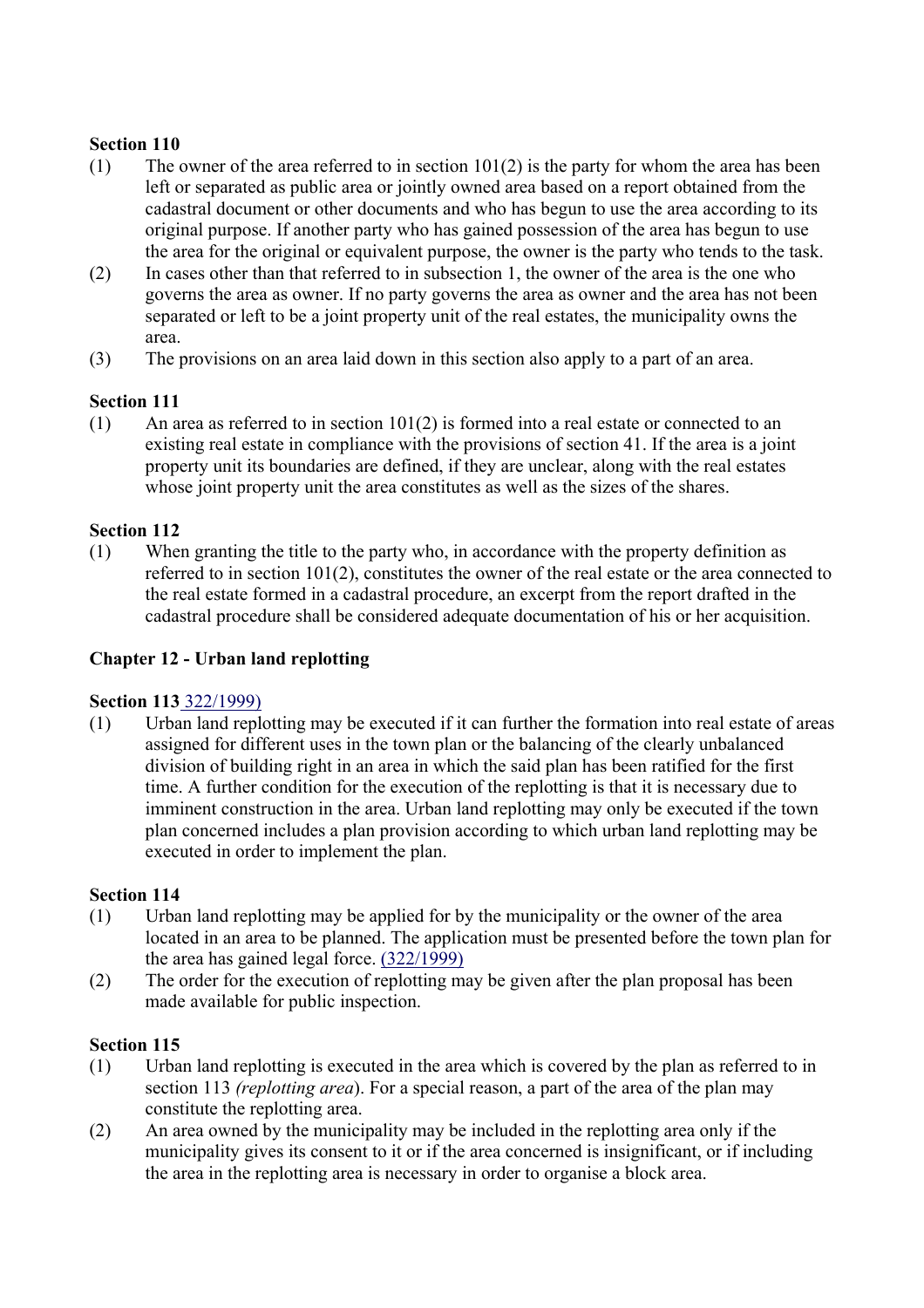**Section 110**

(1) The owner of the area referred to in section 101(2) is the party for whom the area has been left or separated as public area or jointly owned area based on a report obtained from the cadastral document or other documents and who has begun to use the area according to its original purpose. If another party who has gained possession of the area has begun to use the area for the original or equivalent purpose, the owner is the party who tends to the task.

(2) In cases other than that referred to in subsection 1, the owner of the area is the one who governs the area as owner. If no party governs the area as owner and the area has not been separated or left to be a joint property unit of the real estates, the municipality owns the area.

(3) The provisions on an area laid down in this section also apply to a part of an area.

**Section 111**

(1) An area as referred to in section 101(2) is formed into a real estate or connected to an existing real estate in compliance with the provisions of section 41. If the area is a joint property unit its boundaries are defined, if they are unclear, along with the real estates whose joint property unit the area constitutes as well as the sizes of the shares.

**Section 112**

(1) When granting the title to the party who, in accordance with the property definition as referred to in section 101(2), constitutes the owner of the real estate or the area connected to the real estate formed in a cadastral procedure, an excerpt from the report drafted in the cadastral procedure shall be considered adequate documentation of his or her acquisition.

## Chapter 12 - Urban land replotting

**Section 113** 322/1999)

(1) Urban land replotting may be executed if it can further the formation into real estate of areas assigned for different uses in the town plan or the balancing of the clearly unbalanced division of building right in an area in which the said plan has been ratified for the first time. A further condition for the execution of the replotting is that it is necessary due to imminent construction in the area. Urban land replotting may only be executed if the town plan concerned includes a plan provision according to which urban land replotting may be executed in order to implement the plan.

**Section 114**

(1) Urban land replotting may be applied for by the municipality or the owner of the area located in an area to be planned. The application must be presented before the town plan for the area has gained legal force. (322/1999)

(2) The order for the execution of replotting may be given after the plan proposal has been made available for public inspection.

**Section 115**

(1) Urban land replotting is executed in the area which is covered by the plan as referred to in section 113 *(replotting area*). For a special reason, a part of the area of the plan may constitute the replotting area.

(2) An area owned by the municipality may be included in the replotting area only if the municipality gives its consent to it or if the area concerned is insignificant, or if including the area in the replotting area is necessary in order to organise a block area.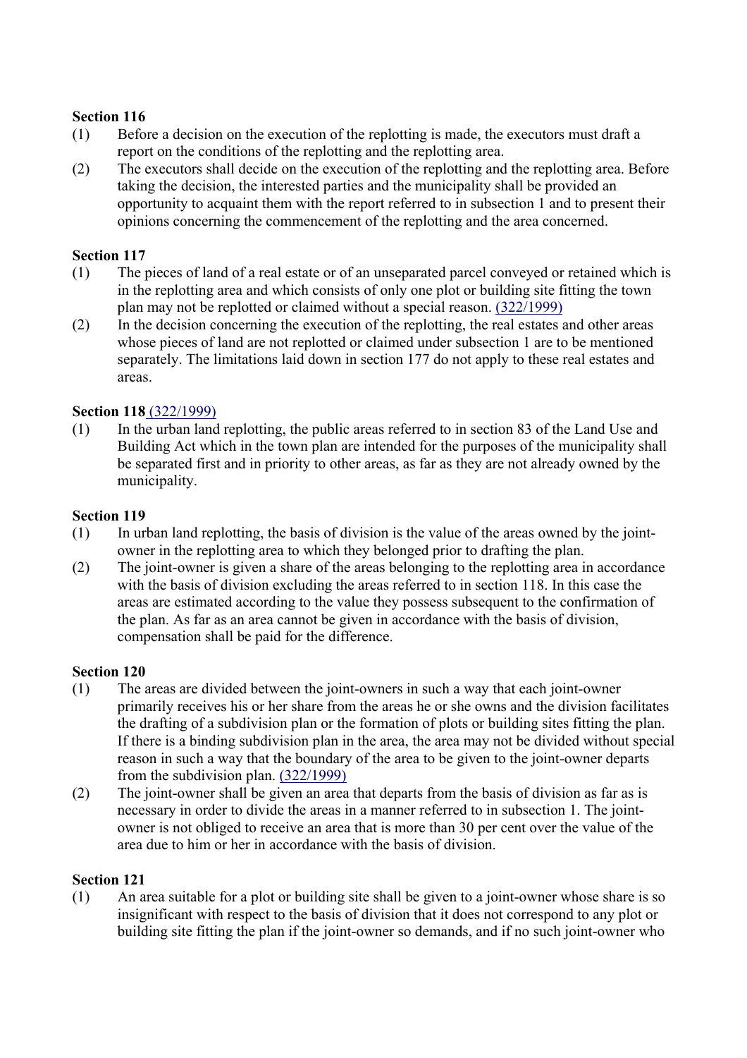**Section 116**

(1) Before a decision on the execution of the replotting is made, the executors must draft a report on the conditions of the replotting and the replotting area.

(2) The executors shall decide on the execution of the replotting and the replotting area. Before taking the decision, the interested parties and the municipality shall be provided an opportunity to acquaint them with the report referred to in subsection 1 and to present their opinions concerning the commencement of the replotting and the area concerned.

**Section 117**

(1) The pieces of land of a real estate or of an unseparated parcel conveyed or retained which is in the replotting area and which consists of only one plot or building site fitting the town plan may not be replotted or claimed without a special reason. (322/1999)

(2) In the decision concerning the execution of the replotting, the real estates and other areas whose pieces of land are not replotted or claimed under subsection 1 are to be mentioned separately. The limitations laid down in section 177 do not apply to these real estates and areas.

**Section 118** (322/1999)

(1) In the urban land replotting, the public areas referred to in section 83 of the Land Use and Building Act which in the town plan are intended for the purposes of the municipality shall be separated first and in priority to other areas, as far as they are not already owned by the municipality.

**Section 119**

(1) In urban land replotting, the basis of division is the value of the areas owned by the joint-owner in the replotting area to which they belonged prior to drafting the plan.

(2) The joint-owner is given a share of the areas belonging to the replotting area in accordance with the basis of division excluding the areas referred to in section 118. In this case the areas are estimated according to the value they possess subsequent to the confirmation of the plan. As far as an area cannot be given in accordance with the basis of division, compensation shall be paid for the difference.

**Section 120**

(1) The areas are divided between the joint-owners in such a way that each joint-owner primarily receives his or her share from the areas he or she owns and the division facilitates the drafting of a subdivision plan or the formation of plots or building sites fitting the plan. If there is a binding subdivision plan in the area, the area may not be divided without special reason in such a way that the boundary of the area to be given to the joint-owner departs from the subdivision plan. (322/1999)

(2) The joint-owner shall be given an area that departs from the basis of division as far as is necessary in order to divide the areas in a manner referred to in subsection 1. The joint-owner is not obliged to receive an area that is more than 30 per cent over the value of the area due to him or her in accordance with the basis of division.

**Section 121**

(1) An area suitable for a plot or building site shall be given to a joint-owner whose share is so insignificant with respect to the basis of division that it does not correspond to any plot or building site fitting the plan if the joint-owner so demands, and if no such joint-owner who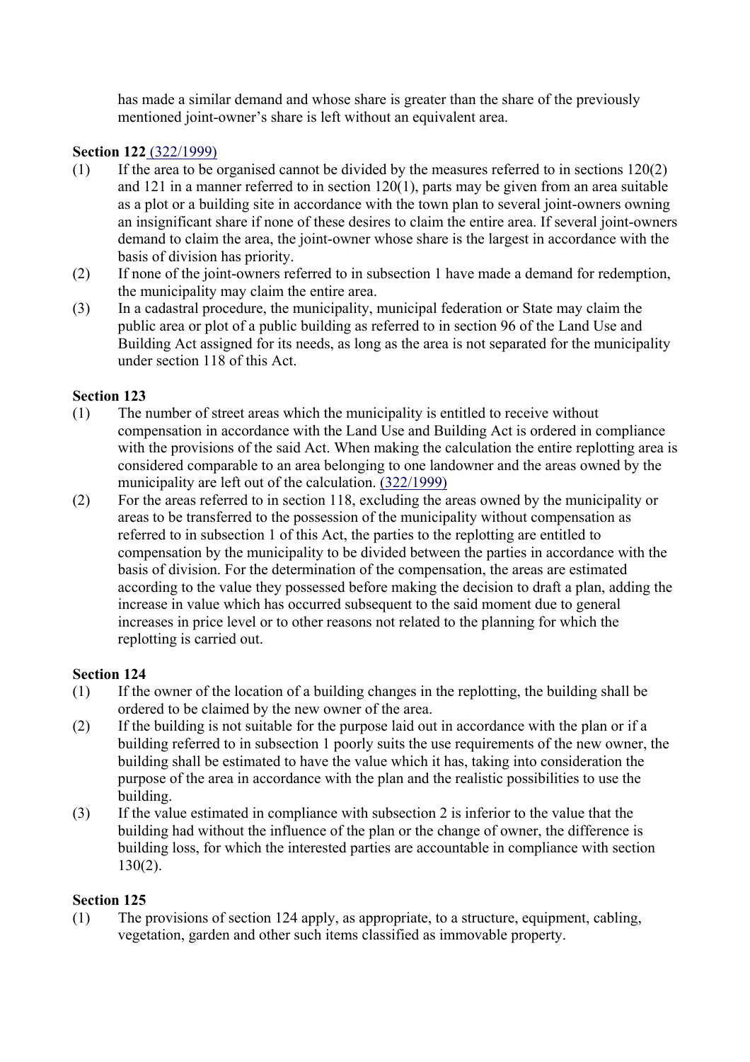has made a similar demand and whose share is greater than the share of the previously mentioned joint-owner's share is left without an equivalent area.

**Section 122** (322/1999)

(1) If the area to be organised cannot be divided by the measures referred to in sections 120(2) and 121 in a manner referred to in section 120(1), parts may be given from an area suitable as a plot or a building site in accordance with the town plan to several joint-owners owning an insignificant share if none of these desires to claim the entire area. If several joint-owners demand to claim the area, the joint-owner whose share is the largest in accordance with the basis of division has priority.

(2) If none of the joint-owners referred to in subsection 1 have made a demand for redemption, the municipality may claim the entire area.

(3) In a cadastral procedure, the municipality, municipal federation or State may claim the public area or plot of a public building as referred to in section 96 of the Land Use and Building Act assigned for its needs, as long as the area is not separated for the municipality under section 118 of this Act.

**Section 123**

(1) The number of street areas which the municipality is entitled to receive without compensation in accordance with the Land Use and Building Act is ordered in compliance with the provisions of the said Act. When making the calculation the entire replotting area is considered comparable to an area belonging to one landowner and the areas owned by the municipality are left out of the calculation. (322/1999)

(2) For the areas referred to in section 118, excluding the areas owned by the municipality or areas to be transferred to the possession of the municipality without compensation as referred to in subsection 1 of this Act, the parties to the replotting are entitled to compensation by the municipality to be divided between the parties in accordance with the basis of division. For the determination of the compensation, the areas are estimated according to the value they possessed before making the decision to draft a plan, adding the increase in value which has occurred subsequent to the said moment due to general increases in price level or to other reasons not related to the planning for which the replotting is carried out.

**Section 124**

(1) If the owner of the location of a building changes in the replotting, the building shall be ordered to be claimed by the new owner of the area.

(2) If the building is not suitable for the purpose laid out in accordance with the plan or if a building referred to in subsection 1 poorly suits the use requirements of the new owner, the building shall be estimated to have the value which it has, taking into consideration the purpose of the area in accordance with the plan and the realistic possibilities to use the building.

(3) If the value estimated in compliance with subsection 2 is inferior to the value that the building had without the influence of the plan or the change of owner, the difference is building loss, for which the interested parties are accountable in compliance with section 130(2).

**Section 125**

(1) The provisions of section 124 apply, as appropriate, to a structure, equipment, cabling, vegetation, garden and other such items classified as immovable property.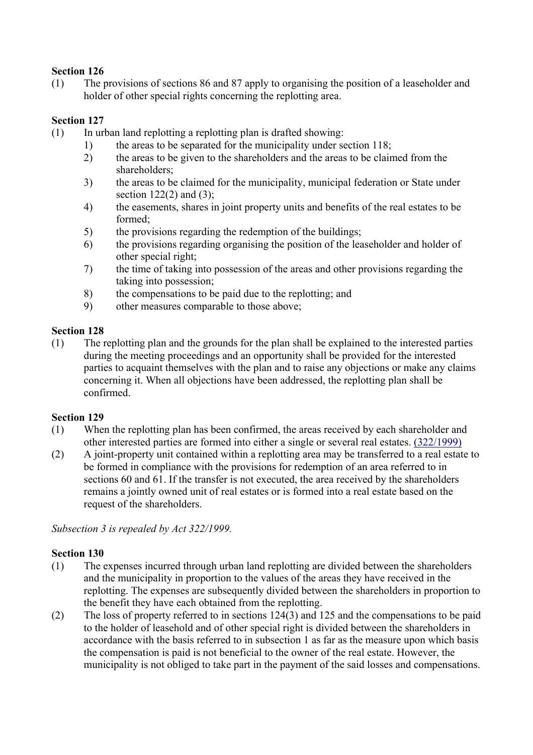**Section 126**

(1) The provisions of sections 86 and 87 apply to organising the position of a leaseholder and holder of other special rights concerning the replotting area.

**Section 127**

(1) In urban land replotting a replotting plan is drafted showing:

1) the areas to be separated for the municipality under section 118;
2) the areas to be given to the shareholders and the areas to be claimed from the shareholders;
3) the areas to be claimed for the municipality, municipal federation or State under section 122(2) and (3);
4) the easements, shares in joint property units and benefits of the real estates to be formed;
5) the provisions regarding the redemption of the buildings;
6) the provisions regarding organising the position of the leaseholder and holder of other special right;
7) the time of taking into possession of the areas and other provisions regarding the taking into possession;
8) the compensations to be paid due to the replotting; and
9) other measures comparable to those above;

**Section 128**

(1) The replotting plan and the grounds for the plan shall be explained to the interested parties during the meeting proceedings and an opportunity shall be provided for the interested parties to acquaint themselves with the plan and to raise any objections or make any claims concerning it. When all objections have been addressed, the replotting plan shall be confirmed.

**Section 129**

(1) When the replotting plan has been confirmed, the areas received by each shareholder and other interested parties are formed into either a single or several real estates. (322/1999)

(2) A joint-property unit contained within a replotting area may be transferred to a real estate to be formed in compliance with the provisions for redemption of an area referred to in sections 60 and 61. If the transfer is not executed, the area received by the shareholders remains a jointly owned unit of real estates or is formed into a real estate based on the request of the shareholders.

*Subsection 3 is repealed by Act 322/1999.*

**Section 130**

(1) The expenses incurred through urban land replotting are divided between the shareholders and the municipality in proportion to the values of the areas they have received in the replotting. The expenses are subsequently divided between the shareholders in proportion to the benefit they have each obtained from the replotting.

(2) The loss of property referred to in sections 124(3) and 125 and the compensations to be paid to the holder of leasehold and of other special right is divided between the shareholders in accordance with the basis referred to in subsection 1 as far as the measure upon which basis the compensation is paid is not beneficial to the owner of the real estate. However, the municipality is not obliged to take part in the payment of the said losses and compensations.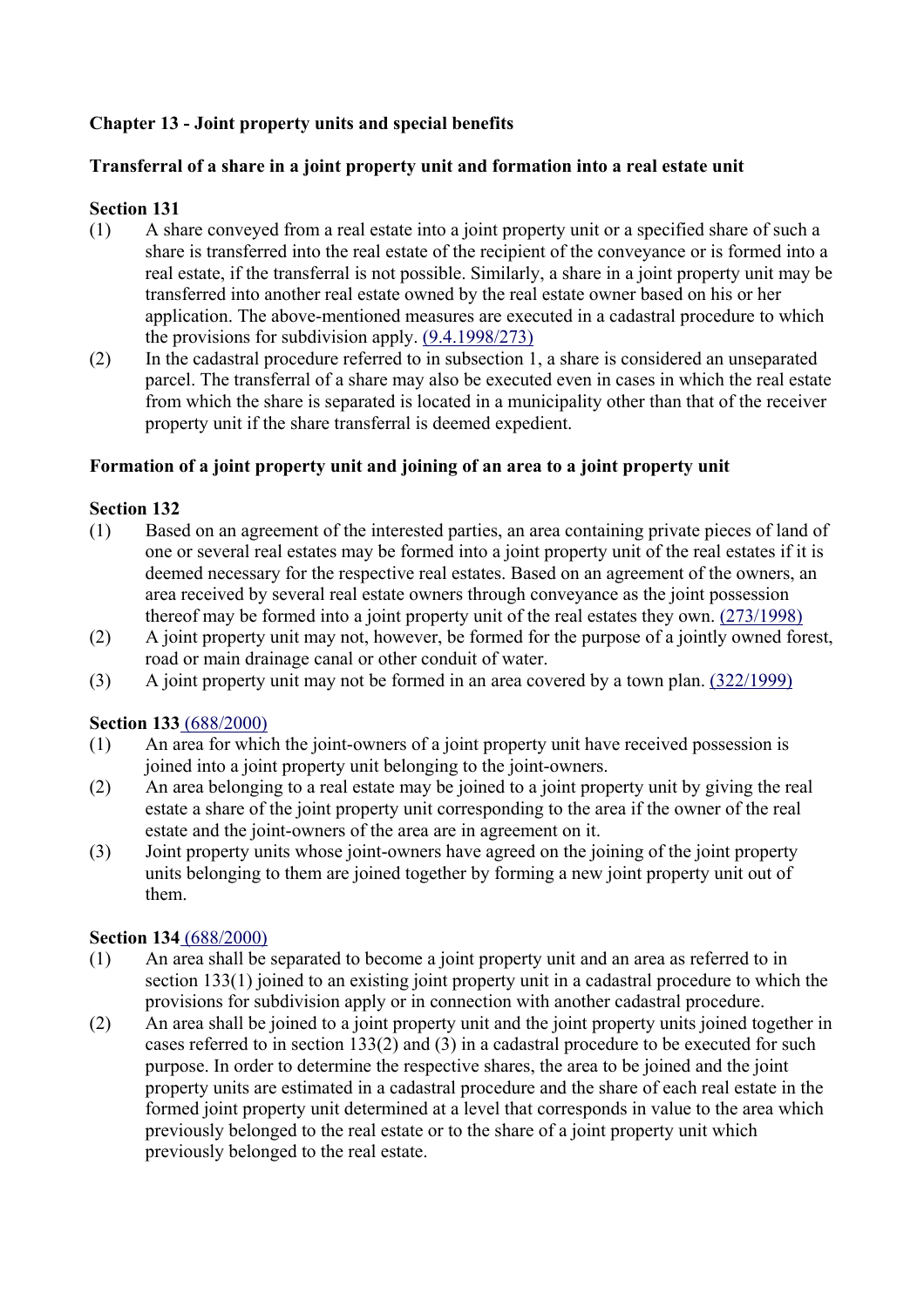## Chapter 13 - Joint property units and special benefits

### Transferral of a share in a joint property unit and formation into a real estate unit

**Section 131**

(1) A share conveyed from a real estate into a joint property unit or a specified share of such a share is transferred into the real estate of the recipient of the conveyance or is formed into a real estate, if the transferral is not possible. Similarly, a share in a joint property unit may be transferred into another real estate owned by the real estate owner based on his or her application. The above-mentioned measures are executed in a cadastral procedure to which the provisions for subdivision apply. (9.4.1998/273)

(2) In the cadastral procedure referred to in subsection 1, a share is considered an unseparated parcel. The transferral of a share may also be executed even in cases in which the real estate from which the share is separated is located in a municipality other than that of the receiver property unit if the share transferral is deemed expedient.

### Formation of a joint property unit and joining of an area to a joint property unit

**Section 132**

(1) Based on an agreement of the interested parties, an area containing private pieces of land of one or several real estates may be formed into a joint property unit of the real estates if it is deemed necessary for the respective real estates. Based on an agreement of the owners, an area received by several real estate owners through conveyance as the joint possession thereof may be formed into a joint property unit of the real estates they own. (273/1998)

(2) A joint property unit may not, however, be formed for the purpose of a jointly owned forest, road or main drainage canal or other conduit of water.

(3) A joint property unit may not be formed in an area covered by a town plan. (322/1999)

**Section 133** (688/2000)

(1) An area for which the joint-owners of a joint property unit have received possession is joined into a joint property unit belonging to the joint-owners.

(2) An area belonging to a real estate may be joined to a joint property unit by giving the real estate a share of the joint property unit corresponding to the area if the owner of the real estate and the joint-owners of the area are in agreement on it.

(3) Joint property units whose joint-owners have agreed on the joining of the joint property units belonging to them are joined together by forming a new joint property unit out of them.

**Section 134** (688/2000)

(1) An area shall be separated to become a joint property unit and an area as referred to in section 133(1) joined to an existing joint property unit in a cadastral procedure to which the provisions for subdivision apply or in connection with another cadastral procedure.

(2) An area shall be joined to a joint property unit and the joint property units joined together in cases referred to in section 133(2) and (3) in a cadastral procedure to be executed for such purpose. In order to determine the respective shares, the area to be joined and the joint property units are estimated in a cadastral procedure and the share of each real estate in the formed joint property unit determined at a level that corresponds in value to the area which previously belonged to the real estate or to the share of a joint property unit which previously belonged to the real estate.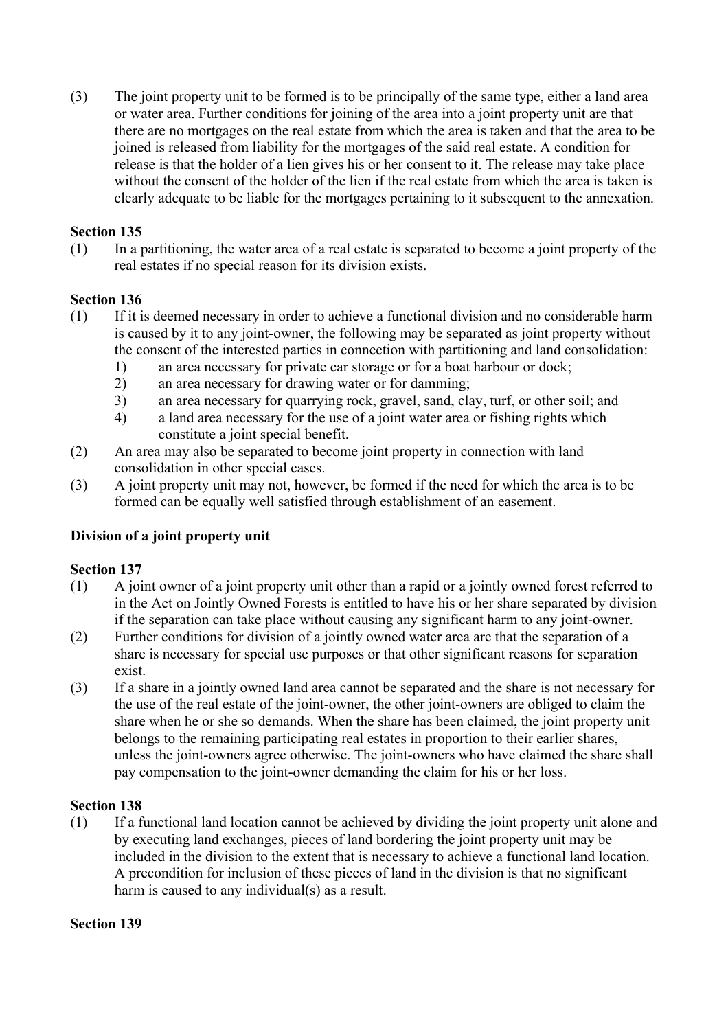(3) The joint property unit to be formed is to be principally of the same type, either a land area or water area. Further conditions for joining of the area into a joint property unit are that there are no mortgages on the real estate from which the area is taken and that the area to be joined is released from liability for the mortgages of the said real estate. A condition for release is that the holder of a lien gives his or her consent to it. The release may take place without the consent of the holder of the lien if the real estate from which the area is taken is clearly adequate to be liable for the mortgages pertaining to it subsequent to the annexation.

**Section 135**

(1) In a partitioning, the water area of a real estate is separated to become a joint property of the real estates if no special reason for its division exists.

**Section 136**

(1) If it is deemed necessary in order to achieve a functional division and no considerable harm is caused by it to any joint-owner, the following may be separated as joint property without the consent of the interested parties in connection with partitioning and land consolidation:
   1) an area necessary for private car storage or for a boat harbour or dock;
   2) an area necessary for drawing water or for damming;
   3) an area necessary for quarrying rock, gravel, sand, clay, turf, or other soil; and
   4) a land area necessary for the use of a joint water area or fishing rights which constitute a joint special benefit.

(2) An area may also be separated to become joint property in connection with land consolidation in other special cases.

(3) A joint property unit may not, however, be formed if the need for which the area is to be formed can be equally well satisfied through establishment of an easement.

**Division of a joint property unit**

**Section 137**

(1) A joint owner of a joint property unit other than a rapid or a jointly owned forest referred to in the Act on Jointly Owned Forests is entitled to have his or her share separated by division if the separation can take place without causing any significant harm to any joint-owner.

(2) Further conditions for division of a jointly owned water area are that the separation of a share is necessary for special use purposes or that other significant reasons for separation exist.

(3) If a share in a jointly owned land area cannot be separated and the share is not necessary for the use of the real estate of the joint-owner, the other joint-owners are obliged to claim the share when he or she so demands. When the share has been claimed, the joint property unit belongs to the remaining participating real estates in proportion to their earlier shares, unless the joint-owners agree otherwise. The joint-owners who have claimed the share shall pay compensation to the joint-owner demanding the claim for his or her loss.

**Section 138**

(1) If a functional land location cannot be achieved by dividing the joint property unit alone and by executing land exchanges, pieces of land bordering the joint property unit may be included in the division to the extent that is necessary to achieve a functional land location. A precondition for inclusion of these pieces of land in the division is that no significant harm is caused to any individual(s) as a result.

**Section 139**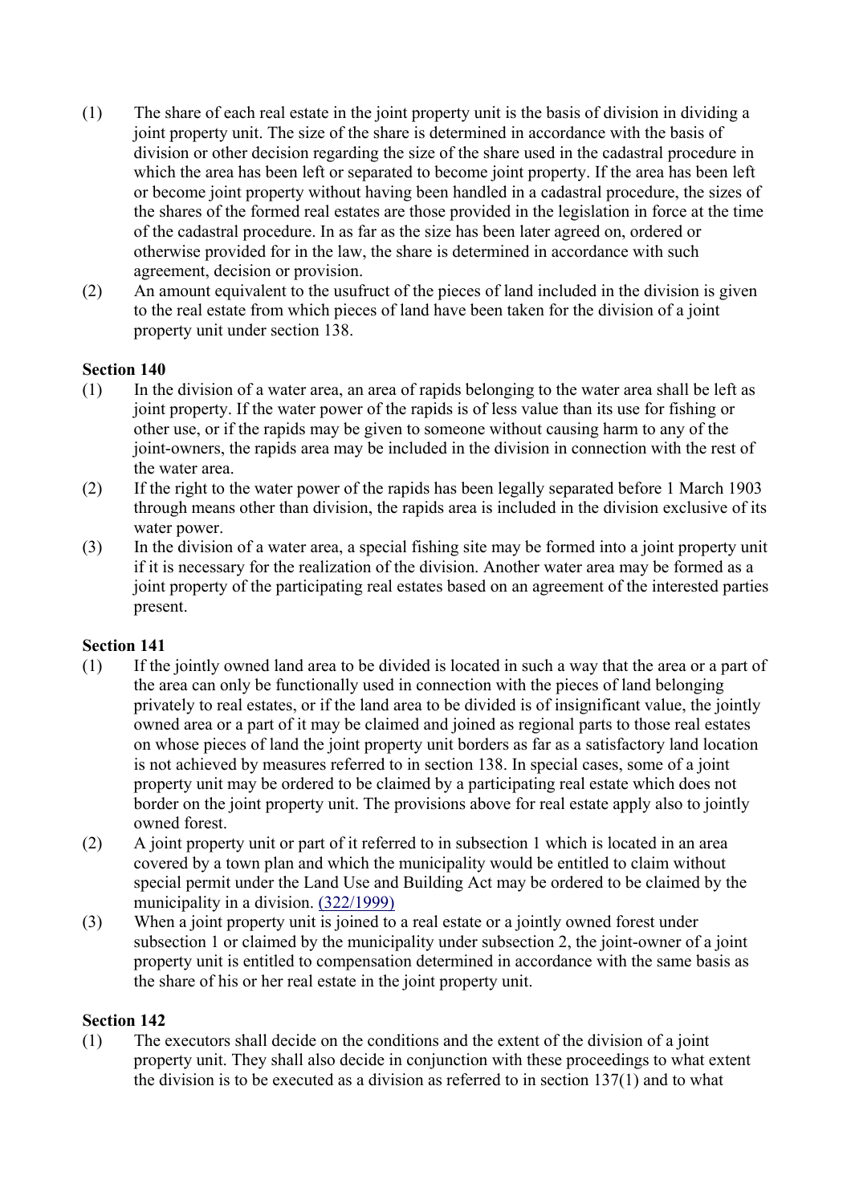(1) The share of each real estate in the joint property unit is the basis of division in dividing a joint property unit. The size of the share is determined in accordance with the basis of division or other decision regarding the size of the share used in the cadastral procedure in which the area has been left or separated to become joint property. If the area has been left or become joint property without having been handled in a cadastral procedure, the sizes of the shares of the formed real estates are those provided in the legislation in force at the time of the cadastral procedure. In as far as the size has been later agreed on, ordered or otherwise provided for in the law, the share is determined in accordance with such agreement, decision or provision.

(2) An amount equivalent to the usufruct of the pieces of land included in the division is given to the real estate from which pieces of land have been taken for the division of a joint property unit under section 138.

**Section 140**

(1) In the division of a water area, an area of rapids belonging to the water area shall be left as joint property. If the water power of the rapids is of less value than its use for fishing or other use, or if the rapids may be given to someone without causing harm to any of the joint-owners, the rapids area may be included in the division in connection with the rest of the water area.

(2) If the right to the water power of the rapids has been legally separated before 1 March 1903 through means other than division, the rapids area is included in the division exclusive of its water power.

(3) In the division of a water area, a special fishing site may be formed into a joint property unit if it is necessary for the realization of the division. Another water area may be formed as a joint property of the participating real estates based on an agreement of the interested parties present.

**Section 141**

(1) If the jointly owned land area to be divided is located in such a way that the area or a part of the area can only be functionally used in connection with the pieces of land belonging privately to real estates, or if the land area to be divided is of insignificant value, the jointly owned area or a part of it may be claimed and joined as regional parts to those real estates on whose pieces of land the joint property unit borders as far as a satisfactory land location is not achieved by measures referred to in section 138. In special cases, some of a joint property unit may be ordered to be claimed by a participating real estate which does not border on the joint property unit. The provisions above for real estate apply also to jointly owned forest.

(2) A joint property unit or part of it referred to in subsection 1 which is located in an area covered by a town plan and which the municipality would be entitled to claim without special permit under the Land Use and Building Act may be ordered to be claimed by the municipality in a division. (322/1999)

(3) When a joint property unit is joined to a real estate or a jointly owned forest under subsection 1 or claimed by the municipality under subsection 2, the joint-owner of a joint property unit is entitled to compensation determined in accordance with the same basis as the share of his or her real estate in the joint property unit.

**Section 142**

(1) The executors shall decide on the conditions and the extent of the division of a joint property unit. They shall also decide in conjunction with these proceedings to what extent the division is to be executed as a division as referred to in section 137(1) and to what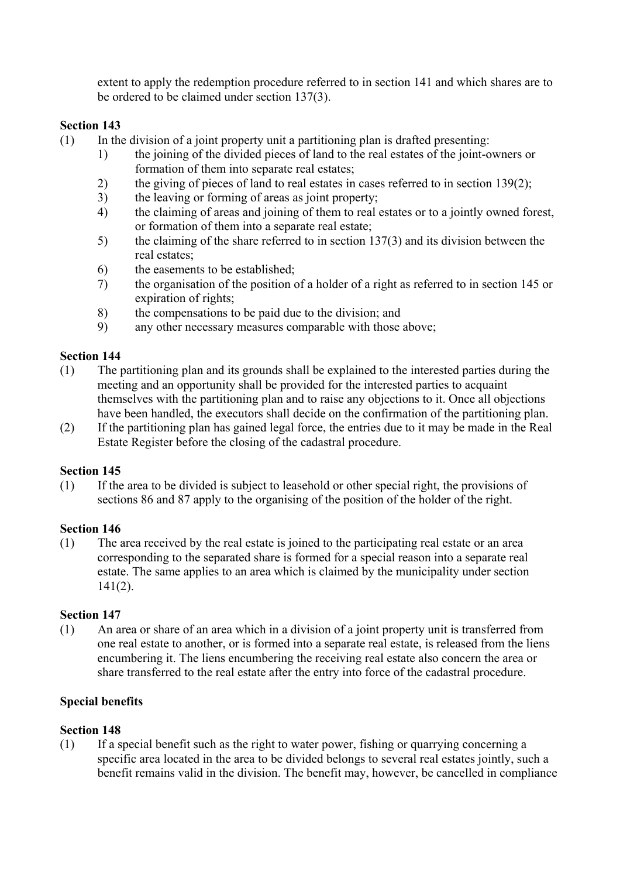extent to apply the redemption procedure referred to in section 141 and which shares are to be ordered to be claimed under section 137(3).

**Section 143**

(1) In the division of a joint property unit a partitioning plan is drafted presenting:

1) the joining of the divided pieces of land to the real estates of the joint-owners or formation of them into separate real estates;
2) the giving of pieces of land to real estates in cases referred to in section 139(2);
3) the leaving or forming of areas as joint property;
4) the claiming of areas and joining of them to real estates or to a jointly owned forest, or formation of them into a separate real estate;
5) the claiming of the share referred to in section 137(3) and its division between the real estates;
6) the easements to be established;
7) the organisation of the position of a holder of a right as referred to in section 145 or expiration of rights;
8) the compensations to be paid due to the division; and
9) any other necessary measures comparable with those above;

**Section 144**

(1) The partitioning plan and its grounds shall be explained to the interested parties during the meeting and an opportunity shall be provided for the interested parties to acquaint themselves with the partitioning plan and to raise any objections to it. Once all objections have been handled, the executors shall decide on the confirmation of the partitioning plan.

(2) If the partitioning plan has gained legal force, the entries due to it may be made in the Real Estate Register before the closing of the cadastral procedure.

**Section 145**

(1) If the area to be divided is subject to leasehold or other special right, the provisions of sections 86 and 87 apply to the organising of the position of the holder of the right.

**Section 146**

(1) The area received by the real estate is joined to the participating real estate or an area corresponding to the separated share is formed for a special reason into a separate real estate. The same applies to an area which is claimed by the municipality under section 141(2).

**Section 147**

(1) An area or share of an area which in a division of a joint property unit is transferred from one real estate to another, or is formed into a separate real estate, is released from the liens encumbering it. The liens encumbering the receiving real estate also concern the area or share transferred to the real estate after the entry into force of the cadastral procedure.

**Special benefits**

**Section 148**

(1) If a special benefit such as the right to water power, fishing or quarrying concerning a specific area located in the area to be divided belongs to several real estates jointly, such a benefit remains valid in the division. The benefit may, however, be cancelled in compliance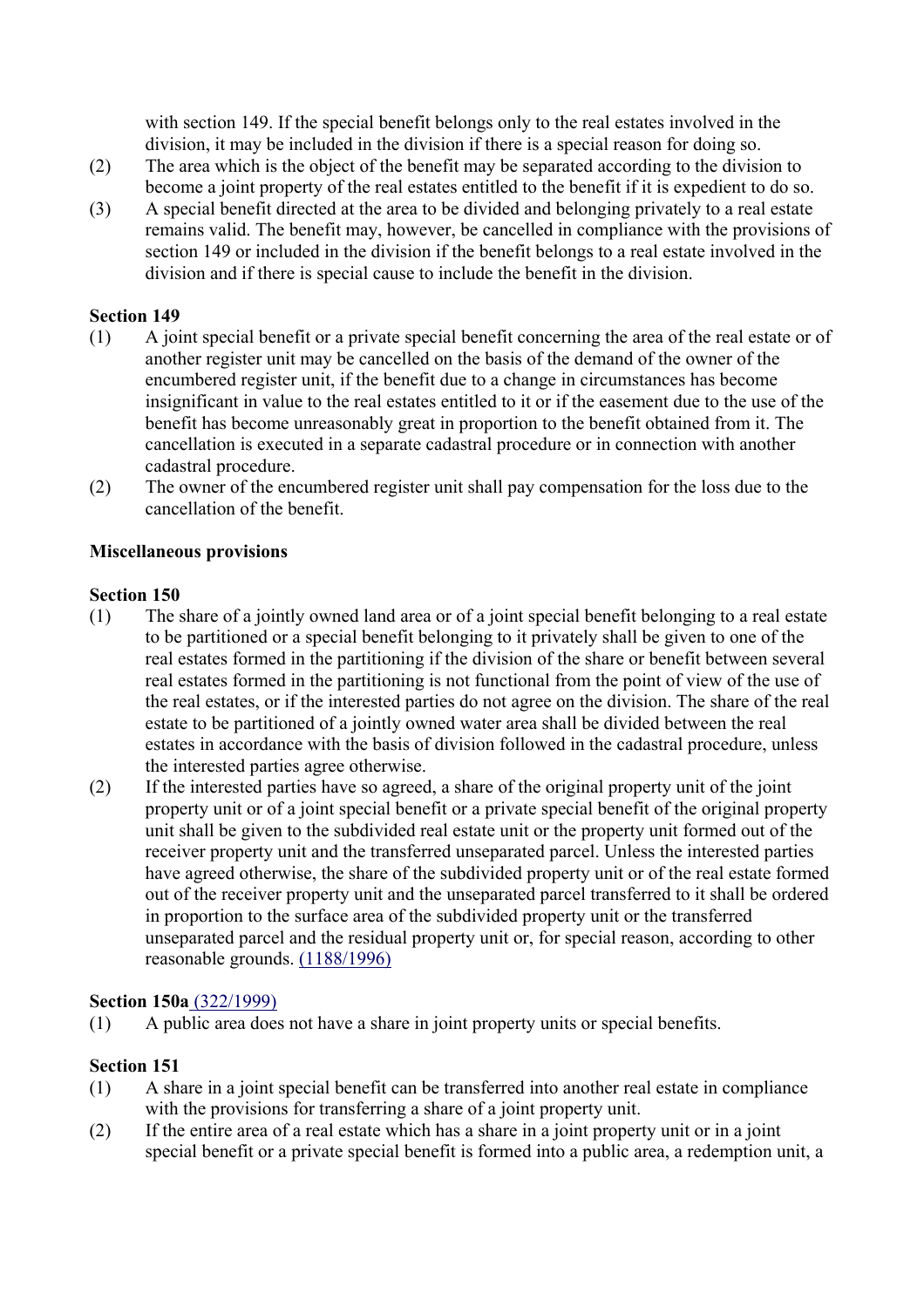with section 149. If the special benefit belongs only to the real estates involved in the division, it may be included in the division if there is a special reason for doing so.

(2) The area which is the object of the benefit may be separated according to the division to become a joint property of the real estates entitled to the benefit if it is expedient to do so.

(3) A special benefit directed at the area to be divided and belonging privately to a real estate remains valid. The benefit may, however, be cancelled in compliance with the provisions of section 149 or included in the division if the benefit belongs to a real estate involved in the division and if there is special cause to include the benefit in the division.

**Section 149**

(1) A joint special benefit or a private special benefit concerning the area of the real estate or of another register unit may be cancelled on the basis of the demand of the owner of the encumbered register unit, if the benefit due to a change in circumstances has become insignificant in value to the real estates entitled to it or if the easement due to the use of the benefit has become unreasonably great in proportion to the benefit obtained from it. The cancellation is executed in a separate cadastral procedure or in connection with another cadastral procedure.

(2) The owner of the encumbered register unit shall pay compensation for the loss due to the cancellation of the benefit.

**Miscellaneous provisions**

**Section 150**

(1) The share of a jointly owned land area or of a joint special benefit belonging to a real estate to be partitioned or a special benefit belonging to it privately shall be given to one of the real estates formed in the partitioning if the division of the share or benefit between several real estates formed in the partitioning is not functional from the point of view of the use of the real estates, or if the interested parties do not agree on the division. The share of the real estate to be partitioned of a jointly owned water area shall be divided between the real estates in accordance with the basis of division followed in the cadastral procedure, unless the interested parties agree otherwise.

(2) If the interested parties have so agreed, a share of the original property unit of the joint property unit or of a joint special benefit or a private special benefit of the original property unit shall be given to the subdivided real estate unit or the property unit formed out of the receiver property unit and the transferred unseparated parcel. Unless the interested parties have agreed otherwise, the share of the subdivided property unit or of the real estate formed out of the receiver property unit and the unseparated parcel transferred to it shall be ordered in proportion to the surface area of the subdivided property unit or the transferred unseparated parcel and the residual property unit or, for special reason, according to other reasonable grounds. (1188/1996)

**Section 150a** (322/1999)

(1) A public area does not have a share in joint property units or special benefits.

**Section 151**

(1) A share in a joint special benefit can be transferred into another real estate in compliance with the provisions for transferring a share of a joint property unit.

(2) If the entire area of a real estate which has a share in a joint property unit or in a joint special benefit or a private special benefit is formed into a public area, a redemption unit, a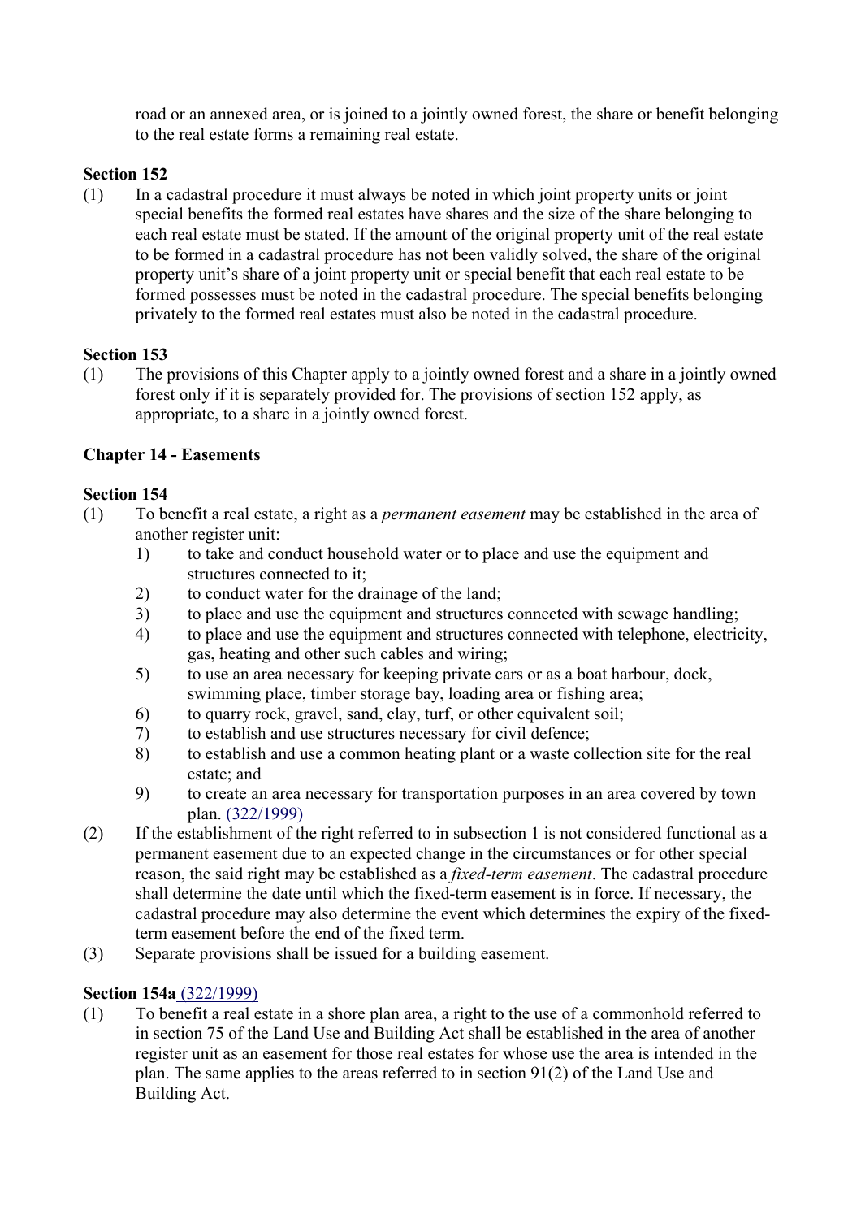road or an annexed area, or is joined to a jointly owned forest, the share or benefit belonging to the real estate forms a remaining real estate.

**Section 152**

(1) In a cadastral procedure it must always be noted in which joint property units or joint special benefits the formed real estates have shares and the size of the share belonging to each real estate must be stated. If the amount of the original property unit of the real estate to be formed in a cadastral procedure has not been validly solved, the share of the original property unit's share of a joint property unit or special benefit that each real estate to be formed possesses must be noted in the cadastral procedure. The special benefits belonging privately to the formed real estates must also be noted in the cadastral procedure.

**Section 153**

(1) The provisions of this Chapter apply to a jointly owned forest and a share in a jointly owned forest only if it is separately provided for. The provisions of section 152 apply, as appropriate, to a share in a jointly owned forest.

**Chapter 14 - Easements**

**Section 154**

(1) To benefit a real estate, a right as a *permanent easement* may be established in the area of another register unit:
   1) to take and conduct household water or to place and use the equipment and structures connected to it;
   2) to conduct water for the drainage of the land;
   3) to place and use the equipment and structures connected with sewage handling;
   4) to place and use the equipment and structures connected with telephone, electricity, gas, heating and other such cables and wiring;
   5) to use an area necessary for keeping private cars or as a boat harbour, dock, swimming place, timber storage bay, loading area or fishing area;
   6) to quarry rock, gravel, sand, clay, turf, or other equivalent soil;
   7) to establish and use structures necessary for civil defence;
   8) to establish and use a common heating plant or a waste collection site for the real estate; and
   9) to create an area necessary for transportation purposes in an area covered by town plan. (322/1999)

(2) If the establishment of the right referred to in subsection 1 is not considered functional as a permanent easement due to an expected change in the circumstances or for other special reason, the said right may be established as a *fixed-term easement*. The cadastral procedure shall determine the date until which the fixed-term easement is in force. If necessary, the cadastral procedure may also determine the event which determines the expiry of the fixed-term easement before the end of the fixed term.

(3) Separate provisions shall be issued for a building easement.

**Section 154a** (322/1999)

(1) To benefit a real estate in a shore plan area, a right to the use of a commonhold referred to in section 75 of the Land Use and Building Act shall be established in the area of another register unit as an easement for those real estates for whose use the area is intended in the plan. The same applies to the areas referred to in section 91(2) of the Land Use and Building Act.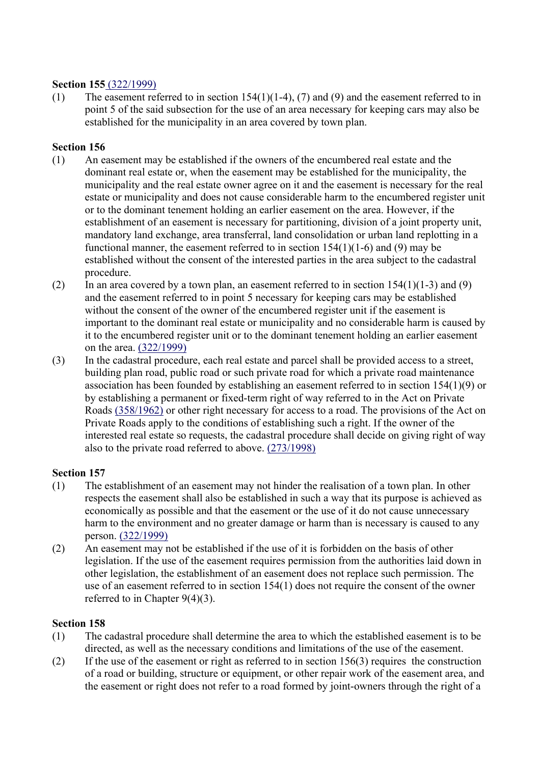**Section 155** (322/1999)

(1) The easement referred to in section 154(1)(1-4), (7) and (9) and the easement referred to in point 5 of the said subsection for the use of an area necessary for keeping cars may also be established for the municipality in an area covered by town plan.

**Section 156**

(1) An easement may be established if the owners of the encumbered real estate and the dominant real estate or, when the easement may be established for the municipality, the municipality and the real estate owner agree on it and the easement is necessary for the real estate or municipality and does not cause considerable harm to the encumbered register unit or to the dominant tenement holding an earlier easement on the area. However, if the establishment of an easement is necessary for partitioning, division of a joint property unit, mandatory land exchange, area transferral, land consolidation or urban land replotting in a functional manner, the easement referred to in section 154(1)(1-6) and (9) may be established without the consent of the interested parties in the area subject to the cadastral procedure.

(2) In an area covered by a town plan, an easement referred to in section 154(1)(1-3) and (9) and the easement referred to in point 5 necessary for keeping cars may be established without the consent of the owner of the encumbered register unit if the easement is important to the dominant real estate or municipality and no considerable harm is caused by it to the encumbered register unit or to the dominant tenement holding an earlier easement on the area. (322/1999)

(3) In the cadastral procedure, each real estate and parcel shall be provided access to a street, building plan road, public road or such private road for which a private road maintenance association has been founded by establishing an easement referred to in section 154(1)(9) or by establishing a permanent or fixed-term right of way referred to in the Act on Private Roads (358/1962) or other right necessary for access to a road. The provisions of the Act on Private Roads apply to the conditions of establishing such a right. If the owner of the interested real estate so requests, the cadastral procedure shall decide on giving right of way also to the private road referred to above. (273/1998)

**Section 157**

(1) The establishment of an easement may not hinder the realisation of a town plan. In other respects the easement shall also be established in such a way that its purpose is achieved as economically as possible and that the easement or the use of it do not cause unnecessary harm to the environment and no greater damage or harm than is necessary is caused to any person. (322/1999)

(2) An easement may not be established if the use of it is forbidden on the basis of other legislation. If the use of the easement requires permission from the authorities laid down in other legislation, the establishment of an easement does not replace such permission. The use of an easement referred to in section 154(1) does not require the consent of the owner referred to in Chapter 9(4)(3).

**Section 158**

(1) The cadastral procedure shall determine the area to which the established easement is to be directed, as well as the necessary conditions and limitations of the use of the easement.

(2) If the use of the easement or right as referred to in section 156(3) requires the construction of a road or building, structure or equipment, or other repair work of the easement area, and the easement or right does not refer to a road formed by joint-owners through the right of a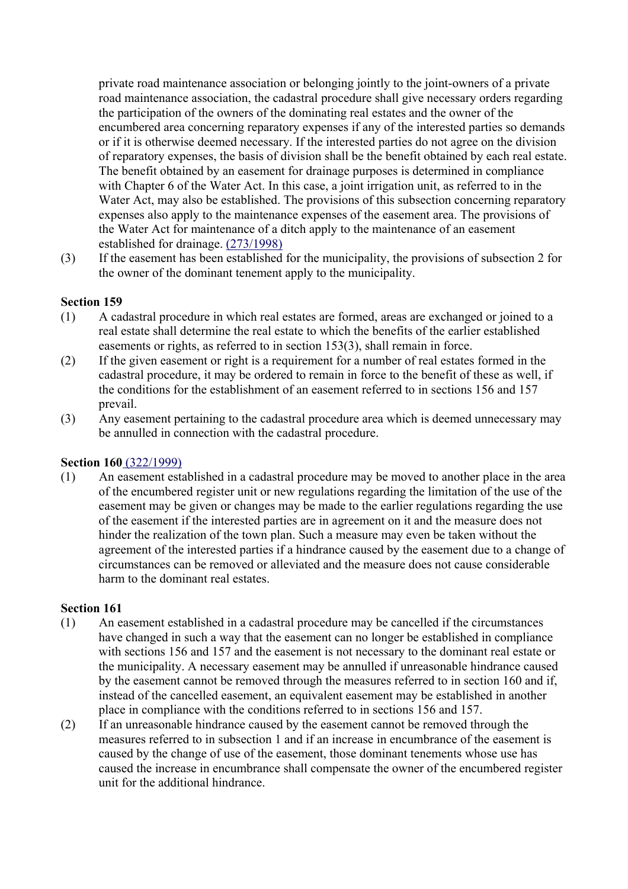private road maintenance association or belonging jointly to the joint-owners of a private road maintenance association, the cadastral procedure shall give necessary orders regarding the participation of the owners of the dominating real estates and the owner of the encumbered area concerning reparatory expenses if any of the interested parties so demands or if it is otherwise deemed necessary. If the interested parties do not agree on the division of reparatory expenses, the basis of division shall be the benefit obtained by each real estate. The benefit obtained by an easement for drainage purposes is determined in compliance with Chapter 6 of the Water Act. In this case, a joint irrigation unit, as referred to in the Water Act, may also be established. The provisions of this subsection concerning reparatory expenses also apply to the maintenance expenses of the easement area. The provisions of the Water Act for maintenance of a ditch apply to the maintenance of an easement established for drainage. (273/1998)

(3) If the easement has been established for the municipality, the provisions of subsection 2 for the owner of the dominant tenement apply to the municipality.

**Section 159**

(1) A cadastral procedure in which real estates are formed, areas are exchanged or joined to a real estate shall determine the real estate to which the benefits of the earlier established easements or rights, as referred to in section 153(3), shall remain in force.

(2) If the given easement or right is a requirement for a number of real estates formed in the cadastral procedure, it may be ordered to remain in force to the benefit of these as well, if the conditions for the establishment of an easement referred to in sections 156 and 157 prevail.

(3) Any easement pertaining to the cadastral procedure area which is deemed unnecessary may be annulled in connection with the cadastral procedure.

**Section 160** (322/1999)

(1) An easement established in a cadastral procedure may be moved to another place in the area of the encumbered register unit or new regulations regarding the limitation of the use of the easement may be given or changes may be made to the earlier regulations regarding the use of the easement if the interested parties are in agreement on it and the measure does not hinder the realization of the town plan. Such a measure may even be taken without the agreement of the interested parties if a hindrance caused by the easement due to a change of circumstances can be removed or alleviated and the measure does not cause considerable harm to the dominant real estates.

**Section 161**

(1) An easement established in a cadastral procedure may be cancelled if the circumstances have changed in such a way that the easement can no longer be established in compliance with sections 156 and 157 and the easement is not necessary to the dominant real estate or the municipality. A necessary easement may be annulled if unreasonable hindrance caused by the easement cannot be removed through the measures referred to in section 160 and if, instead of the cancelled easement, an equivalent easement may be established in another place in compliance with the conditions referred to in sections 156 and 157.

(2) If an unreasonable hindrance caused by the easement cannot be removed through the measures referred to in subsection 1 and if an increase in encumbrance of the easement is caused by the change of use of the easement, those dominant tenements whose use has caused the increase in encumbrance shall compensate the owner of the encumbered register unit for the additional hindrance.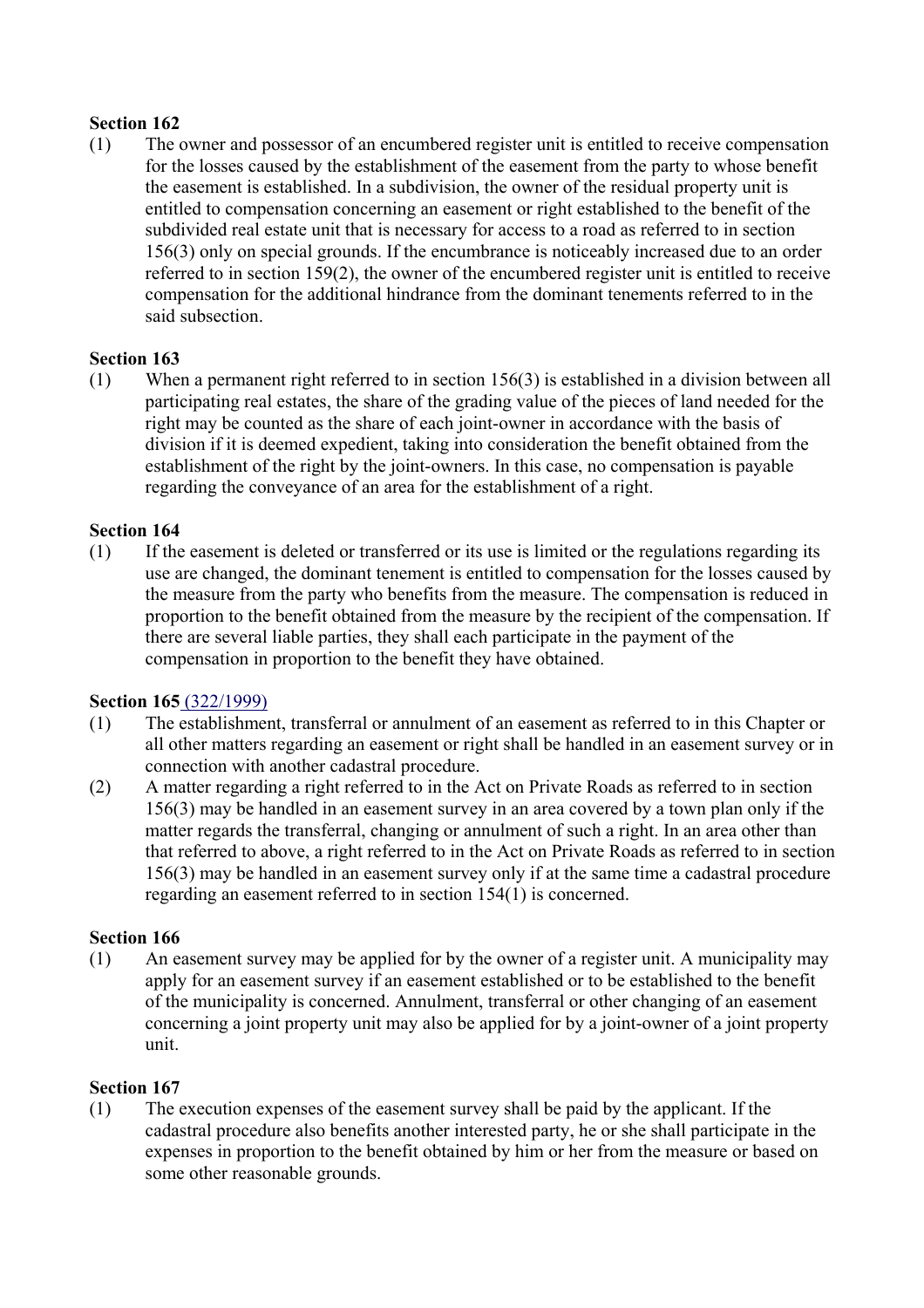**Section 162**

(1) The owner and possessor of an encumbered register unit is entitled to receive compensation for the losses caused by the establishment of the easement from the party to whose benefit the easement is established. In a subdivision, the owner of the residual property unit is entitled to compensation concerning an easement or right established to the benefit of the subdivided real estate unit that is necessary for access to a road as referred to in section 156(3) only on special grounds. If the encumbrance is noticeably increased due to an order referred to in section 159(2), the owner of the encumbered register unit is entitled to receive compensation for the additional hindrance from the dominant tenements referred to in the said subsection.

**Section 163**

(1) When a permanent right referred to in section 156(3) is established in a division between all participating real estates, the share of the grading value of the pieces of land needed for the right may be counted as the share of each joint-owner in accordance with the basis of division if it is deemed expedient, taking into consideration the benefit obtained from the establishment of the right by the joint-owners. In this case, no compensation is payable regarding the conveyance of an area for the establishment of a right.

**Section 164**

(1) If the easement is deleted or transferred or its use is limited or the regulations regarding its use are changed, the dominant tenement is entitled to compensation for the losses caused by the measure from the party who benefits from the measure. The compensation is reduced in proportion to the benefit obtained from the measure by the recipient of the compensation. If there are several liable parties, they shall each participate in the payment of the compensation in proportion to the benefit they have obtained.

**Section 165** (322/1999)

(1) The establishment, transferral or annulment of an easement as referred to in this Chapter or all other matters regarding an easement or right shall be handled in an easement survey or in connection with another cadastral procedure.

(2) A matter regarding a right referred to in the Act on Private Roads as referred to in section 156(3) may be handled in an easement survey in an area covered by a town plan only if the matter regards the transferral, changing or annulment of such a right. In an area other than that referred to above, a right referred to in the Act on Private Roads as referred to in section 156(3) may be handled in an easement survey only if at the same time a cadastral procedure regarding an easement referred to in section 154(1) is concerned.

**Section 166**

(1) An easement survey may be applied for by the owner of a register unit. A municipality may apply for an easement survey if an easement established or to be established to the benefit of the municipality is concerned. Annulment, transferral or other changing of an easement concerning a joint property unit may also be applied for by a joint-owner of a joint property unit.

**Section 167**

(1) The execution expenses of the easement survey shall be paid by the applicant. If the cadastral procedure also benefits another interested party, he or she shall participate in the expenses in proportion to the benefit obtained by him or her from the measure or based on some other reasonable grounds.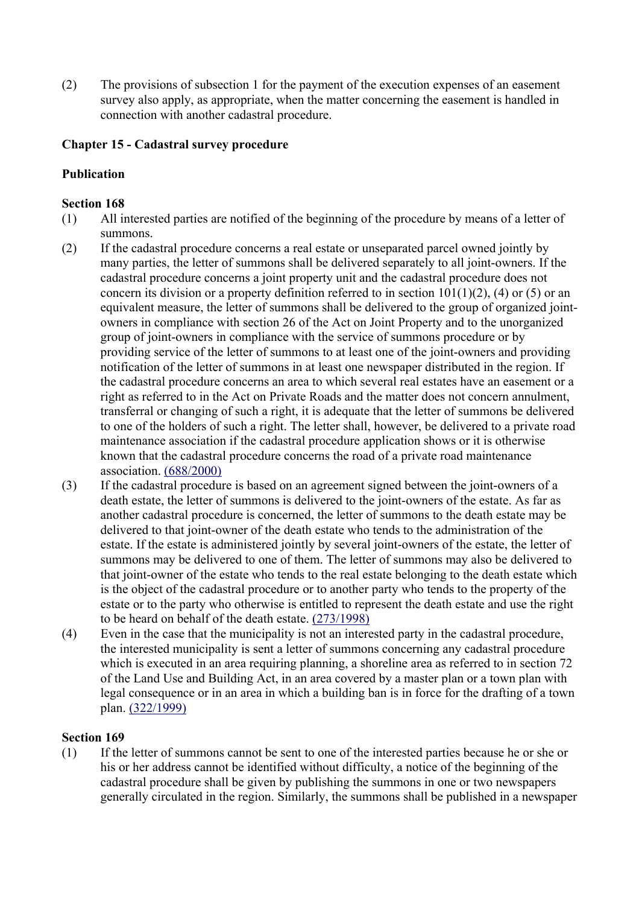(2) The provisions of subsection 1 for the payment of the execution expenses of an easement survey also apply, as appropriate, when the matter concerning the easement is handled in connection with another cadastral procedure.

## Chapter 15 - Cadastral survey procedure

### Publication

#### Section 168

(1) All interested parties are notified of the beginning of the procedure by means of a letter of summons.

(2) If the cadastral procedure concerns a real estate or unseparated parcel owned jointly by many parties, the letter of summons shall be delivered separately to all joint-owners. If the cadastral procedure concerns a joint property unit and the cadastral procedure does not concern its division or a property definition referred to in section 101(1)(2), (4) or (5) or an equivalent measure, the letter of summons shall be delivered to the group of organized joint-owners in compliance with section 26 of the Act on Joint Property and to the unorganized group of joint-owners in compliance with the service of summons procedure or by providing service of the letter of summons to at least one of the joint-owners and providing notification of the letter of summons in at least one newspaper distributed in the region. If the cadastral procedure concerns an area to which several real estates have an easement or a right as referred to in the Act on Private Roads and the matter does not concern annulment, transferral or changing of such a right, it is adequate that the letter of summons be delivered to one of the holders of such a right. The letter shall, however, be delivered to a private road maintenance association if the cadastral procedure application shows or it is otherwise known that the cadastral procedure concerns the road of a private road maintenance association. (688/2000)

(3) If the cadastral procedure is based on an agreement signed between the joint-owners of a death estate, the letter of summons is delivered to the joint-owners of the estate. As far as another cadastral procedure is concerned, the letter of summons to the death estate may be delivered to that joint-owner of the death estate who tends to the administration of the estate. If the estate is administered jointly by several joint-owners of the estate, the letter of summons may be delivered to one of them. The letter of summons may also be delivered to that joint-owner of the estate who tends to the real estate belonging to the death estate which is the object of the cadastral procedure or to another party who tends to the property of the estate or to the party who otherwise is entitled to represent the death estate and use the right to be heard on behalf of the death estate. (273/1998)

(4) Even in the case that the municipality is not an interested party in the cadastral procedure, the interested municipality is sent a letter of summons concerning any cadastral procedure which is executed in an area requiring planning, a shoreline area as referred to in section 72 of the Land Use and Building Act, in an area covered by a master plan or a town plan with legal consequence or in an area in which a building ban is in force for the drafting of a town plan. (322/1999)

#### Section 169

(1) If the letter of summons cannot be sent to one of the interested parties because he or she or his or her address cannot be identified without difficulty, a notice of the beginning of the cadastral procedure shall be given by publishing the summons in one or two newspapers generally circulated in the region. Similarly, the summons shall be published in a newspaper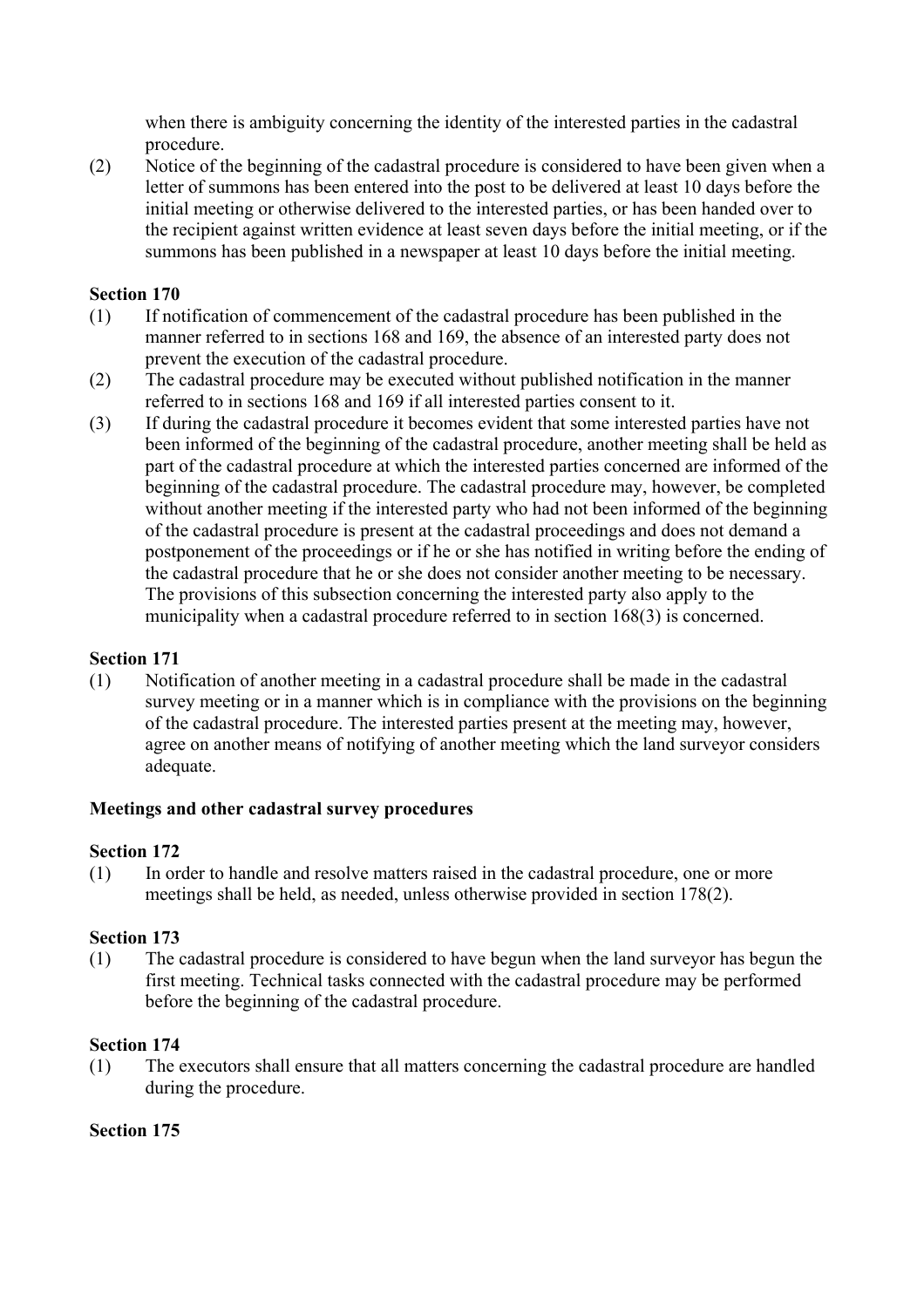when there is ambiguity concerning the identity of the interested parties in the cadastral procedure.

(2) Notice of the beginning of the cadastral procedure is considered to have been given when a letter of summons has been entered into the post to be delivered at least 10 days before the initial meeting or otherwise delivered to the interested parties, or has been handed over to the recipient against written evidence at least seven days before the initial meeting, or if the summons has been published in a newspaper at least 10 days before the initial meeting.

**Section 170**

(1) If notification of commencement of the cadastral procedure has been published in the manner referred to in sections 168 and 169, the absence of an interested party does not prevent the execution of the cadastral procedure.

(2) The cadastral procedure may be executed without published notification in the manner referred to in sections 168 and 169 if all interested parties consent to it.

(3) If during the cadastral procedure it becomes evident that some interested parties have not been informed of the beginning of the cadastral procedure, another meeting shall be held as part of the cadastral procedure at which the interested parties concerned are informed of the beginning of the cadastral procedure. The cadastral procedure may, however, be completed without another meeting if the interested party who had not been informed of the beginning of the cadastral procedure is present at the cadastral proceedings and does not demand a postponement of the proceedings or if he or she has notified in writing before the ending of the cadastral procedure that he or she does not consider another meeting to be necessary. The provisions of this subsection concerning the interested party also apply to the municipality when a cadastral procedure referred to in section 168(3) is concerned.

**Section 171**

(1) Notification of another meeting in a cadastral procedure shall be made in the cadastral survey meeting or in a manner which is in compliance with the provisions on the beginning of the cadastral procedure. The interested parties present at the meeting may, however, agree on another means of notifying of another meeting which the land surveyor considers adequate.

**Meetings and other cadastral survey procedures**

**Section 172**

(1) In order to handle and resolve matters raised in the cadastral procedure, one or more meetings shall be held, as needed, unless otherwise provided in section 178(2).

**Section 173**

(1) The cadastral procedure is considered to have begun when the land surveyor has begun the first meeting. Technical tasks connected with the cadastral procedure may be performed before the beginning of the cadastral procedure.

**Section 174**

(1) The executors shall ensure that all matters concerning the cadastral procedure are handled during the procedure.

**Section 175**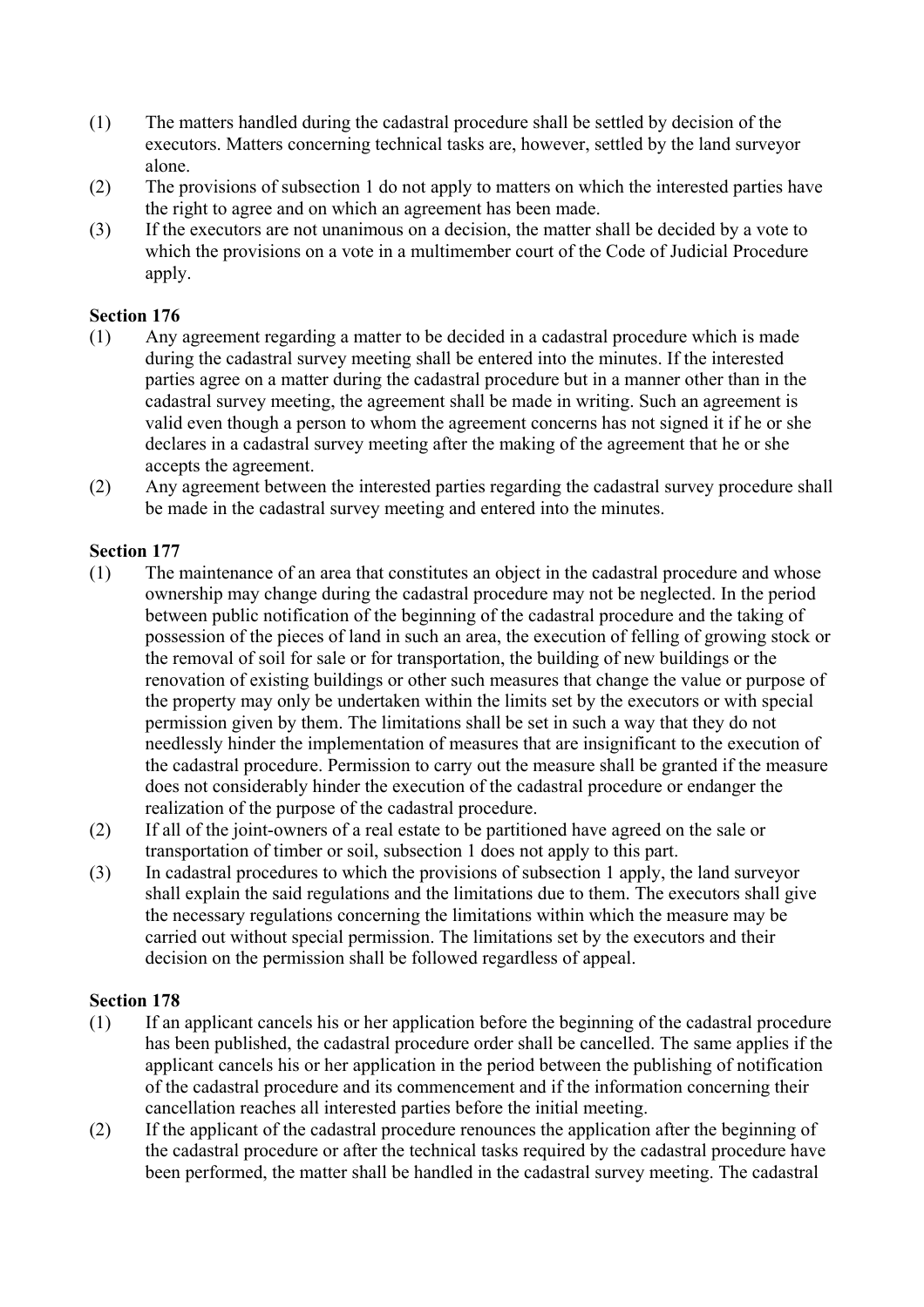(1) The matters handled during the cadastral procedure shall be settled by decision of the executors. Matters concerning technical tasks are, however, settled by the land surveyor alone.

(2) The provisions of subsection 1 do not apply to matters on which the interested parties have the right to agree and on which an agreement has been made.

(3) If the executors are not unanimous on a decision, the matter shall be decided by a vote to which the provisions on a vote in a multimember court of the Code of Judicial Procedure apply.

**Section 176**

(1) Any agreement regarding a matter to be decided in a cadastral procedure which is made during the cadastral survey meeting shall be entered into the minutes. If the interested parties agree on a matter during the cadastral procedure but in a manner other than in the cadastral survey meeting, the agreement shall be made in writing. Such an agreement is valid even though a person to whom the agreement concerns has not signed it if he or she declares in a cadastral survey meeting after the making of the agreement that he or she accepts the agreement.

(2) Any agreement between the interested parties regarding the cadastral survey procedure shall be made in the cadastral survey meeting and entered into the minutes.

**Section 177**

(1) The maintenance of an area that constitutes an object in the cadastral procedure and whose ownership may change during the cadastral procedure may not be neglected. In the period between public notification of the beginning of the cadastral procedure and the taking of possession of the pieces of land in such an area, the execution of felling of growing stock or the removal of soil for sale or for transportation, the building of new buildings or the renovation of existing buildings or other such measures that change the value or purpose of the property may only be undertaken within the limits set by the executors or with special permission given by them. The limitations shall be set in such a way that they do not needlessly hinder the implementation of measures that are insignificant to the execution of the cadastral procedure. Permission to carry out the measure shall be granted if the measure does not considerably hinder the execution of the cadastral procedure or endanger the realization of the purpose of the cadastral procedure.

(2) If all of the joint-owners of a real estate to be partitioned have agreed on the sale or transportation of timber or soil, subsection 1 does not apply to this part.

(3) In cadastral procedures to which the provisions of subsection 1 apply, the land surveyor shall explain the said regulations and the limitations due to them. The executors shall give the necessary regulations concerning the limitations within which the measure may be carried out without special permission. The limitations set by the executors and their decision on the permission shall be followed regardless of appeal.

**Section 178**

(1) If an applicant cancels his or her application before the beginning of the cadastral procedure has been published, the cadastral procedure order shall be cancelled. The same applies if the applicant cancels his or her application in the period between the publishing of notification of the cadastral procedure and its commencement and if the information concerning their cancellation reaches all interested parties before the initial meeting.

(2) If the applicant of the cadastral procedure renounces the application after the beginning of the cadastral procedure or after the technical tasks required by the cadastral procedure have been performed, the matter shall be handled in the cadastral survey meeting. The cadastral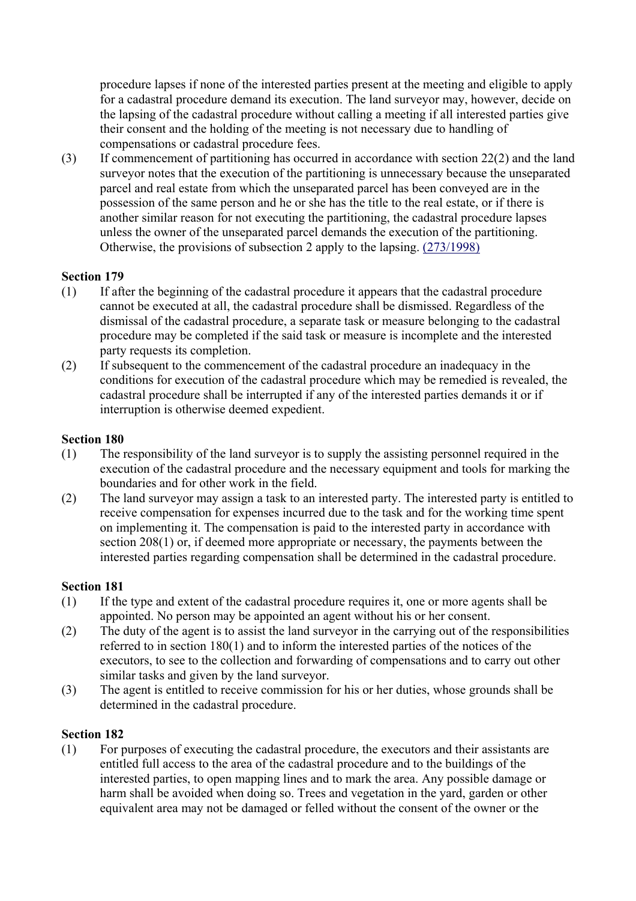procedure lapses if none of the interested parties present at the meeting and eligible to apply for a cadastral procedure demand its execution. The land surveyor may, however, decide on the lapsing of the cadastral procedure without calling a meeting if all interested parties give their consent and the holding of the meeting is not necessary due to handling of compensations or cadastral procedure fees.

(3) If commencement of partitioning has occurred in accordance with section 22(2) and the land surveyor notes that the execution of the partitioning is unnecessary because the unseparated parcel and real estate from which the unseparated parcel has been conveyed are in the possession of the same person and he or she has the title to the real estate, or if there is another similar reason for not executing the partitioning, the cadastral procedure lapses unless the owner of the unseparated parcel demands the execution of the partitioning. Otherwise, the provisions of subsection 2 apply to the lapsing. (273/1998)

**Section 179**

(1) If after the beginning of the cadastral procedure it appears that the cadastral procedure cannot be executed at all, the cadastral procedure shall be dismissed. Regardless of the dismissal of the cadastral procedure, a separate task or measure belonging to the cadastral procedure may be completed if the said task or measure is incomplete and the interested party requests its completion.

(2) If subsequent to the commencement of the cadastral procedure an inadequacy in the conditions for execution of the cadastral procedure which may be remedied is revealed, the cadastral procedure shall be interrupted if any of the interested parties demands it or if interruption is otherwise deemed expedient.

**Section 180**

(1) The responsibility of the land surveyor is to supply the assisting personnel required in the execution of the cadastral procedure and the necessary equipment and tools for marking the boundaries and for other work in the field.

(2) The land surveyor may assign a task to an interested party. The interested party is entitled to receive compensation for expenses incurred due to the task and for the working time spent on implementing it. The compensation is paid to the interested party in accordance with section 208(1) or, if deemed more appropriate or necessary, the payments between the interested parties regarding compensation shall be determined in the cadastral procedure.

**Section 181**

(1) If the type and extent of the cadastral procedure requires it, one or more agents shall be appointed. No person may be appointed an agent without his or her consent.

(2) The duty of the agent is to assist the land surveyor in the carrying out of the responsibilities referred to in section 180(1) and to inform the interested parties of the notices of the executors, to see to the collection and forwarding of compensations and to carry out other similar tasks and given by the land surveyor.

(3) The agent is entitled to receive commission for his or her duties, whose grounds shall be determined in the cadastral procedure.

**Section 182**

(1) For purposes of executing the cadastral procedure, the executors and their assistants are entitled full access to the area of the cadastral procedure and to the buildings of the interested parties, to open mapping lines and to mark the area. Any possible damage or harm shall be avoided when doing so. Trees and vegetation in the yard, garden or other equivalent area may not be damaged or felled without the consent of the owner or the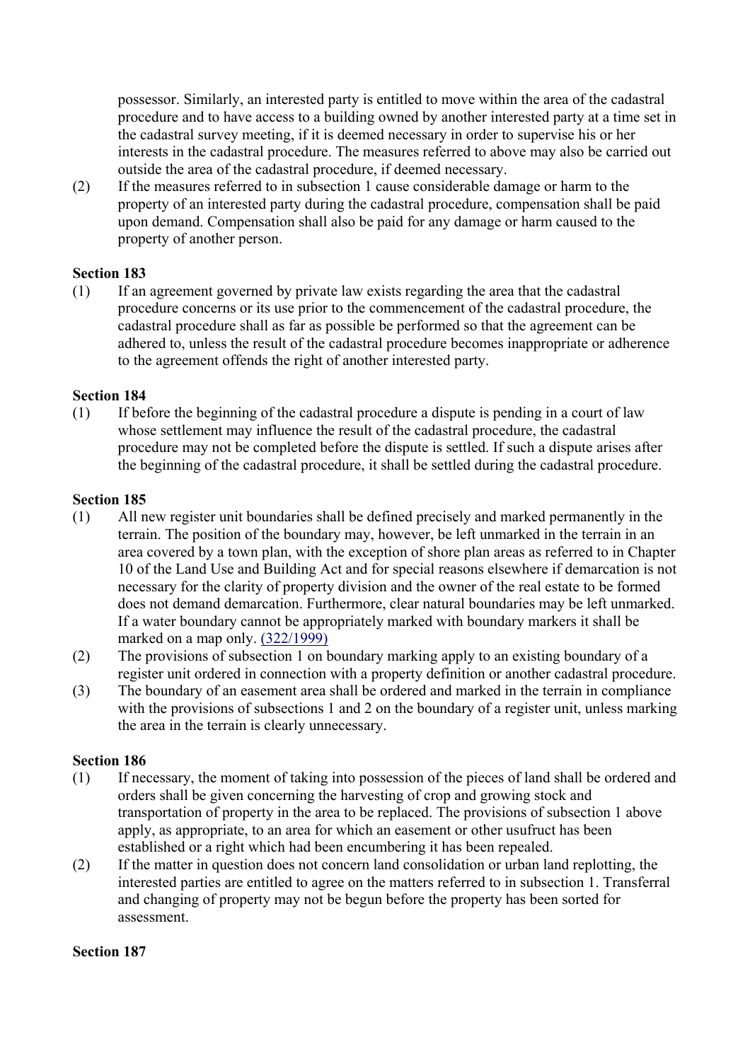possessor. Similarly, an interested party is entitled to move within the area of the cadastral procedure and to have access to a building owned by another interested party at a time set in the cadastral survey meeting, if it is deemed necessary in order to supervise his or her interests in the cadastral procedure. The measures referred to above may also be carried out outside the area of the cadastral procedure, if deemed necessary.

(2) If the measures referred to in subsection 1 cause considerable damage or harm to the property of an interested party during the cadastral procedure, compensation shall be paid upon demand. Compensation shall also be paid for any damage or harm caused to the property of another person.

**Section 183**

(1) If an agreement governed by private law exists regarding the area that the cadastral procedure concerns or its use prior to the commencement of the cadastral procedure, the cadastral procedure shall as far as possible be performed so that the agreement can be adhered to, unless the result of the cadastral procedure becomes inappropriate or adherence to the agreement offends the right of another interested party.

**Section 184**

(1) If before the beginning of the cadastral procedure a dispute is pending in a court of law whose settlement may influence the result of the cadastral procedure, the cadastral procedure may not be completed before the dispute is settled. If such a dispute arises after the beginning of the cadastral procedure, it shall be settled during the cadastral procedure.

**Section 185**

(1) All new register unit boundaries shall be defined precisely and marked permanently in the terrain. The position of the boundary may, however, be left unmarked in the terrain in an area covered by a town plan, with the exception of shore plan areas as referred to in Chapter 10 of the Land Use and Building Act and for special reasons elsewhere if demarcation is not necessary for the clarity of property division and the owner of the real estate to be formed does not demand demarcation. Furthermore, clear natural boundaries may be left unmarked. If a water boundary cannot be appropriately marked with boundary markers it shall be marked on a map only. (322/1999)

(2) The provisions of subsection 1 on boundary marking apply to an existing boundary of a register unit ordered in connection with a property definition or another cadastral procedure.

(3) The boundary of an easement area shall be ordered and marked in the terrain in compliance with the provisions of subsections 1 and 2 on the boundary of a register unit, unless marking the area in the terrain is clearly unnecessary.

**Section 186**

(1) If necessary, the moment of taking into possession of the pieces of land shall be ordered and orders shall be given concerning the harvesting of crop and growing stock and transportation of property in the area to be replaced. The provisions of subsection 1 above apply, as appropriate, to an area for which an easement or other usufruct has been established or a right which had been encumbering it has been repealed.

(2) If the matter in question does not concern land consolidation or urban land replotting, the interested parties are entitled to agree on the matters referred to in subsection 1. Transferral and changing of property may not be begun before the property has been sorted for assessment.

**Section 187**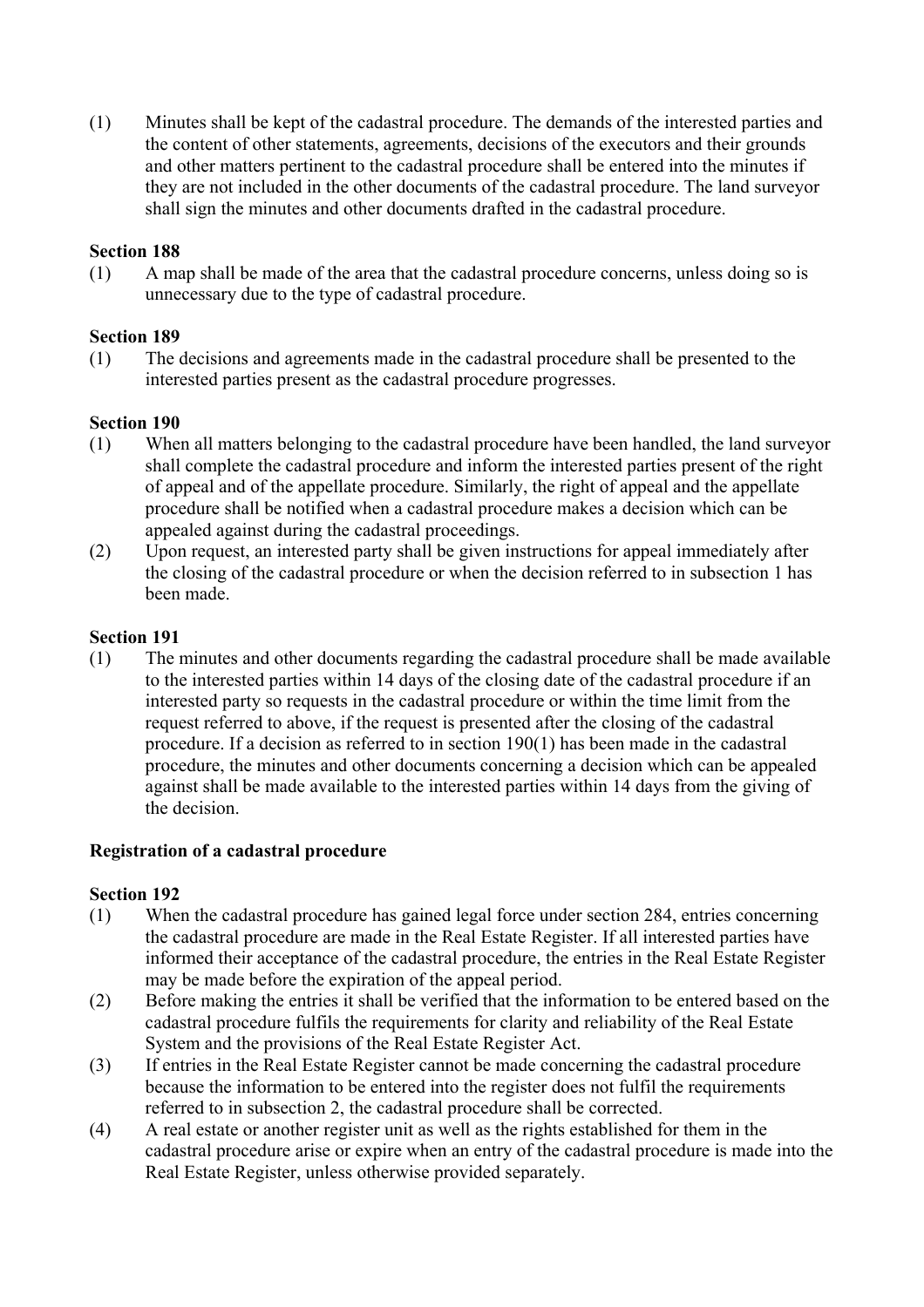(1) Minutes shall be kept of the cadastral procedure. The demands of the interested parties and the content of other statements, agreements, decisions of the executors and their grounds and other matters pertinent to the cadastral procedure shall be entered into the minutes if they are not included in the other documents of the cadastral procedure. The land surveyor shall sign the minutes and other documents drafted in the cadastral procedure.

**Section 188**

(1) A map shall be made of the area that the cadastral procedure concerns, unless doing so is unnecessary due to the type of cadastral procedure.

**Section 189**

(1) The decisions and agreements made in the cadastral procedure shall be presented to the interested parties present as the cadastral procedure progresses.

**Section 190**

(1) When all matters belonging to the cadastral procedure have been handled, the land surveyor shall complete the cadastral procedure and inform the interested parties present of the right of appeal and of the appellate procedure. Similarly, the right of appeal and the appellate procedure shall be notified when a cadastral procedure makes a decision which can be appealed against during the cadastral proceedings.

(2) Upon request, an interested party shall be given instructions for appeal immediately after the closing of the cadastral procedure or when the decision referred to in subsection 1 has been made.

**Section 191**

(1) The minutes and other documents regarding the cadastral procedure shall be made available to the interested parties within 14 days of the closing date of the cadastral procedure if an interested party so requests in the cadastral procedure or within the time limit from the request referred to above, if the request is presented after the closing of the cadastral procedure. If a decision as referred to in section 190(1) has been made in the cadastral procedure, the minutes and other documents concerning a decision which can be appealed against shall be made available to the interested parties within 14 days from the giving of the decision.

**Registration of a cadastral procedure**

**Section 192**

(1) When the cadastral procedure has gained legal force under section 284, entries concerning the cadastral procedure are made in the Real Estate Register. If all interested parties have informed their acceptance of the cadastral procedure, the entries in the Real Estate Register may be made before the expiration of the appeal period.

(2) Before making the entries it shall be verified that the information to be entered based on the cadastral procedure fulfils the requirements for clarity and reliability of the Real Estate System and the provisions of the Real Estate Register Act.

(3) If entries in the Real Estate Register cannot be made concerning the cadastral procedure because the information to be entered into the register does not fulfil the requirements referred to in subsection 2, the cadastral procedure shall be corrected.

(4) A real estate or another register unit as well as the rights established for them in the cadastral procedure arise or expire when an entry of the cadastral procedure is made into the Real Estate Register, unless otherwise provided separately.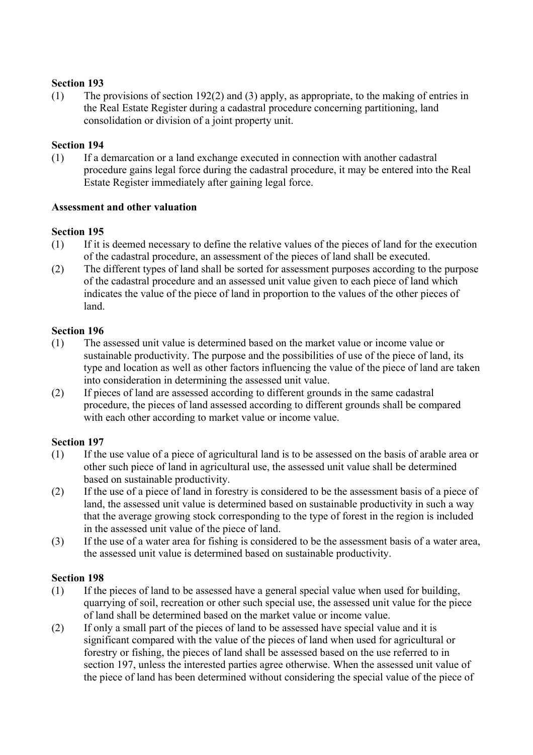**Section 193**

(1) The provisions of section 192(2) and (3) apply, as appropriate, to the making of entries in the Real Estate Register during a cadastral procedure concerning partitioning, land consolidation or division of a joint property unit.

**Section 194**

(1) If a demarcation or a land exchange executed in connection with another cadastral procedure gains legal force during the cadastral procedure, it may be entered into the Real Estate Register immediately after gaining legal force.

**Assessment and other valuation**

**Section 195**

(1) If it is deemed necessary to define the relative values of the pieces of land for the execution of the cadastral procedure, an assessment of the pieces of land shall be executed.

(2) The different types of land shall be sorted for assessment purposes according to the purpose of the cadastral procedure and an assessed unit value given to each piece of land which indicates the value of the piece of land in proportion to the values of the other pieces of land.

**Section 196**

(1) The assessed unit value is determined based on the market value or income value or sustainable productivity. The purpose and the possibilities of use of the piece of land, its type and location as well as other factors influencing the value of the piece of land are taken into consideration in determining the assessed unit value.

(2) If pieces of land are assessed according to different grounds in the same cadastral procedure, the pieces of land assessed according to different grounds shall be compared with each other according to market value or income value.

**Section 197**

(1) If the use value of a piece of agricultural land is to be assessed on the basis of arable area or other such piece of land in agricultural use, the assessed unit value shall be determined based on sustainable productivity.

(2) If the use of a piece of land in forestry is considered to be the assessment basis of a piece of land, the assessed unit value is determined based on sustainable productivity in such a way that the average growing stock corresponding to the type of forest in the region is included in the assessed unit value of the piece of land.

(3) If the use of a water area for fishing is considered to be the assessment basis of a water area, the assessed unit value is determined based on sustainable productivity.

**Section 198**

(1) If the pieces of land to be assessed have a general special value when used for building, quarrying of soil, recreation or other such special use, the assessed unit value for the piece of land shall be determined based on the market value or income value.

(2) If only a small part of the pieces of land to be assessed have special value and it is significant compared with the value of the pieces of land when used for agricultural or forestry or fishing, the pieces of land shall be assessed based on the use referred to in section 197, unless the interested parties agree otherwise. When the assessed unit value of the piece of land has been determined without considering the special value of the piece of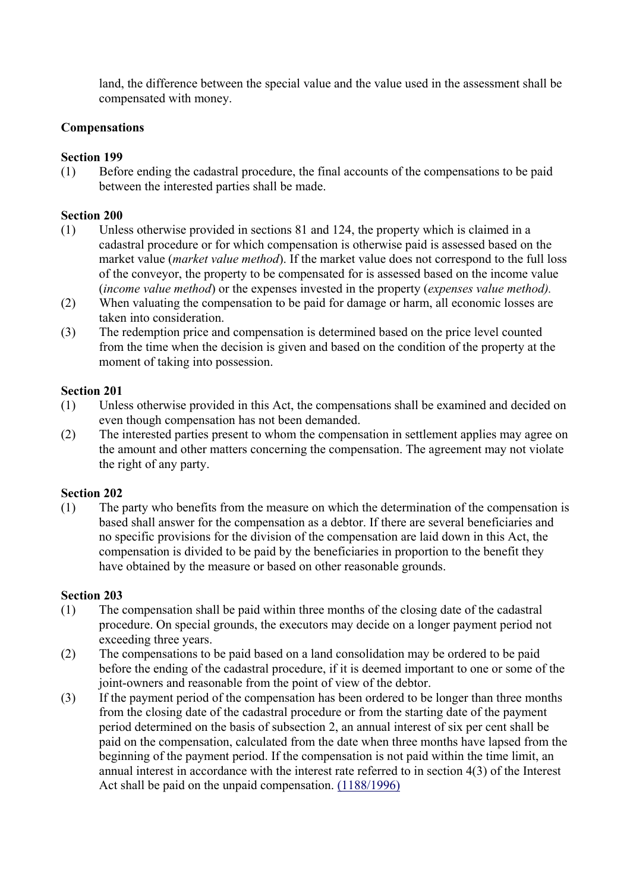land, the difference between the special value and the value used in the assessment shall be compensated with money.

**Compensations**

**Section 199**

(1) Before ending the cadastral procedure, the final accounts of the compensations to be paid between the interested parties shall be made.

**Section 200**

(1) Unless otherwise provided in sections 81 and 124, the property which is claimed in a cadastral procedure or for which compensation is otherwise paid is assessed based on the market value (*market value method*). If the market value does not correspond to the full loss of the conveyor, the property to be compensated for is assessed based on the income value (*income value method*) or the expenses invested in the property (*expenses value method).*

(2) When valuating the compensation to be paid for damage or harm, all economic losses are taken into consideration.

(3) The redemption price and compensation is determined based on the price level counted from the time when the decision is given and based on the condition of the property at the moment of taking into possession.

**Section 201**

(1) Unless otherwise provided in this Act, the compensations shall be examined and decided on even though compensation has not been demanded.

(2) The interested parties present to whom the compensation in settlement applies may agree on the amount and other matters concerning the compensation. The agreement may not violate the right of any party.

**Section 202**

(1) The party who benefits from the measure on which the determination of the compensation is based shall answer for the compensation as a debtor. If there are several beneficiaries and no specific provisions for the division of the compensation are laid down in this Act, the compensation is divided to be paid by the beneficiaries in proportion to the benefit they have obtained by the measure or based on other reasonable grounds.

**Section 203**

(1) The compensation shall be paid within three months of the closing date of the cadastral procedure. On special grounds, the executors may decide on a longer payment period not exceeding three years.

(2) The compensations to be paid based on a land consolidation may be ordered to be paid before the ending of the cadastral procedure, if it is deemed important to one or some of the joint-owners and reasonable from the point of view of the debtor.

(3) If the payment period of the compensation has been ordered to be longer than three months from the closing date of the cadastral procedure or from the starting date of the payment period determined on the basis of subsection 2, an annual interest of six per cent shall be paid on the compensation, calculated from the date when three months have lapsed from the beginning of the payment period. If the compensation is not paid within the time limit, an annual interest in accordance with the interest rate referred to in section 4(3) of the Interest Act shall be paid on the unpaid compensation. (1188/1996)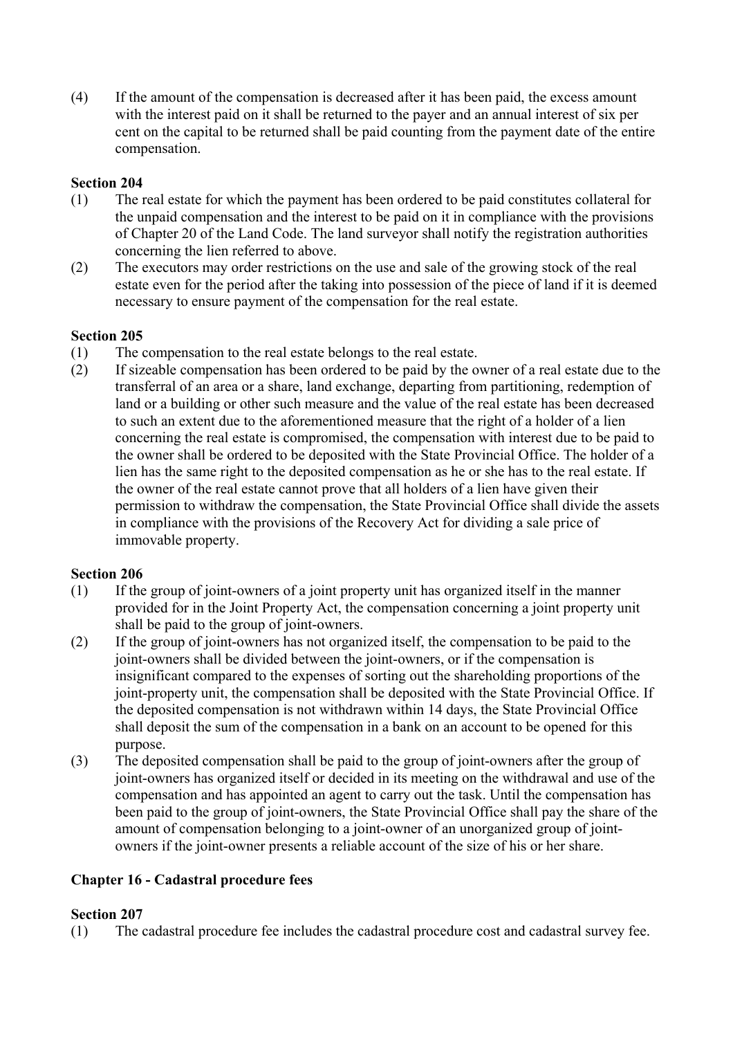(4) If the amount of the compensation is decreased after it has been paid, the excess amount with the interest paid on it shall be returned to the payer and an annual interest of six per cent on the capital to be returned shall be paid counting from the payment date of the entire compensation.

**Section 204**

(1) The real estate for which the payment has been ordered to be paid constitutes collateral for the unpaid compensation and the interest to be paid on it in compliance with the provisions of Chapter 20 of the Land Code. The land surveyor shall notify the registration authorities concerning the lien referred to above.

(2) The executors may order restrictions on the use and sale of the growing stock of the real estate even for the period after the taking into possession of the piece of land if it is deemed necessary to ensure payment of the compensation for the real estate.

**Section 205**

(1) The compensation to the real estate belongs to the real estate.

(2) If sizeable compensation has been ordered to be paid by the owner of a real estate due to the transferral of an area or a share, land exchange, departing from partitioning, redemption of land or a building or other such measure and the value of the real estate has been decreased to such an extent due to the aforementioned measure that the right of a holder of a lien concerning the real estate is compromised, the compensation with interest due to be paid to the owner shall be ordered to be deposited with the State Provincial Office. The holder of a lien has the same right to the deposited compensation as he or she has to the real estate. If the owner of the real estate cannot prove that all holders of a lien have given their permission to withdraw the compensation, the State Provincial Office shall divide the assets in compliance with the provisions of the Recovery Act for dividing a sale price of immovable property.

**Section 206**

(1) If the group of joint-owners of a joint property unit has organized itself in the manner provided for in the Joint Property Act, the compensation concerning a joint property unit shall be paid to the group of joint-owners.

(2) If the group of joint-owners has not organized itself, the compensation to be paid to the joint-owners shall be divided between the joint-owners, or if the compensation is insignificant compared to the expenses of sorting out the shareholding proportions of the joint-property unit, the compensation shall be deposited with the State Provincial Office. If the deposited compensation is not withdrawn within 14 days, the State Provincial Office shall deposit the sum of the compensation in a bank on an account to be opened for this purpose.

(3) The deposited compensation shall be paid to the group of joint-owners after the group of joint-owners has organized itself or decided in its meeting on the withdrawal and use of the compensation and has appointed an agent to carry out the task. Until the compensation has been paid to the group of joint-owners, the State Provincial Office shall pay the share of the amount of compensation belonging to a joint-owner of an unorganized group of joint-owners if the joint-owner presents a reliable account of the size of his or her share.

## Chapter 16 - Cadastral procedure fees

**Section 207**

(1) The cadastral procedure fee includes the cadastral procedure cost and cadastral survey fee.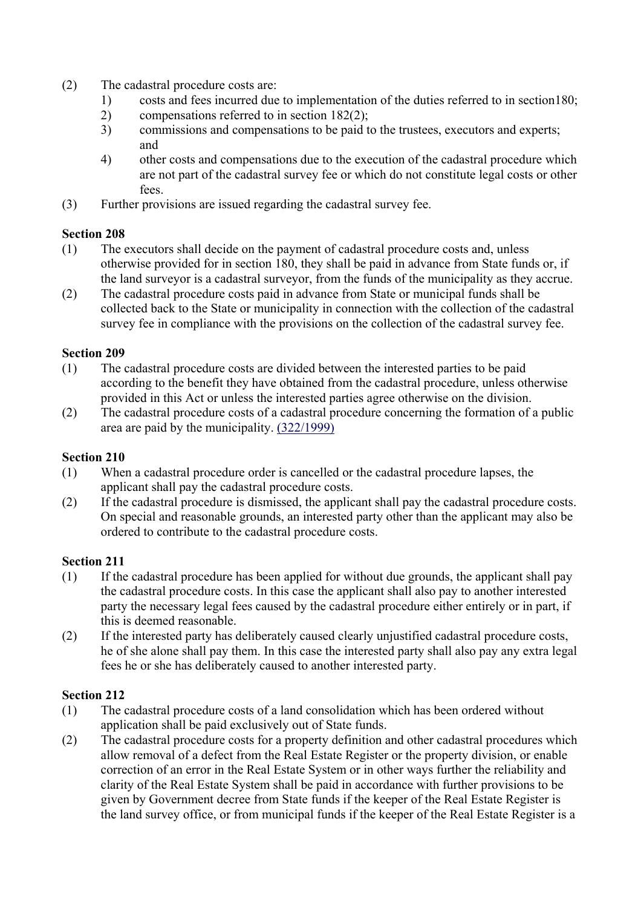(2) The cadastral procedure costs are:

1) costs and fees incurred due to implementation of the duties referred to in section180;
2) compensations referred to in section 182(2);
3) commissions and compensations to be paid to the trustees, executors and experts; and
4) other costs and compensations due to the execution of the cadastral procedure which are not part of the cadastral survey fee or which do not constitute legal costs or other fees.

(3) Further provisions are issued regarding the cadastral survey fee.

**Section 208**

(1) The executors shall decide on the payment of cadastral procedure costs and, unless otherwise provided for in section 180, they shall be paid in advance from State funds or, if the land surveyor is a cadastral surveyor, from the funds of the municipality as they accrue.

(2) The cadastral procedure costs paid in advance from State or municipal funds shall be collected back to the State or municipality in connection with the collection of the cadastral survey fee in compliance with the provisions on the collection of the cadastral survey fee.

**Section 209**

(1) The cadastral procedure costs are divided between the interested parties to be paid according to the benefit they have obtained from the cadastral procedure, unless otherwise provided in this Act or unless the interested parties agree otherwise on the division.

(2) The cadastral procedure costs of a cadastral procedure concerning the formation of a public area are paid by the municipality. (322/1999)

**Section 210**

(1) When a cadastral procedure order is cancelled or the cadastral procedure lapses, the applicant shall pay the cadastral procedure costs.

(2) If the cadastral procedure is dismissed, the applicant shall pay the cadastral procedure costs. On special and reasonable grounds, an interested party other than the applicant may also be ordered to contribute to the cadastral procedure costs.

**Section 211**

(1) If the cadastral procedure has been applied for without due grounds, the applicant shall pay the cadastral procedure costs. In this case the applicant shall also pay to another interested party the necessary legal fees caused by the cadastral procedure either entirely or in part, if this is deemed reasonable.

(2) If the interested party has deliberately caused clearly unjustified cadastral procedure costs, he of she alone shall pay them. In this case the interested party shall also pay any extra legal fees he or she has deliberately caused to another interested party.

**Section 212**

(1) The cadastral procedure costs of a land consolidation which has been ordered without application shall be paid exclusively out of State funds.

(2) The cadastral procedure costs for a property definition and other cadastral procedures which allow removal of a defect from the Real Estate Register or the property division, or enable correction of an error in the Real Estate System or in other ways further the reliability and clarity of the Real Estate System shall be paid in accordance with further provisions to be given by Government decree from State funds if the keeper of the Real Estate Register is the land survey office, or from municipal funds if the keeper of the Real Estate Register is a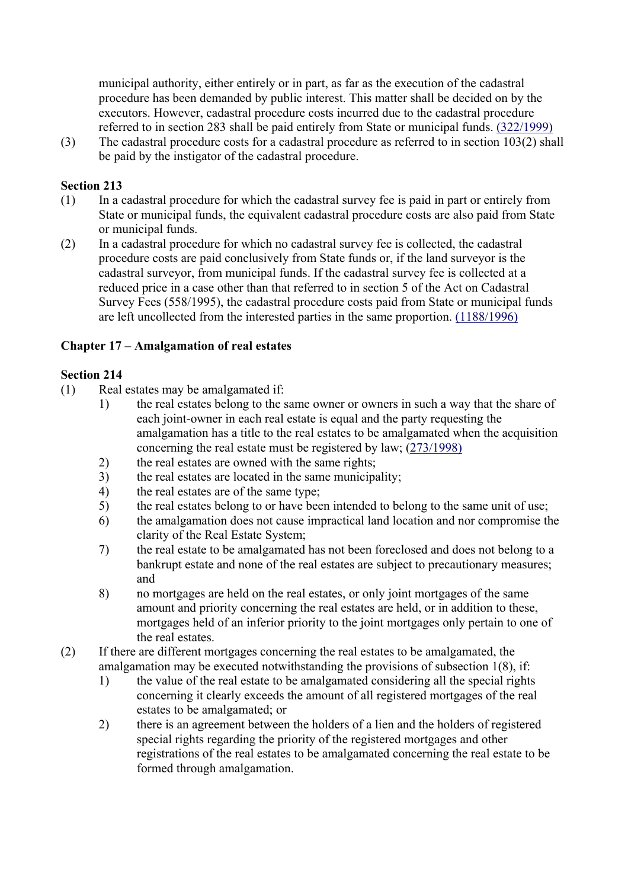municipal authority, either entirely or in part, as far as the execution of the cadastral procedure has been demanded by public interest. This matter shall be decided on by the executors. However, cadastral procedure costs incurred due to the cadastral procedure referred to in section 283 shall be paid entirely from State or municipal funds. (322/1999)

(3) The cadastral procedure costs for a cadastral procedure as referred to in section 103(2) shall be paid by the instigator of the cadastral procedure.

**Section 213**

(1) In a cadastral procedure for which the cadastral survey fee is paid in part or entirely from State or municipal funds, the equivalent cadastral procedure costs are also paid from State or municipal funds.

(2) In a cadastral procedure for which no cadastral survey fee is collected, the cadastral procedure costs are paid conclusively from State funds or, if the land surveyor is the cadastral surveyor, from municipal funds. If the cadastral survey fee is collected at a reduced price in a case other than that referred to in section 5 of the Act on Cadastral Survey Fees (558/1995), the cadastral procedure costs paid from State or municipal funds are left uncollected from the interested parties in the same proportion. (1188/1996)

## Chapter 17 – Amalgamation of real estates

**Section 214**

(1) Real estates may be amalgamated if:

1) the real estates belong to the same owner or owners in such a way that the share of each joint-owner in each real estate is equal and the party requesting the amalgamation has a title to the real estates to be amalgamated when the acquisition concerning the real estate must be registered by law; (273/1998)
2) the real estates are owned with the same rights;
3) the real estates are located in the same municipality;
4) the real estates are of the same type;
5) the real estates belong to or have been intended to belong to the same unit of use;
6) the amalgamation does not cause impractical land location and nor compromise the clarity of the Real Estate System;
7) the real estate to be amalgamated has not been foreclosed and does not belong to a bankrupt estate and none of the real estates are subject to precautionary measures; and
8) no mortgages are held on the real estates, or only joint mortgages of the same amount and priority concerning the real estates are held, or in addition to these, mortgages held of an inferior priority to the joint mortgages only pertain to one of the real estates.

(2) If there are different mortgages concerning the real estates to be amalgamated, the amalgamation may be executed notwithstanding the provisions of subsection 1(8), if:

1) the value of the real estate to be amalgamated considering all the special rights concerning it clearly exceeds the amount of all registered mortgages of the real estates to be amalgamated; or
2) there is an agreement between the holders of a lien and the holders of registered special rights regarding the priority of the registered mortgages and other registrations of the real estates to be amalgamated concerning the real estate to be formed through amalgamation.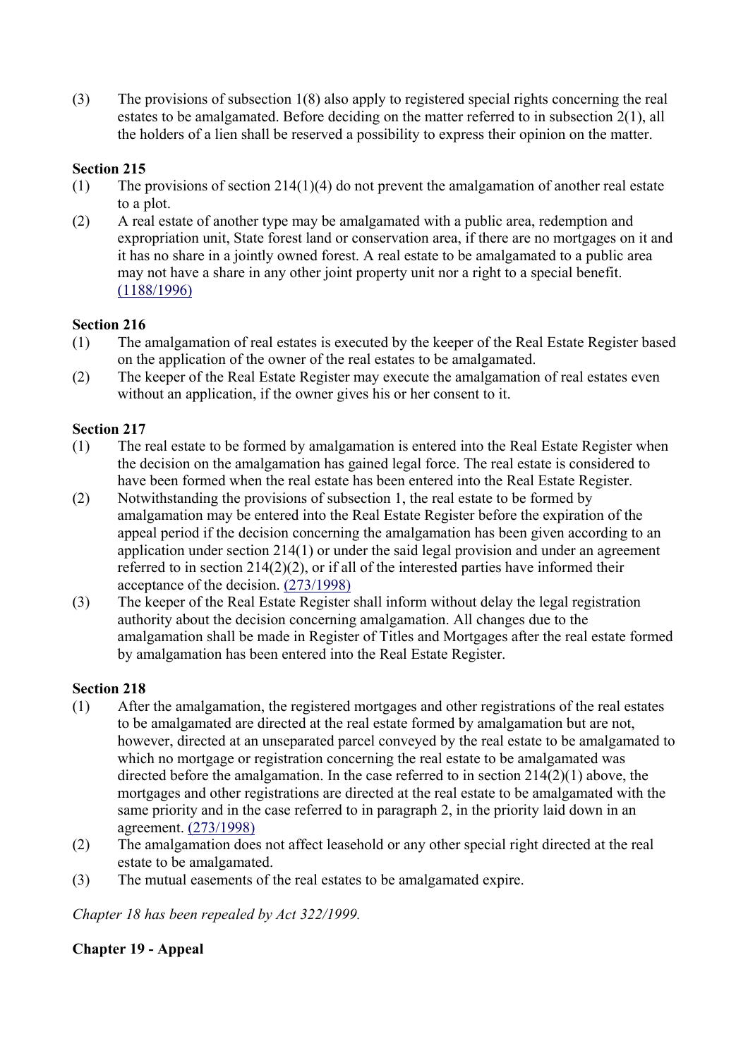(3) The provisions of subsection 1(8) also apply to registered special rights concerning the real estates to be amalgamated. Before deciding on the matter referred to in subsection 2(1), all the holders of a lien shall be reserved a possibility to express their opinion on the matter.

**Section 215**

(1) The provisions of section 214(1)(4) do not prevent the amalgamation of another real estate to a plot.

(2) A real estate of another type may be amalgamated with a public area, redemption and expropriation unit, State forest land or conservation area, if there are no mortgages on it and it has no share in a jointly owned forest. A real estate to be amalgamated to a public area may not have a share in any other joint property unit nor a right to a special benefit. (1188/1996)

**Section 216**

(1) The amalgamation of real estates is executed by the keeper of the Real Estate Register based on the application of the owner of the real estates to be amalgamated.

(2) The keeper of the Real Estate Register may execute the amalgamation of real estates even without an application, if the owner gives his or her consent to it.

**Section 217**

(1) The real estate to be formed by amalgamation is entered into the Real Estate Register when the decision on the amalgamation has gained legal force. The real estate is considered to have been formed when the real estate has been entered into the Real Estate Register.

(2) Notwithstanding the provisions of subsection 1, the real estate to be formed by amalgamation may be entered into the Real Estate Register before the expiration of the appeal period if the decision concerning the amalgamation has been given according to an application under section 214(1) or under the said legal provision and under an agreement referred to in section 214(2)(2), or if all of the interested parties have informed their acceptance of the decision. (273/1998)

(3) The keeper of the Real Estate Register shall inform without delay the legal registration authority about the decision concerning amalgamation. All changes due to the amalgamation shall be made in Register of Titles and Mortgages after the real estate formed by amalgamation has been entered into the Real Estate Register.

**Section 218**

(1) After the amalgamation, the registered mortgages and other registrations of the real estates to be amalgamated are directed at the real estate formed by amalgamation but are not, however, directed at an unseparated parcel conveyed by the real estate to be amalgamated to which no mortgage or registration concerning the real estate to be amalgamated was directed before the amalgamation. In the case referred to in section 214(2)(1) above, the mortgages and other registrations are directed at the real estate to be amalgamated with the same priority and in the case referred to in paragraph 2, in the priority laid down in an agreement. (273/1998)

(2) The amalgamation does not affect leasehold or any other special right directed at the real estate to be amalgamated.

(3) The mutual easements of the real estates to be amalgamated expire.

*Chapter 18 has been repealed by Act 322/1999.*

**Chapter 19 - Appeal**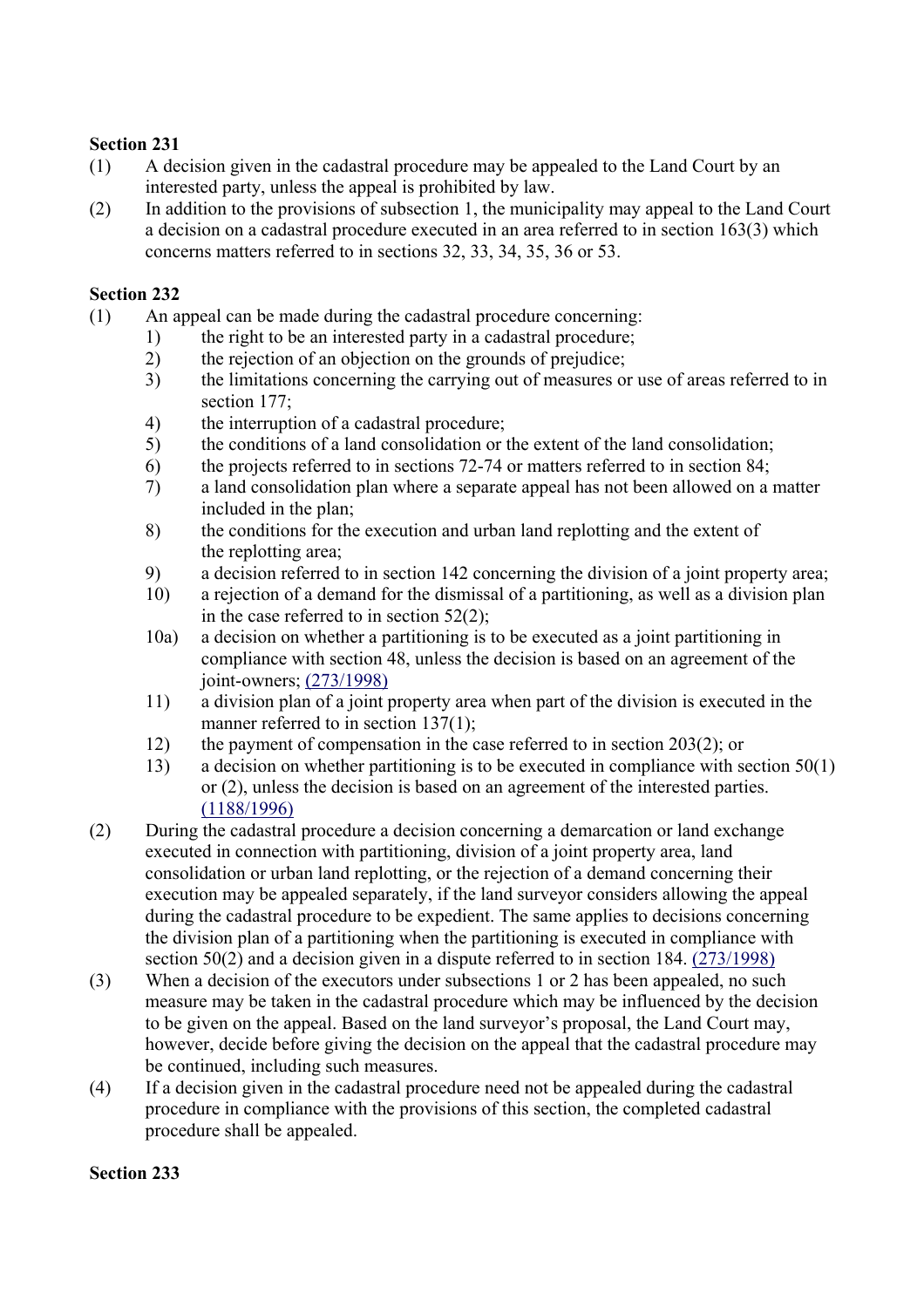**Section 231**

(1) A decision given in the cadastral procedure may be appealed to the Land Court by an interested party, unless the appeal is prohibited by law.

(2) In addition to the provisions of subsection 1, the municipality may appeal to the Land Court a decision on a cadastral procedure executed in an area referred to in section 163(3) which concerns matters referred to in sections 32, 33, 34, 35, 36 or 53.

**Section 232**

(1) An appeal can be made during the cadastral procedure concerning:

1) the right to be an interested party in a cadastral procedure;
2) the rejection of an objection on the grounds of prejudice;
3) the limitations concerning the carrying out of measures or use of areas referred to in section 177;
4) the interruption of a cadastral procedure;
5) the conditions of a land consolidation or the extent of the land consolidation;
6) the projects referred to in sections 72-74 or matters referred to in section 84;
7) a land consolidation plan where a separate appeal has not been allowed on a matter included in the plan;
8) the conditions for the execution and urban land replotting and the extent of the replotting area;
9) a decision referred to in section 142 concerning the division of a joint property area;
10) a rejection of a demand for the dismissal of a partitioning, as well as a division plan in the case referred to in section 52(2);

10a) a decision on whether a partitioning is to be executed as a joint partitioning in compliance with section 48, unless the decision is based on an agreement of the joint-owners; (273/1998)

11) a division plan of a joint property area when part of the division is executed in the manner referred to in section 137(1);
12) the payment of compensation in the case referred to in section 203(2); or
13) a decision on whether partitioning is to be executed in compliance with section 50(1) or (2), unless the decision is based on an agreement of the interested parties. (1188/1996)

(2) During the cadastral procedure a decision concerning a demarcation or land exchange executed in connection with partitioning, division of a joint property area, land consolidation or urban land replotting, or the rejection of a demand concerning their execution may be appealed separately, if the land surveyor considers allowing the appeal during the cadastral procedure to be expedient. The same applies to decisions concerning the division plan of a partitioning when the partitioning is executed in compliance with section 50(2) and a decision given in a dispute referred to in section 184. (273/1998)

(3) When a decision of the executors under subsections 1 or 2 has been appealed, no such measure may be taken in the cadastral procedure which may be influenced by the decision to be given on the appeal. Based on the land surveyor's proposal, the Land Court may, however, decide before giving the decision on the appeal that the cadastral procedure may be continued, including such measures.

(4) If a decision given in the cadastral procedure need not be appealed during the cadastral procedure in compliance with the provisions of this section, the completed cadastral procedure shall be appealed.

**Section 233**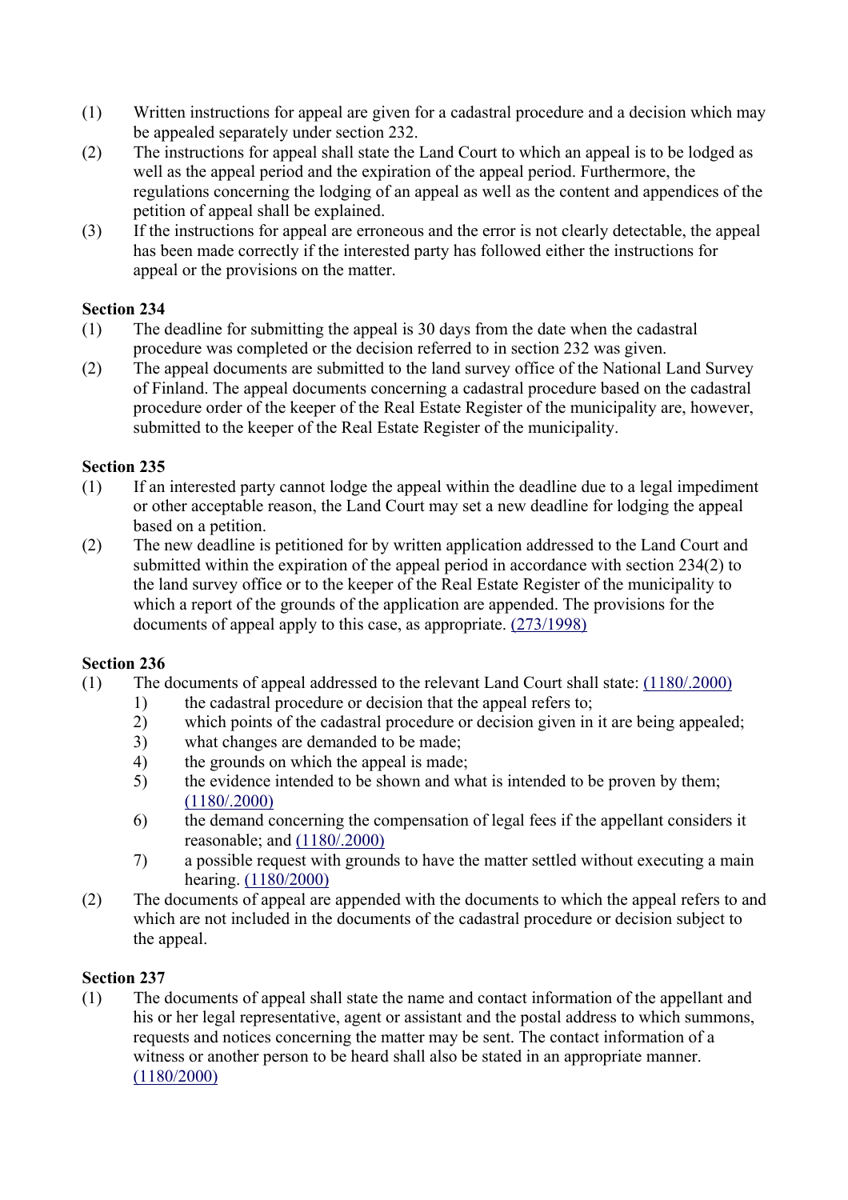(1) Written instructions for appeal are given for a cadastral procedure and a decision which may be appealed separately under section 232.

(2) The instructions for appeal shall state the Land Court to which an appeal is to be lodged as well as the appeal period and the expiration of the appeal period. Furthermore, the regulations concerning the lodging of an appeal as well as the content and appendices of the petition of appeal shall be explained.

(3) If the instructions for appeal are erroneous and the error is not clearly detectable, the appeal has been made correctly if the interested party has followed either the instructions for appeal or the provisions on the matter.

**Section 234**

(1) The deadline for submitting the appeal is 30 days from the date when the cadastral procedure was completed or the decision referred to in section 232 was given.

(2) The appeal documents are submitted to the land survey office of the National Land Survey of Finland. The appeal documents concerning a cadastral procedure based on the cadastral procedure order of the keeper of the Real Estate Register of the municipality are, however, submitted to the keeper of the Real Estate Register of the municipality.

**Section 235**

(1) If an interested party cannot lodge the appeal within the deadline due to a legal impediment or other acceptable reason, the Land Court may set a new deadline for lodging the appeal based on a petition.

(2) The new deadline is petitioned for by written application addressed to the Land Court and submitted within the expiration of the appeal period in accordance with section 234(2) to the land survey office or to the keeper of the Real Estate Register of the municipality to which a report of the grounds of the application are appended. The provisions for the documents of appeal apply to this case, as appropriate. (273/1998)

**Section 236**

(1) The documents of appeal addressed to the relevant Land Court shall state: (1180/.2000)
    1) the cadastral procedure or decision that the appeal refers to;
    2) which points of the cadastral procedure or decision given in it are being appealed;
    3) what changes are demanded to be made;
    4) the grounds on which the appeal is made;
    5) the evidence intended to be shown and what is intended to be proven by them; (1180/.2000)
    6) the demand concerning the compensation of legal fees if the appellant considers it reasonable; and (1180/.2000)
    7) a possible request with grounds to have the matter settled without executing a main hearing. (1180/2000)

(2) The documents of appeal are appended with the documents to which the appeal refers to and which are not included in the documents of the cadastral procedure or decision subject to the appeal.

**Section 237**

(1) The documents of appeal shall state the name and contact information of the appellant and his or her legal representative, agent or assistant and the postal address to which summons, requests and notices concerning the matter may be sent. The contact information of a witness or another person to be heard shall also be stated in an appropriate manner. (1180/2000)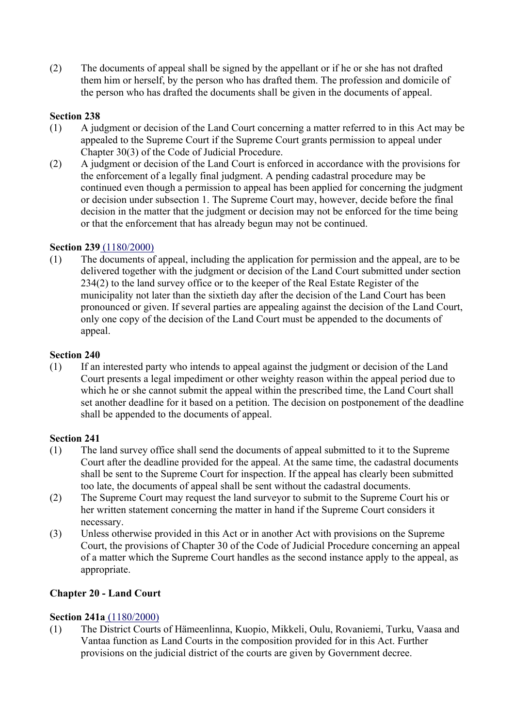(2) The documents of appeal shall be signed by the appellant or if he or she has not drafted them him or herself, by the person who has drafted them. The profession and domicile of the person who has drafted the documents shall be given in the documents of appeal.

**Section 238**

(1) A judgment or decision of the Land Court concerning a matter referred to in this Act may be appealed to the Supreme Court if the Supreme Court grants permission to appeal under Chapter 30(3) of the Code of Judicial Procedure.

(2) A judgment or decision of the Land Court is enforced in accordance with the provisions for the enforcement of a legally final judgment. A pending cadastral procedure may be continued even though a permission to appeal has been applied for concerning the judgment or decision under subsection 1. The Supreme Court may, however, decide before the final decision in the matter that the judgment or decision may not be enforced for the time being or that the enforcement that has already begun may not be continued.

**Section 239** (1180/2000)

(1) The documents of appeal, including the application for permission and the appeal, are to be delivered together with the judgment or decision of the Land Court submitted under section 234(2) to the land survey office or to the keeper of the Real Estate Register of the municipality not later than the sixtieth day after the decision of the Land Court has been pronounced or given. If several parties are appealing against the decision of the Land Court, only one copy of the decision of the Land Court must be appended to the documents of appeal.

**Section 240**

(1) If an interested party who intends to appeal against the judgment or decision of the Land Court presents a legal impediment or other weighty reason within the appeal period due to which he or she cannot submit the appeal within the prescribed time, the Land Court shall set another deadline for it based on a petition. The decision on postponement of the deadline shall be appended to the documents of appeal.

**Section 241**

(1) The land survey office shall send the documents of appeal submitted to it to the Supreme Court after the deadline provided for the appeal. At the same time, the cadastral documents shall be sent to the Supreme Court for inspection. If the appeal has clearly been submitted too late, the documents of appeal shall be sent without the cadastral documents.

(2) The Supreme Court may request the land surveyor to submit to the Supreme Court his or her written statement concerning the matter in hand if the Supreme Court considers it necessary.

(3) Unless otherwise provided in this Act or in another Act with provisions on the Supreme Court, the provisions of Chapter 30 of the Code of Judicial Procedure concerning an appeal of a matter which the Supreme Court handles as the second instance apply to the appeal, as appropriate.

**Chapter 20 - Land Court**

**Section 241a** (1180/2000)

(1) The District Courts of Hämeenlinna, Kuopio, Mikkeli, Oulu, Rovaniemi, Turku, Vaasa and Vantaa function as Land Courts in the composition provided for in this Act. Further provisions on the judicial district of the courts are given by Government decree.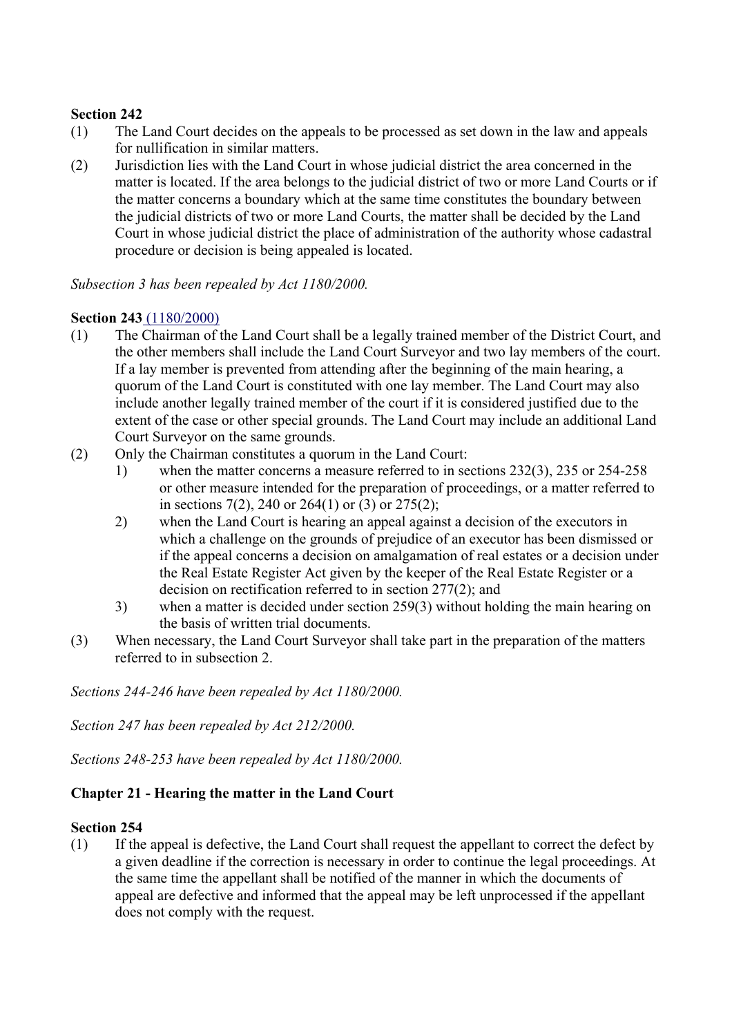**Section 242**

(1) The Land Court decides on the appeals to be processed as set down in the law and appeals for nullification in similar matters.

(2) Jurisdiction lies with the Land Court in whose judicial district the area concerned in the matter is located. If the area belongs to the judicial district of two or more Land Courts or if the matter concerns a boundary which at the same time constitutes the boundary between the judicial districts of two or more Land Courts, the matter shall be decided by the Land Court in whose judicial district the place of administration of the authority whose cadastral procedure or decision is being appealed is located.

*Subsection 3 has been repealed by Act 1180/2000.*

**Section 243** (1180/2000)

(1) The Chairman of the Land Court shall be a legally trained member of the District Court, and the other members shall include the Land Court Surveyor and two lay members of the court. If a lay member is prevented from attending after the beginning of the main hearing, a quorum of the Land Court is constituted with one lay member. The Land Court may also include another legally trained member of the court if it is considered justified due to the extent of the case or other special grounds. The Land Court may include an additional Land Court Surveyor on the same grounds.

(2) Only the Chairman constitutes a quorum in the Land Court:

1) when the matter concerns a measure referred to in sections 232(3), 235 or 254-258 or other measure intended for the preparation of proceedings, or a matter referred to in sections 7(2), 240 or 264(1) or (3) or 275(2);
2) when the Land Court is hearing an appeal against a decision of the executors in which a challenge on the grounds of prejudice of an executor has been dismissed or if the appeal concerns a decision on amalgamation of real estates or a decision under the Real Estate Register Act given by the keeper of the Real Estate Register or a decision on rectification referred to in section 277(2); and
3) when a matter is decided under section 259(3) without holding the main hearing on the basis of written trial documents.

(3) When necessary, the Land Court Surveyor shall take part in the preparation of the matters referred to in subsection 2.

*Sections 244-246 have been repealed by Act 1180/2000.*

*Section 247 has been repealed by Act 212/2000.*

*Sections 248-253 have been repealed by Act 1180/2000.*

## Chapter 21 - Hearing the matter in the Land Court

**Section 254**

(1) If the appeal is defective, the Land Court shall request the appellant to correct the defect by a given deadline if the correction is necessary in order to continue the legal proceedings. At the same time the appellant shall be notified of the manner in which the documents of appeal are defective and informed that the appeal may be left unprocessed if the appellant does not comply with the request.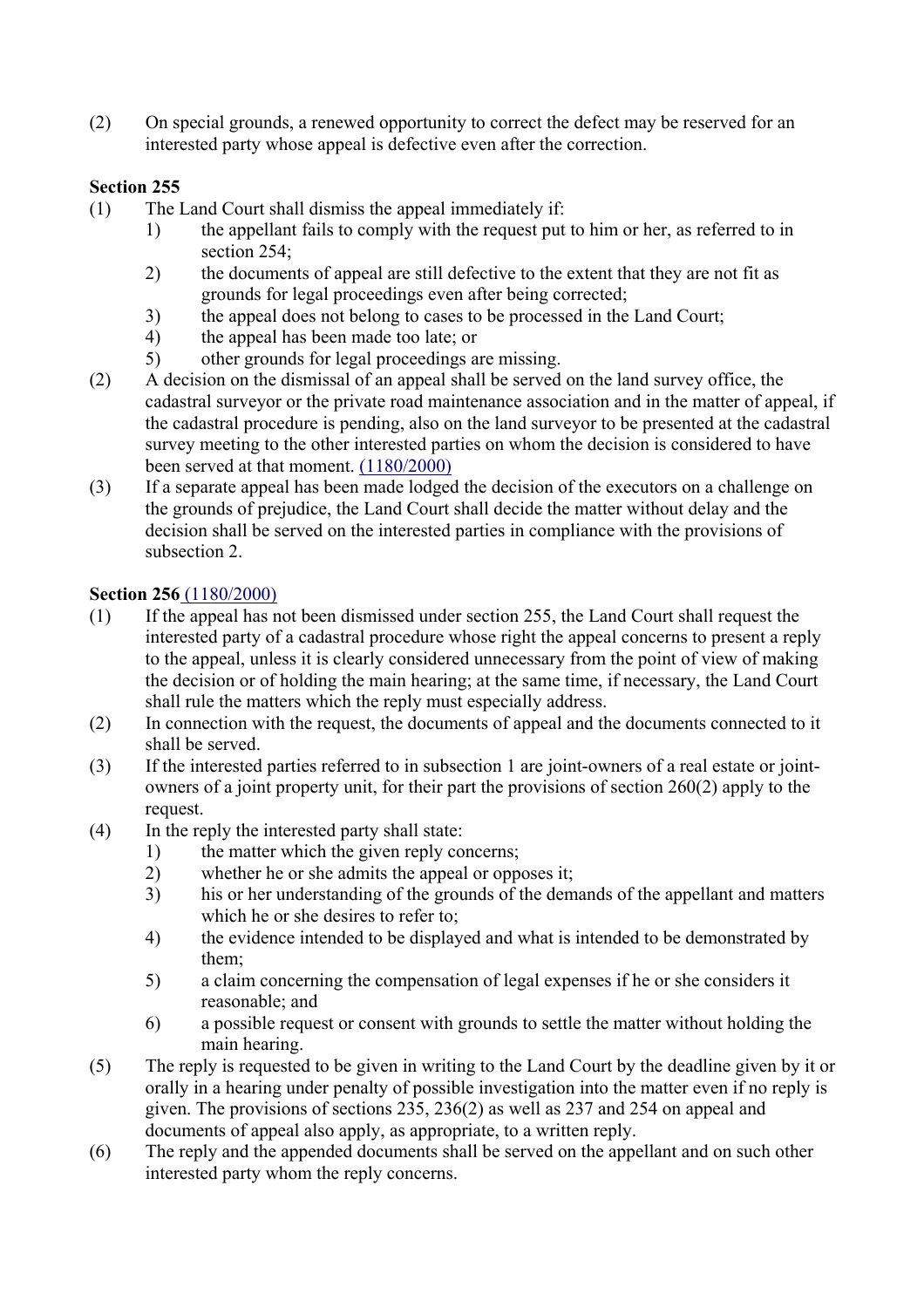(2) On special grounds, a renewed opportunity to correct the defect may be reserved for an interested party whose appeal is defective even after the correction.

**Section 255**

(1) The Land Court shall dismiss the appeal immediately if:

1) the appellant fails to comply with the request put to him or her, as referred to in section 254;
2) the documents of appeal are still defective to the extent that they are not fit as grounds for legal proceedings even after being corrected;
3) the appeal does not belong to cases to be processed in the Land Court;
4) the appeal has been made too late; or
5) other grounds for legal proceedings are missing.

(2) A decision on the dismissal of an appeal shall be served on the land survey office, the cadastral surveyor or the private road maintenance association and in the matter of appeal, if the cadastral procedure is pending, also on the land surveyor to be presented at the cadastral survey meeting to the other interested parties on whom the decision is considered to have been served at that moment. (1180/2000)

(3) If a separate appeal has been made lodged the decision of the executors on a challenge on the grounds of prejudice, the Land Court shall decide the matter without delay and the decision shall be served on the interested parties in compliance with the provisions of subsection 2.

**Section 256** (1180/2000)

(1) If the appeal has not been dismissed under section 255, the Land Court shall request the interested party of a cadastral procedure whose right the appeal concerns to present a reply to the appeal, unless it is clearly considered unnecessary from the point of view of making the decision or of holding the main hearing; at the same time, if necessary, the Land Court shall rule the matters which the reply must especially address.

(2) In connection with the request, the documents of appeal and the documents connected to it shall be served.

(3) If the interested parties referred to in subsection 1 are joint-owners of a real estate or joint-owners of a joint property unit, for their part the provisions of section 260(2) apply to the request.

(4) In the reply the interested party shall state:

1) the matter which the given reply concerns;
2) whether he or she admits the appeal or opposes it;
3) his or her understanding of the grounds of the demands of the appellant and matters which he or she desires to refer to;
4) the evidence intended to be displayed and what is intended to be demonstrated by them;
5) a claim concerning the compensation of legal expenses if he or she considers it reasonable; and
6) a possible request or consent with grounds to settle the matter without holding the main hearing.

(5) The reply is requested to be given in writing to the Land Court by the deadline given by it or orally in a hearing under penalty of possible investigation into the matter even if no reply is given. The provisions of sections 235, 236(2) as well as 237 and 254 on appeal and documents of appeal also apply, as appropriate, to a written reply.

(6) The reply and the appended documents shall be served on the appellant and on such other interested party whom the reply concerns.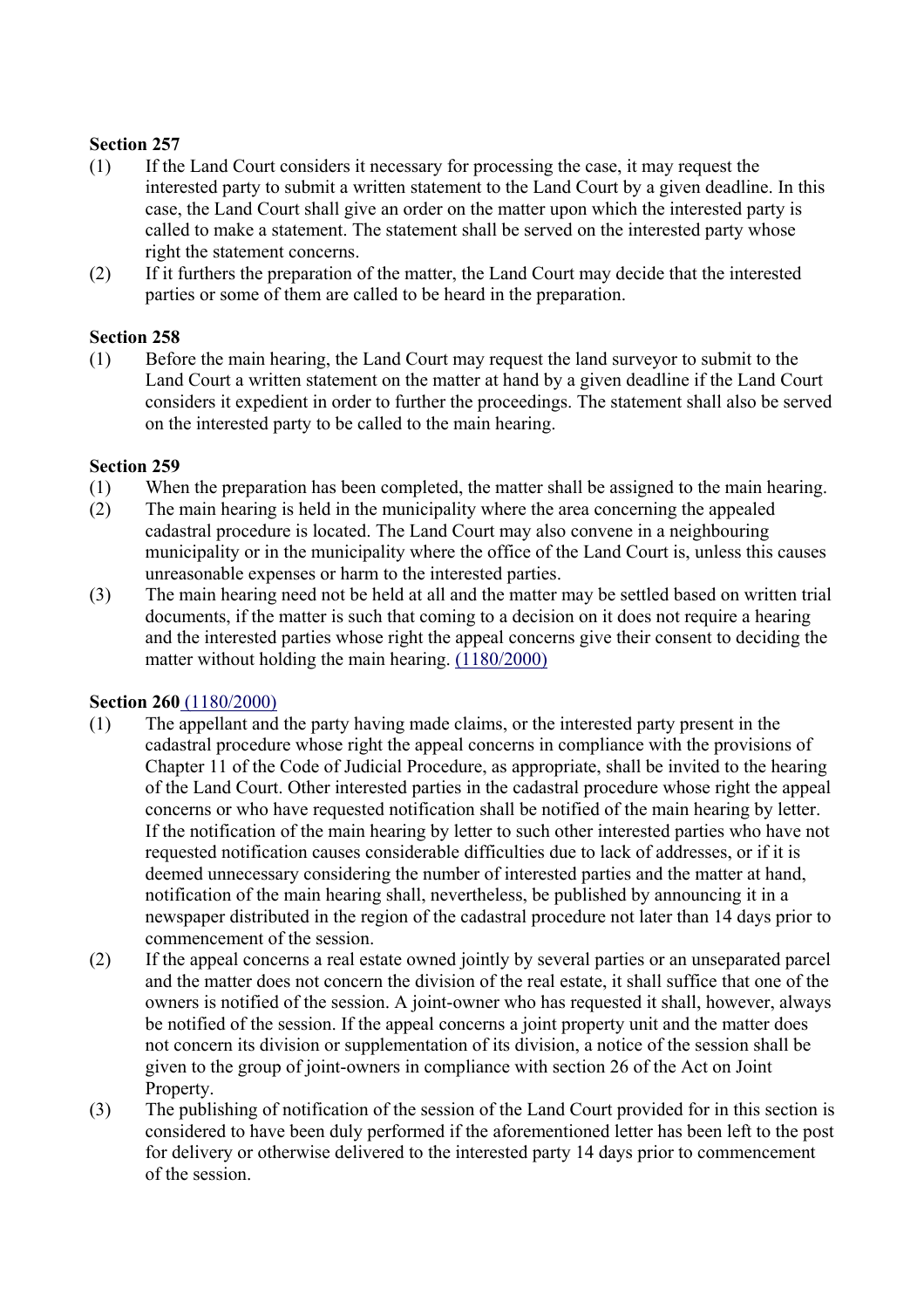**Section 257**

(1) If the Land Court considers it necessary for processing the case, it may request the interested party to submit a written statement to the Land Court by a given deadline. In this case, the Land Court shall give an order on the matter upon which the interested party is called to make a statement. The statement shall be served on the interested party whose right the statement concerns.

(2) If it furthers the preparation of the matter, the Land Court may decide that the interested parties or some of them are called to be heard in the preparation.

**Section 258**

(1) Before the main hearing, the Land Court may request the land surveyor to submit to the Land Court a written statement on the matter at hand by a given deadline if the Land Court considers it expedient in order to further the proceedings. The statement shall also be served on the interested party to be called to the main hearing.

**Section 259**

(1) When the preparation has been completed, the matter shall be assigned to the main hearing.

(2) The main hearing is held in the municipality where the area concerning the appealed cadastral procedure is located. The Land Court may also convene in a neighbouring municipality or in the municipality where the office of the Land Court is, unless this causes unreasonable expenses or harm to the interested parties.

(3) The main hearing need not be held at all and the matter may be settled based on written trial documents, if the matter is such that coming to a decision on it does not require a hearing and the interested parties whose right the appeal concerns give their consent to deciding the matter without holding the main hearing. (1180/2000)

**Section 260** (1180/2000)

(1) The appellant and the party having made claims, or the interested party present in the cadastral procedure whose right the appeal concerns in compliance with the provisions of Chapter 11 of the Code of Judicial Procedure, as appropriate, shall be invited to the hearing of the Land Court. Other interested parties in the cadastral procedure whose right the appeal concerns or who have requested notification shall be notified of the main hearing by letter. If the notification of the main hearing by letter to such other interested parties who have not requested notification causes considerable difficulties due to lack of addresses, or if it is deemed unnecessary considering the number of interested parties and the matter at hand, notification of the main hearing shall, nevertheless, be published by announcing it in a newspaper distributed in the region of the cadastral procedure not later than 14 days prior to commencement of the session.

(2) If the appeal concerns a real estate owned jointly by several parties or an unseparated parcel and the matter does not concern the division of the real estate, it shall suffice that one of the owners is notified of the session. A joint-owner who has requested it shall, however, always be notified of the session. If the appeal concerns a joint property unit and the matter does not concern its division or supplementation of its division, a notice of the session shall be given to the group of joint-owners in compliance with section 26 of the Act on Joint Property.

(3) The publishing of notification of the session of the Land Court provided for in this section is considered to have been duly performed if the aforementioned letter has been left to the post for delivery or otherwise delivered to the interested party 14 days prior to commencement of the session.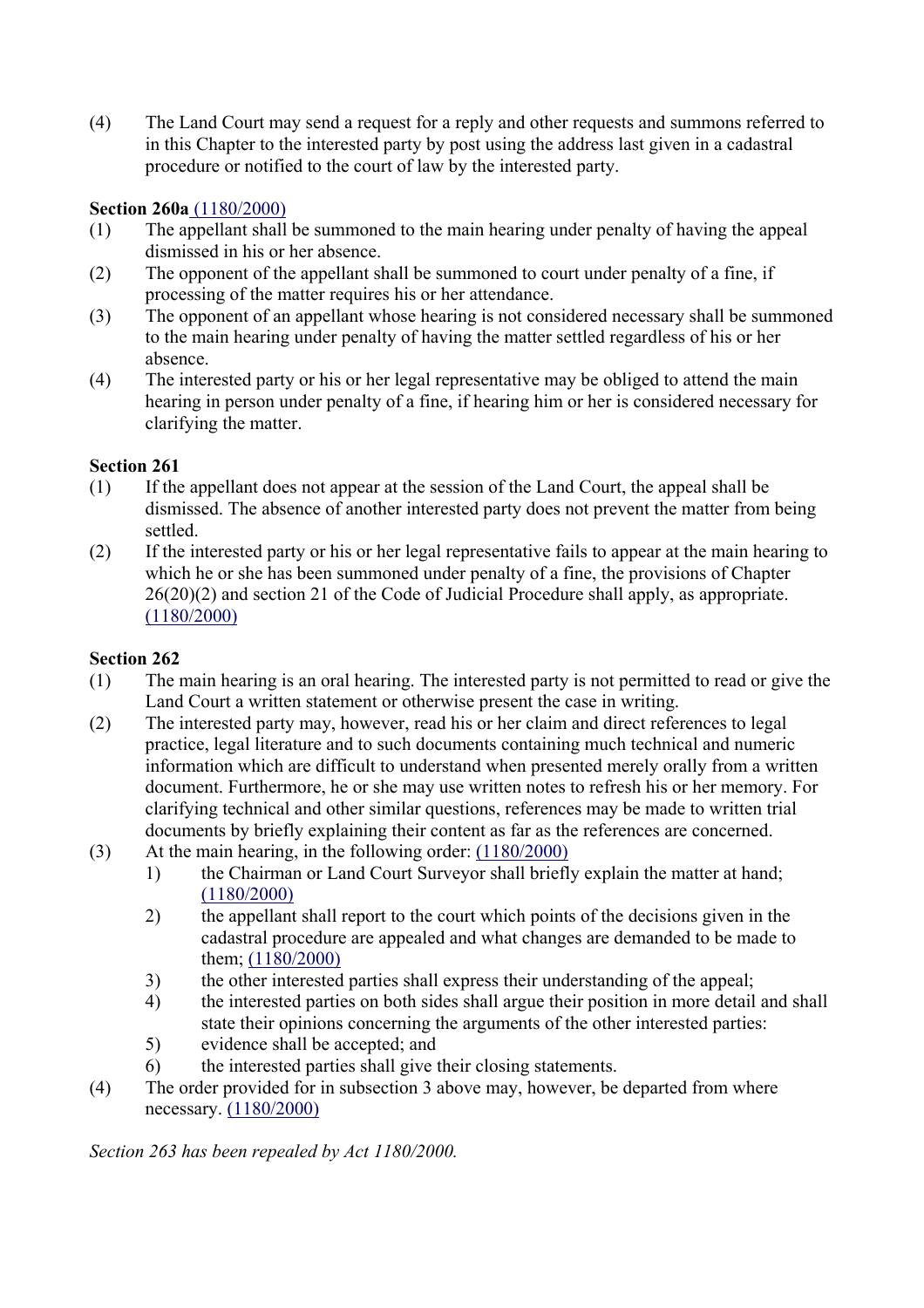(4) The Land Court may send a request for a reply and other requests and summons referred to in this Chapter to the interested party by post using the address last given in a cadastral procedure or notified to the court of law by the interested party.

**Section 260a** (1180/2000)

(1) The appellant shall be summoned to the main hearing under penalty of having the appeal dismissed in his or her absence.

(2) The opponent of the appellant shall be summoned to court under penalty of a fine, if processing of the matter requires his or her attendance.

(3) The opponent of an appellant whose hearing is not considered necessary shall be summoned to the main hearing under penalty of having the matter settled regardless of his or her absence.

(4) The interested party or his or her legal representative may be obliged to attend the main hearing in person under penalty of a fine, if hearing him or her is considered necessary for clarifying the matter.

**Section 261**

(1) If the appellant does not appear at the session of the Land Court, the appeal shall be dismissed. The absence of another interested party does not prevent the matter from being settled.

(2) If the interested party or his or her legal representative fails to appear at the main hearing to which he or she has been summoned under penalty of a fine, the provisions of Chapter 26(20)(2) and section 21 of the Code of Judicial Procedure shall apply, as appropriate. (1180/2000)

**Section 262**

(1) The main hearing is an oral hearing. The interested party is not permitted to read or give the Land Court a written statement or otherwise present the case in writing.

(2) The interested party may, however, read his or her claim and direct references to legal practice, legal literature and to such documents containing much technical and numeric information which are difficult to understand when presented merely orally from a written document. Furthermore, he or she may use written notes to refresh his or her memory. For clarifying technical and other similar questions, references may be made to written trial documents by briefly explaining their content as far as the references are concerned.

(3) At the main hearing, in the following order: (1180/2000)

1) the Chairman or Land Court Surveyor shall briefly explain the matter at hand; (1180/2000)
2) the appellant shall report to the court which points of the decisions given in the cadastral procedure are appealed and what changes are demanded to be made to them; (1180/2000)
3) the other interested parties shall express their understanding of the appeal;
4) the interested parties on both sides shall argue their position in more detail and shall state their opinions concerning the arguments of the other interested parties:
5) evidence shall be accepted; and
6) the interested parties shall give their closing statements.

(4) The order provided for in subsection 3 above may, however, be departed from where necessary. (1180/2000)

*Section 263 has been repealed by Act 1180/2000.*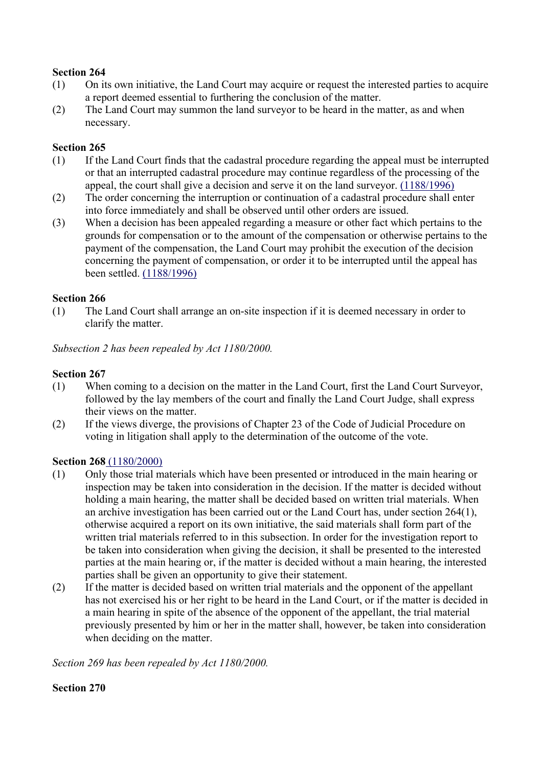**Section 264**

(1) On its own initiative, the Land Court may acquire or request the interested parties to acquire a report deemed essential to furthering the conclusion of the matter.

(2) The Land Court may summon the land surveyor to be heard in the matter, as and when necessary.

**Section 265**

(1) If the Land Court finds that the cadastral procedure regarding the appeal must be interrupted or that an interrupted cadastral procedure may continue regardless of the processing of the appeal, the court shall give a decision and serve it on the land surveyor. (1188/1996)

(2) The order concerning the interruption or continuation of a cadastral procedure shall enter into force immediately and shall be observed until other orders are issued.

(3) When a decision has been appealed regarding a measure or other fact which pertains to the grounds for compensation or to the amount of the compensation or otherwise pertains to the payment of the compensation, the Land Court may prohibit the execution of the decision concerning the payment of compensation, or order it to be interrupted until the appeal has been settled. (1188/1996)

**Section 266**

(1) The Land Court shall arrange an on-site inspection if it is deemed necessary in order to clarify the matter.

*Subsection 2 has been repealed by Act 1180/2000.*

**Section 267**

(1) When coming to a decision on the matter in the Land Court, first the Land Court Surveyor, followed by the lay members of the court and finally the Land Court Judge, shall express their views on the matter.

(2) If the views diverge, the provisions of Chapter 23 of the Code of Judicial Procedure on voting in litigation shall apply to the determination of the outcome of the vote.

**Section 268** (1180/2000)

(1) Only those trial materials which have been presented or introduced in the main hearing or inspection may be taken into consideration in the decision. If the matter is decided without holding a main hearing, the matter shall be decided based on written trial materials. When an archive investigation has been carried out or the Land Court has, under section 264(1), otherwise acquired a report on its own initiative, the said materials shall form part of the written trial materials referred to in this subsection. In order for the investigation report to be taken into consideration when giving the decision, it shall be presented to the interested parties at the main hearing or, if the matter is decided without a main hearing, the interested parties shall be given an opportunity to give their statement.

(2) If the matter is decided based on written trial materials and the opponent of the appellant has not exercised his or her right to be heard in the Land Court, or if the matter is decided in a main hearing in spite of the absence of the opponent of the appellant, the trial material previously presented by him or her in the matter shall, however, be taken into consideration when deciding on the matter.

*Section 269 has been repealed by Act 1180/2000.*

**Section 270**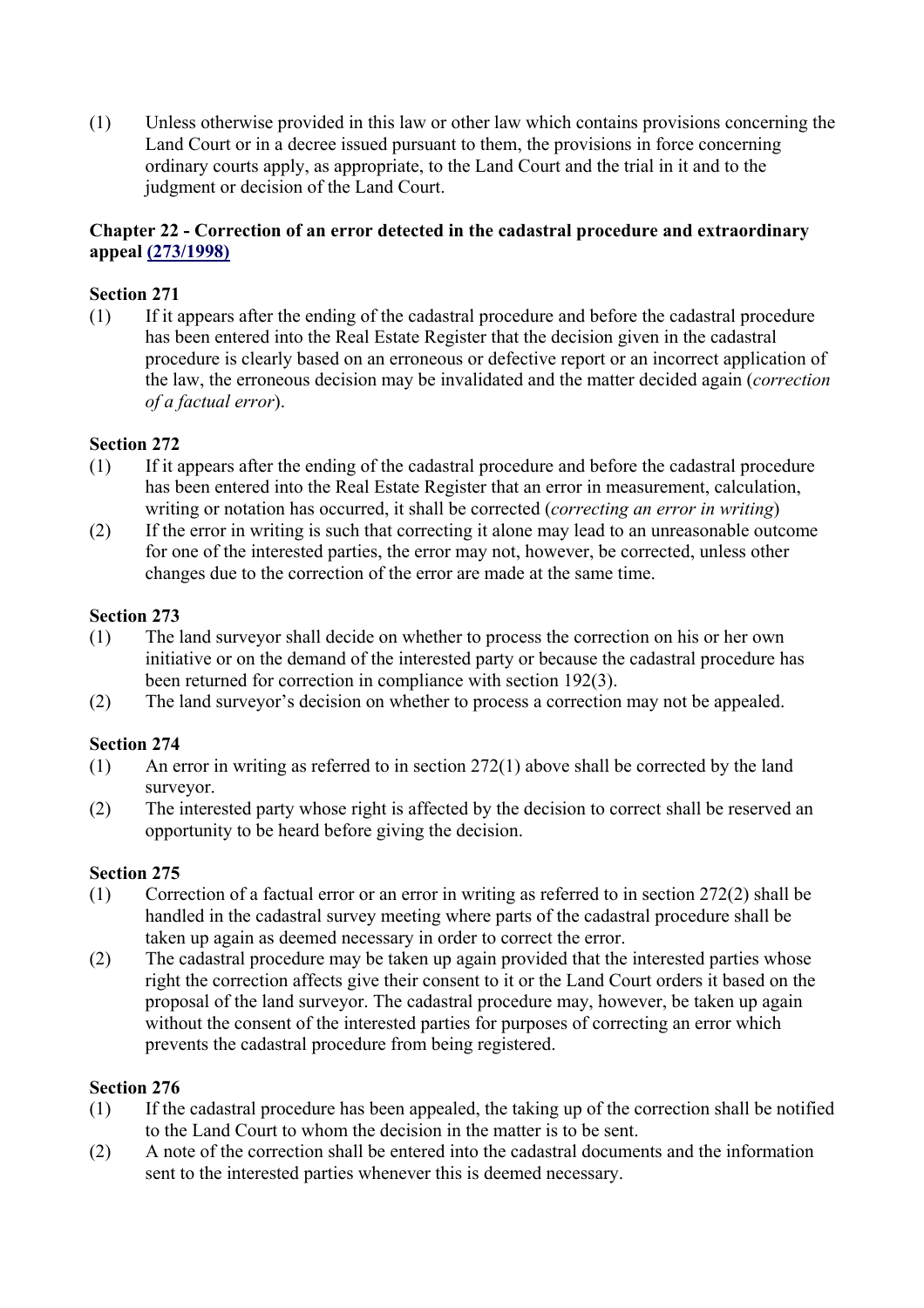(1) Unless otherwise provided in this law or other law which contains provisions concerning the Land Court or in a decree issued pursuant to them, the provisions in force concerning ordinary courts apply, as appropriate, to the Land Court and the trial in it and to the judgment or decision of the Land Court.

## Chapter 22 - Correction of an error detected in the cadastral procedure and extraordinary appeal (273/1998)

### Section 271

(1) If it appears after the ending of the cadastral procedure and before the cadastral procedure has been entered into the Real Estate Register that the decision given in the cadastral procedure is clearly based on an erroneous or defective report or an incorrect application of the law, the erroneous decision may be invalidated and the matter decided again (*correction of a factual error*).

### Section 272

(1) If it appears after the ending of the cadastral procedure and before the cadastral procedure has been entered into the Real Estate Register that an error in measurement, calculation, writing or notation has occurred, it shall be corrected (*correcting an error in writing*)

(2) If the error in writing is such that correcting it alone may lead to an unreasonable outcome for one of the interested parties, the error may not, however, be corrected, unless other changes due to the correction of the error are made at the same time.

### Section 273

(1) The land surveyor shall decide on whether to process the correction on his or her own initiative or on the demand of the interested party or because the cadastral procedure has been returned for correction in compliance with section 192(3).

(2) The land surveyor's decision on whether to process a correction may not be appealed.

### Section 274

(1) An error in writing as referred to in section 272(1) above shall be corrected by the land surveyor.

(2) The interested party whose right is affected by the decision to correct shall be reserved an opportunity to be heard before giving the decision.

### Section 275

(1) Correction of a factual error or an error in writing as referred to in section 272(2) shall be handled in the cadastral survey meeting where parts of the cadastral procedure shall be taken up again as deemed necessary in order to correct the error.

(2) The cadastral procedure may be taken up again provided that the interested parties whose right the correction affects give their consent to it or the Land Court orders it based on the proposal of the land surveyor. The cadastral procedure may, however, be taken up again without the consent of the interested parties for purposes of correcting an error which prevents the cadastral procedure from being registered.

### Section 276

(1) If the cadastral procedure has been appealed, the taking up of the correction shall be notified to the Land Court to whom the decision in the matter is to be sent.

(2) A note of the correction shall be entered into the cadastral documents and the information sent to the interested parties whenever this is deemed necessary.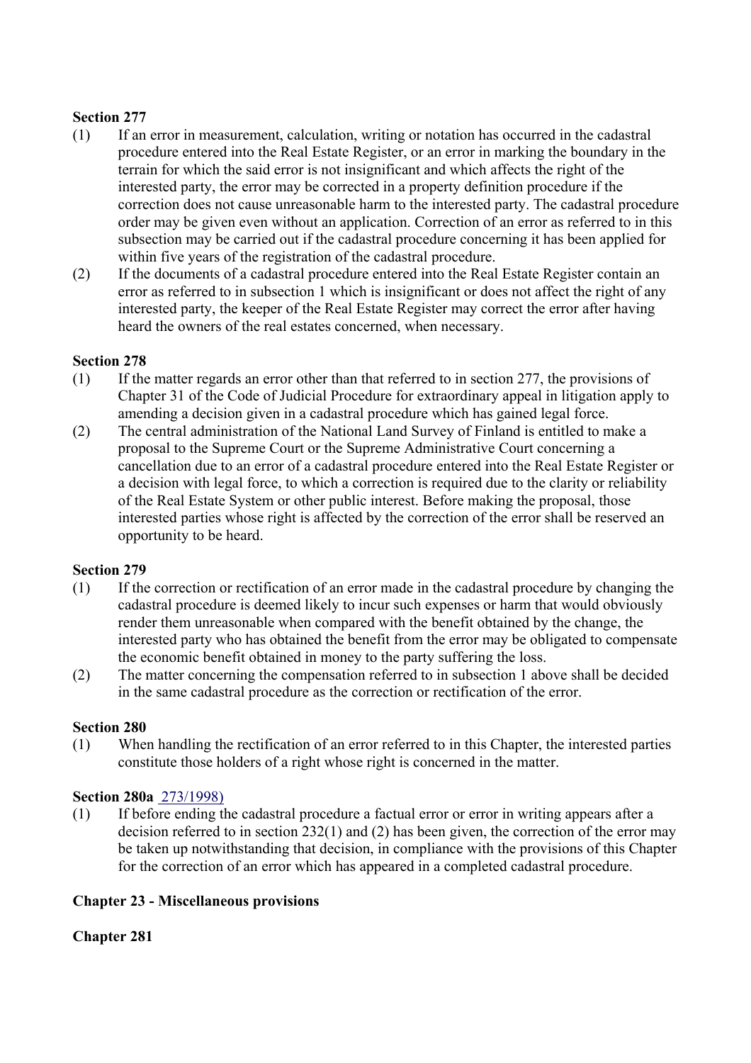**Section 277**

(1) If an error in measurement, calculation, writing or notation has occurred in the cadastral procedure entered into the Real Estate Register, or an error in marking the boundary in the terrain for which the said error is not insignificant and which affects the right of the interested party, the error may be corrected in a property definition procedure if the correction does not cause unreasonable harm to the interested party. The cadastral procedure order may be given even without an application. Correction of an error as referred to in this subsection may be carried out if the cadastral procedure concerning it has been applied for within five years of the registration of the cadastral procedure.

(2) If the documents of a cadastral procedure entered into the Real Estate Register contain an error as referred to in subsection 1 which is insignificant or does not affect the right of any interested party, the keeper of the Real Estate Register may correct the error after having heard the owners of the real estates concerned, when necessary.

**Section 278**

(1) If the matter regards an error other than that referred to in section 277, the provisions of Chapter 31 of the Code of Judicial Procedure for extraordinary appeal in litigation apply to amending a decision given in a cadastral procedure which has gained legal force.

(2) The central administration of the National Land Survey of Finland is entitled to make a proposal to the Supreme Court or the Supreme Administrative Court concerning a cancellation due to an error of a cadastral procedure entered into the Real Estate Register or a decision with legal force, to which a correction is required due to the clarity or reliability of the Real Estate System or other public interest. Before making the proposal, those interested parties whose right is affected by the correction of the error shall be reserved an opportunity to be heard.

**Section 279**

(1) If the correction or rectification of an error made in the cadastral procedure by changing the cadastral procedure is deemed likely to incur such expenses or harm that would obviously render them unreasonable when compared with the benefit obtained by the change, the interested party who has obtained the benefit from the error may be obligated to compensate the economic benefit obtained in money to the party suffering the loss.

(2) The matter concerning the compensation referred to in subsection 1 above shall be decided in the same cadastral procedure as the correction or rectification of the error.

**Section 280**

(1) When handling the rectification of an error referred to in this Chapter, the interested parties constitute those holders of a right whose right is concerned in the matter.

**Section 280a** 273/1998)

(1) If before ending the cadastral procedure a factual error or error in writing appears after a decision referred to in section 232(1) and (2) has been given, the correction of the error may be taken up notwithstanding that decision, in compliance with the provisions of this Chapter for the correction of an error which has appeared in a completed cadastral procedure.

**Chapter 23 - Miscellaneous provisions**

**Chapter 281**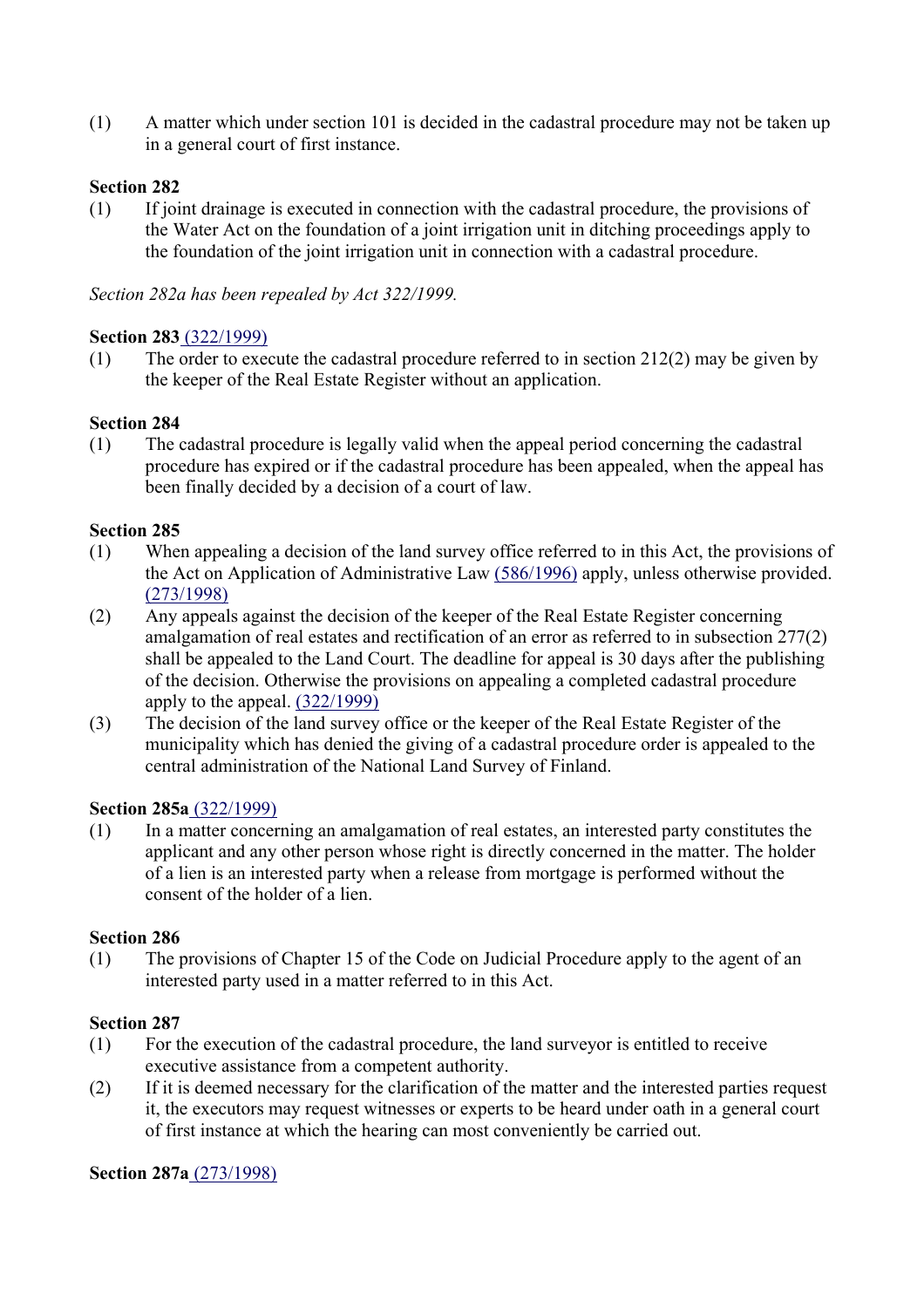(1) A matter which under section 101 is decided in the cadastral procedure may not be taken up in a general court of first instance.

**Section 282**

(1) If joint drainage is executed in connection with the cadastral procedure, the provisions of the Water Act on the foundation of a joint irrigation unit in ditching proceedings apply to the foundation of the joint irrigation unit in connection with a cadastral procedure.

*Section 282a has been repealed by Act 322/1999.*

**Section 283** (322/1999)

(1) The order to execute the cadastral procedure referred to in section 212(2) may be given by the keeper of the Real Estate Register without an application.

**Section 284**

(1) The cadastral procedure is legally valid when the appeal period concerning the cadastral procedure has expired or if the cadastral procedure has been appealed, when the appeal has been finally decided by a decision of a court of law.

**Section 285**

(1) When appealing a decision of the land survey office referred to in this Act, the provisions of the Act on Application of Administrative Law (586/1996) apply, unless otherwise provided. (273/1998)

(2) Any appeals against the decision of the keeper of the Real Estate Register concerning amalgamation of real estates and rectification of an error as referred to in subsection 277(2) shall be appealed to the Land Court. The deadline for appeal is 30 days after the publishing of the decision. Otherwise the provisions on appealing a completed cadastral procedure apply to the appeal. (322/1999)

(3) The decision of the land survey office or the keeper of the Real Estate Register of the municipality which has denied the giving of a cadastral procedure order is appealed to the central administration of the National Land Survey of Finland.

**Section 285a** (322/1999)

(1) In a matter concerning an amalgamation of real estates, an interested party constitutes the applicant and any other person whose right is directly concerned in the matter. The holder of a lien is an interested party when a release from mortgage is performed without the consent of the holder of a lien.

**Section 286**

(1) The provisions of Chapter 15 of the Code on Judicial Procedure apply to the agent of an interested party used in a matter referred to in this Act.

**Section 287**

(1) For the execution of the cadastral procedure, the land surveyor is entitled to receive executive assistance from a competent authority.

(2) If it is deemed necessary for the clarification of the matter and the interested parties request it, the executors may request witnesses or experts to be heard under oath in a general court of first instance at which the hearing can most conveniently be carried out.

**Section 287a** (273/1998)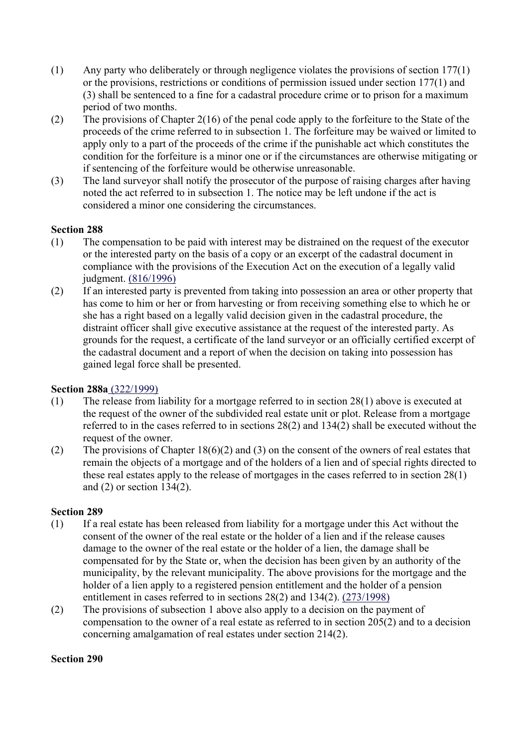(1) Any party who deliberately or through negligence violates the provisions of section 177(1) or the provisions, restrictions or conditions of permission issued under section 177(1) and (3) shall be sentenced to a fine for a cadastral procedure crime or to prison for a maximum period of two months.

(2) The provisions of Chapter 2(16) of the penal code apply to the forfeiture to the State of the proceeds of the crime referred to in subsection 1. The forfeiture may be waived or limited to apply only to a part of the proceeds of the crime if the punishable act which constitutes the condition for the forfeiture is a minor one or if the circumstances are otherwise mitigating or if sentencing of the forfeiture would be otherwise unreasonable.

(3) The land surveyor shall notify the prosecutor of the purpose of raising charges after having noted the act referred to in subsection 1. The notice may be left undone if the act is considered a minor one considering the circumstances.

**Section 288**

(1) The compensation to be paid with interest may be distrained on the request of the executor or the interested party on the basis of a copy or an excerpt of the cadastral document in compliance with the provisions of the Execution Act on the execution of a legally valid judgment. (816/1996)

(2) If an interested party is prevented from taking into possession an area or other property that has come to him or her or from harvesting or from receiving something else to which he or she has a right based on a legally valid decision given in the cadastral procedure, the distraint officer shall give executive assistance at the request of the interested party. As grounds for the request, a certificate of the land surveyor or an officially certified excerpt of the cadastral document and a report of when the decision on taking into possession has gained legal force shall be presented.

**Section 288a** (322/1999)

(1) The release from liability for a mortgage referred to in section 28(1) above is executed at the request of the owner of the subdivided real estate unit or plot. Release from a mortgage referred to in the cases referred to in sections 28(2) and 134(2) shall be executed without the request of the owner.

(2) The provisions of Chapter 18(6)(2) and (3) on the consent of the owners of real estates that remain the objects of a mortgage and of the holders of a lien and of special rights directed to these real estates apply to the release of mortgages in the cases referred to in section 28(1) and (2) or section 134(2).

**Section 289**

(1) If a real estate has been released from liability for a mortgage under this Act without the consent of the owner of the real estate or the holder of a lien and if the release causes damage to the owner of the real estate or the holder of a lien, the damage shall be compensated for by the State or, when the decision has been given by an authority of the municipality, by the relevant municipality. The above provisions for the mortgage and the holder of a lien apply to a registered pension entitlement and the holder of a pension entitlement in cases referred to in sections 28(2) and 134(2). (273/1998)

(2) The provisions of subsection 1 above also apply to a decision on the payment of compensation to the owner of a real estate as referred to in section 205(2) and to a decision concerning amalgamation of real estates under section 214(2).

**Section 290**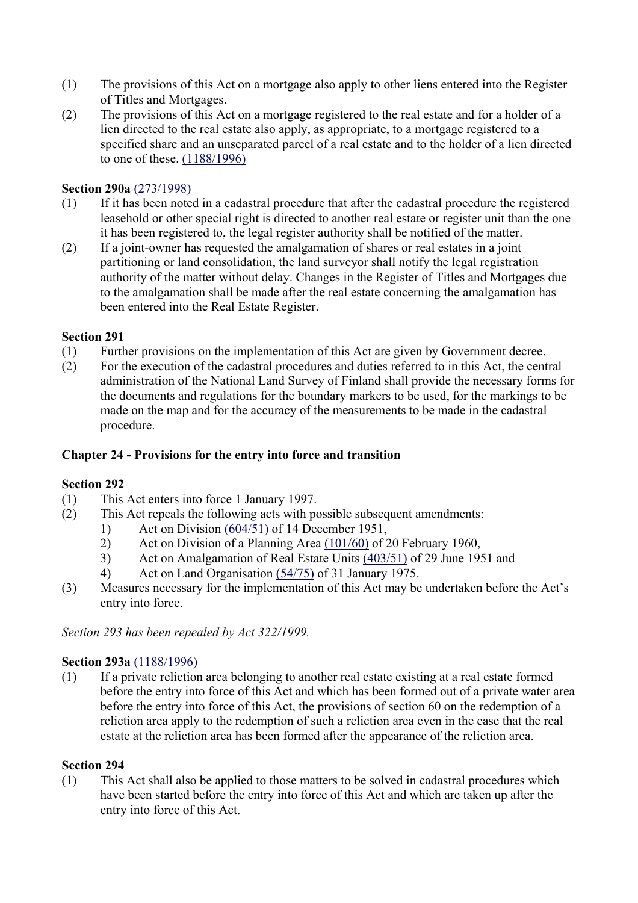(1) The provisions of this Act on a mortgage also apply to other liens entered into the Register of Titles and Mortgages.

(2) The provisions of this Act on a mortgage registered to the real estate and for a holder of a lien directed to the real estate also apply, as appropriate, to a mortgage registered to a specified share and an unseparated parcel of a real estate and to the holder of a lien directed to one of these. (1188/1996)

**Section 290a** (273/1998)

(1) If it has been noted in a cadastral procedure that after the cadastral procedure the registered leasehold or other special right is directed to another real estate or register unit than the one it has been registered to, the legal register authority shall be notified of the matter.

(2) If a joint-owner has requested the amalgamation of shares or real estates in a joint partitioning or land consolidation, the land surveyor shall notify the legal registration authority of the matter without delay. Changes in the Register of Titles and Mortgages due to the amalgamation shall be made after the real estate concerning the amalgamation has been entered into the Real Estate Register.

**Section 291**

(1) Further provisions on the implementation of this Act are given by Government decree.

(2) For the execution of the cadastral procedures and duties referred to in this Act, the central administration of the National Land Survey of Finland shall provide the necessary forms for the documents and regulations for the boundary markers to be used, for the markings to be made on the map and for the accuracy of the measurements to be made in the cadastral procedure.

**Chapter 24 - Provisions for the entry into force and transition**

**Section 292**

(1) This Act enters into force 1 January 1997.

(2) This Act repeals the following acts with possible subsequent amendments:

1) Act on Division (604/51) of 14 December 1951,
2) Act on Division of a Planning Area (101/60) of 20 February 1960,
3) Act on Amalgamation of Real Estate Units (403/51) of 29 June 1951 and
4) Act on Land Organisation (54/75) of 31 January 1975.

(3) Measures necessary for the implementation of this Act may be undertaken before the Act's entry into force.

*Section 293 has been repealed by Act 322/1999.*

**Section 293a** (1188/1996)

(1) If a private reliction area belonging to another real estate existing at a real estate formed before the entry into force of this Act and which has been formed out of a private water area before the entry into force of this Act, the provisions of section 60 on the redemption of a reliction area apply to the redemption of such a reliction area even in the case that the real estate at the reliction area has been formed after the appearance of the reliction area.

**Section 294**

(1) This Act shall also be applied to those matters to be solved in cadastral procedures which have been started before the entry into force of this Act and which are taken up after the entry into force of this Act.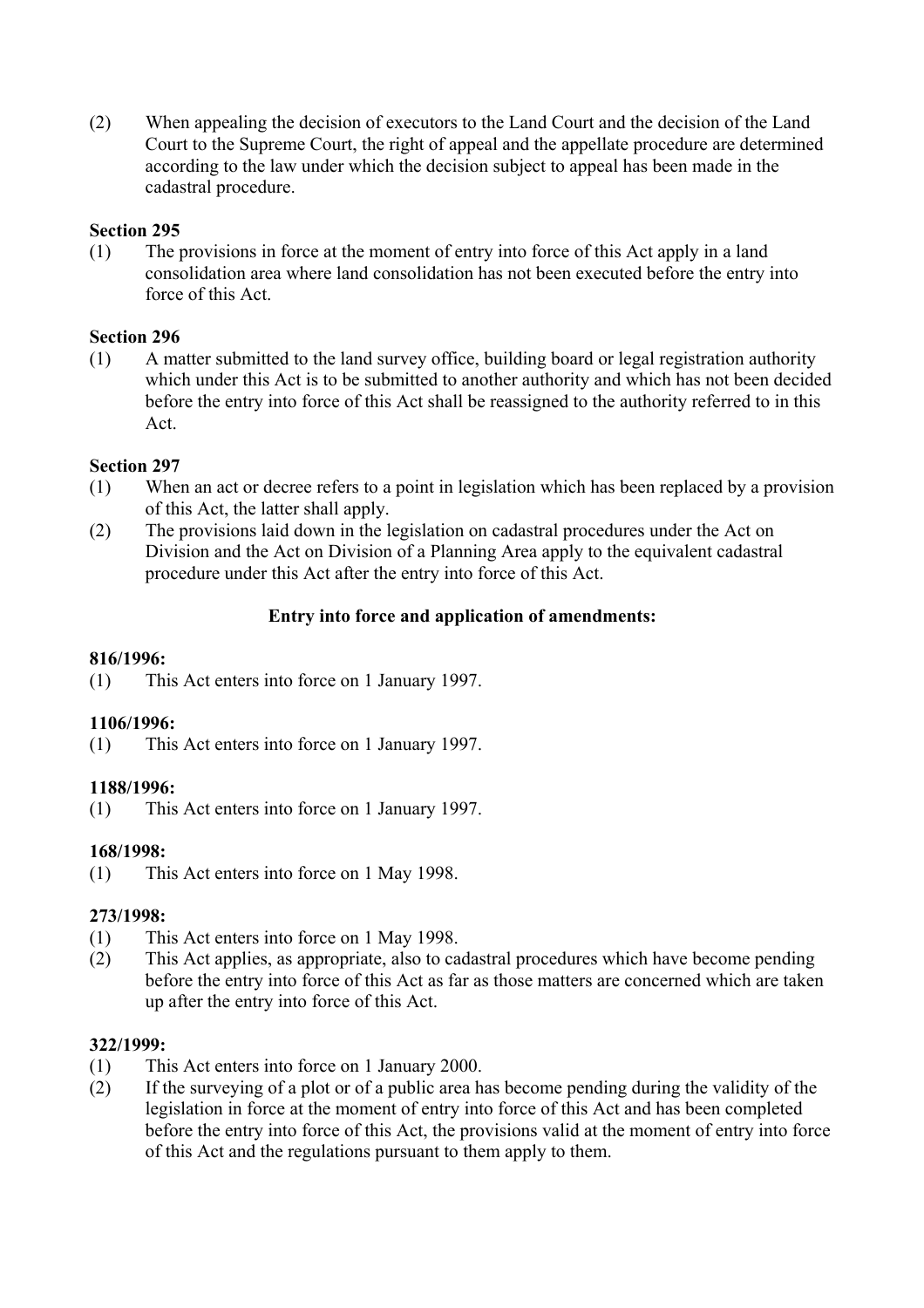(2) When appealing the decision of executors to the Land Court and the decision of the Land Court to the Supreme Court, the right of appeal and the appellate procedure are determined according to the law under which the decision subject to appeal has been made in the cadastral procedure.

**Section 295**

(1) The provisions in force at the moment of entry into force of this Act apply in a land consolidation area where land consolidation has not been executed before the entry into force of this Act.

**Section 296**

(1) A matter submitted to the land survey office, building board or legal registration authority which under this Act is to be submitted to another authority and which has not been decided before the entry into force of this Act shall be reassigned to the authority referred to in this Act.

**Section 297**

(1) When an act or decree refers to a point in legislation which has been replaced by a provision of this Act, the latter shall apply.

(2) The provisions laid down in the legislation on cadastral procedures under the Act on Division and the Act on Division of a Planning Area apply to the equivalent cadastral procedure under this Act after the entry into force of this Act.

**Entry into force and application of amendments:**

**816/1996:**

(1) This Act enters into force on 1 January 1997.

**1106/1996:**

(1) This Act enters into force on 1 January 1997.

**1188/1996:**

(1) This Act enters into force on 1 January 1997.

**168/1998:**

(1) This Act enters into force on 1 May 1998.

**273/1998:**

(1) This Act enters into force on 1 May 1998.

(2) This Act applies, as appropriate, also to cadastral procedures which have become pending before the entry into force of this Act as far as those matters are concerned which are taken up after the entry into force of this Act.

**322/1999:**

(1) This Act enters into force on 1 January 2000.

(2) If the surveying of a plot or of a public area has become pending during the validity of the legislation in force at the moment of entry into force of this Act and has been completed before the entry into force of this Act, the provisions valid at the moment of entry into force of this Act and the regulations pursuant to them apply to them.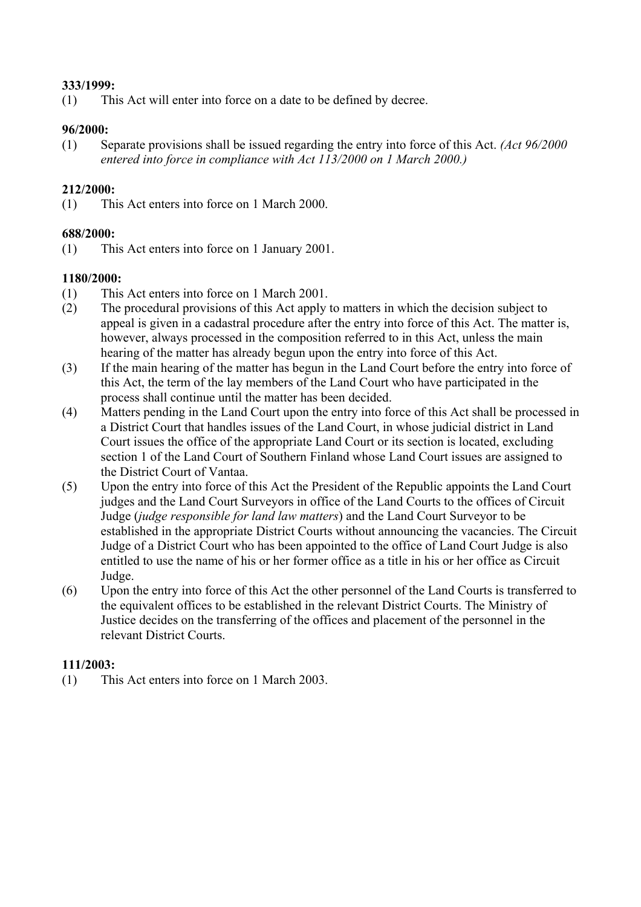**333/1999:**

(1) This Act will enter into force on a date to be defined by decree.

**96/2000:**

(1) Separate provisions shall be issued regarding the entry into force of this Act. *(Act 96/2000 entered into force in compliance with Act 113/2000 on 1 March 2000.)*

**212/2000:**

(1) This Act enters into force on 1 March 2000.

**688/2000:**

(1) This Act enters into force on 1 January 2001.

**1180/2000:**

(1) This Act enters into force on 1 March 2001.

(2) The procedural provisions of this Act apply to matters in which the decision subject to appeal is given in a cadastral procedure after the entry into force of this Act. The matter is, however, always processed in the composition referred to in this Act, unless the main hearing of the matter has already begun upon the entry into force of this Act.

(3) If the main hearing of the matter has begun in the Land Court before the entry into force of this Act, the term of the lay members of the Land Court who have participated in the process shall continue until the matter has been decided.

(4) Matters pending in the Land Court upon the entry into force of this Act shall be processed in a District Court that handles issues of the Land Court, in whose judicial district in Land Court issues the office of the appropriate Land Court or its section is located, excluding section 1 of the Land Court of Southern Finland whose Land Court issues are assigned to the District Court of Vantaa.

(5) Upon the entry into force of this Act the President of the Republic appoints the Land Court judges and the Land Court Surveyors in office of the Land Courts to the offices of Circuit Judge (*judge responsible for land law matters*) and the Land Court Surveyor to be established in the appropriate District Courts without announcing the vacancies. The Circuit Judge of a District Court who has been appointed to the office of Land Court Judge is also entitled to use the name of his or her former office as a title in his or her office as Circuit Judge.

(6) Upon the entry into force of this Act the other personnel of the Land Courts is transferred to the equivalent offices to be established in the relevant District Courts. The Ministry of Justice decides on the transferring of the offices and placement of the personnel in the relevant District Courts.

**111/2003:**

(1) This Act enters into force on 1 March 2003.